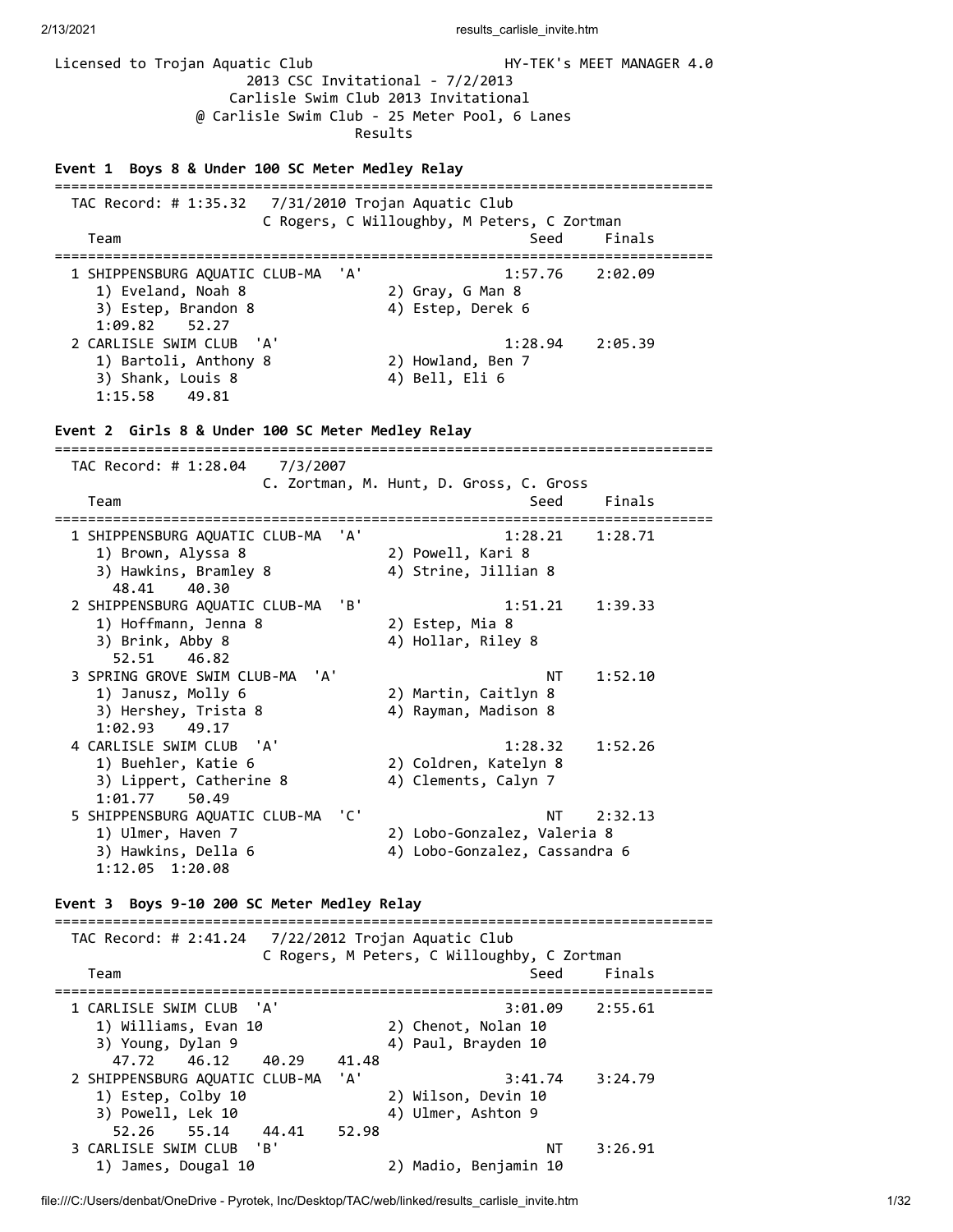Licensed to Trojan Aquatic Club HY-TEK's MEET MANAGER 4.0

2013 CSC Invitational - 7/2/2013

Carlisle Swim Club 2013 Invitational

@ Carlisle Swim Club - 25 Meter Pool, 6 Lanes

Results

### Event 1 Boys 8 & Under 100 SC Meter Medley Relay

```
===============================================================================
  TAC Record: # 1:35.32   7/31/2010 Trojan Aquatic Club
                         C Rogers, C Willoughby, M Peters, C Zortman
    Team                                                  Seed     Finals
===============================================================================
  1 SHIPPENSBURG AQUATIC CLUB-MA  'A'                 1:57.76    2:02.09
     1) Eveland, Noah 8               2) Gray, G Man 8
     3) Estep, Brandon 8              4) Estep, Derek 6
     1:09.82     52.27
  2 CARLISLE SWIM CLUB  'A'                           1:28.94    2:05.39
     1) Bartoli, Anthony 8            2) Howland, Ben 7
     3) Shank, Louis 8                4) Bell, Eli 6
     1:15.58     49.81
```

### Event 2 Girls 8 & Under 100 SC Meter Medley Relay

```
===============================================================================
  TAC Record: # 1:28.04    7/3/2007
                         C. Zortman, M. Hunt, D. Gross, C. Gross
    Team                                                  Seed     Finals
===============================================================================
  1 SHIPPENSBURG AQUATIC CLUB-MA  'A'                 1:28.21    1:28.71
     1) Brown, Alyssa 8               2) Powell, Kari 8
     3) Hawkins, Bramley 8            4) Strine, Jillian 8
       48.41     40.30
  2 SHIPPENSBURG AQUATIC CLUB-MA  'B'                 1:51.21    1:39.33
     1) Hoffmann, Jenna 8             2) Estep, Mia 8
     3) Brink, Abby 8                 4) Hollar, Riley 8
       52.51     46.82
  3 SPRING GROVE SWIM CLUB-MA  'A'                         NT    1:52.10
     1) Janusz, Molly 6               2) Martin, Caitlyn 8
     3) Hershey, Trista 8             4) Rayman, Madison 8
     1:02.93     49.17
  4 CARLISLE SWIM CLUB  'A'                           1:28.32    1:52.26
     1) Buehler, Katie 6              2) Coldren, Katelyn 8
     3) Lippert, Catherine 8          4) Clements, Calyn 7
     1:01.77     50.49
  5 SHIPPENSBURG AQUATIC CLUB-MA  'C'                      NT    2:32.13
     1) Ulmer, Haven 7                2) Lobo-Gonzalez, Valeria 8
     3) Hawkins, Della 6              4) Lobo-Gonzalez, Cassandra 6
     1:12.05  1:20.08
```

### Event 3 Boys 9-10 200 SC Meter Medley Relay

```
===============================================================================
  TAC Record: # 2:41.24   7/22/2012 Trojan Aquatic Club
                         C Rogers, M Peters, C Willoughby, C Zortman
    Team                                                  Seed     Finals
===============================================================================
  1 CARLISLE SWIM CLUB  'A'                           3:01.09    2:55.61
     1) Williams, Evan 10             2) Chenot, Nolan 10
     3) Young, Dylan 9                4) Paul, Brayden 10
       47.72     46.12     40.29     41.48
  2 SHIPPENSBURG AQUATIC CLUB-MA  'A'                 3:41.74    3:24.79
     1) Estep, Colby 10               2) Wilson, Devin 10
     3) Powell, Lek 10                4) Ulmer, Ashton 9
       52.26     55.14     44.41     52.98
  3 CARLISLE SWIM CLUB  'B'                                NT    3:26.91
     1) James, Dougal 10              2) Madio, Benjamin 10
```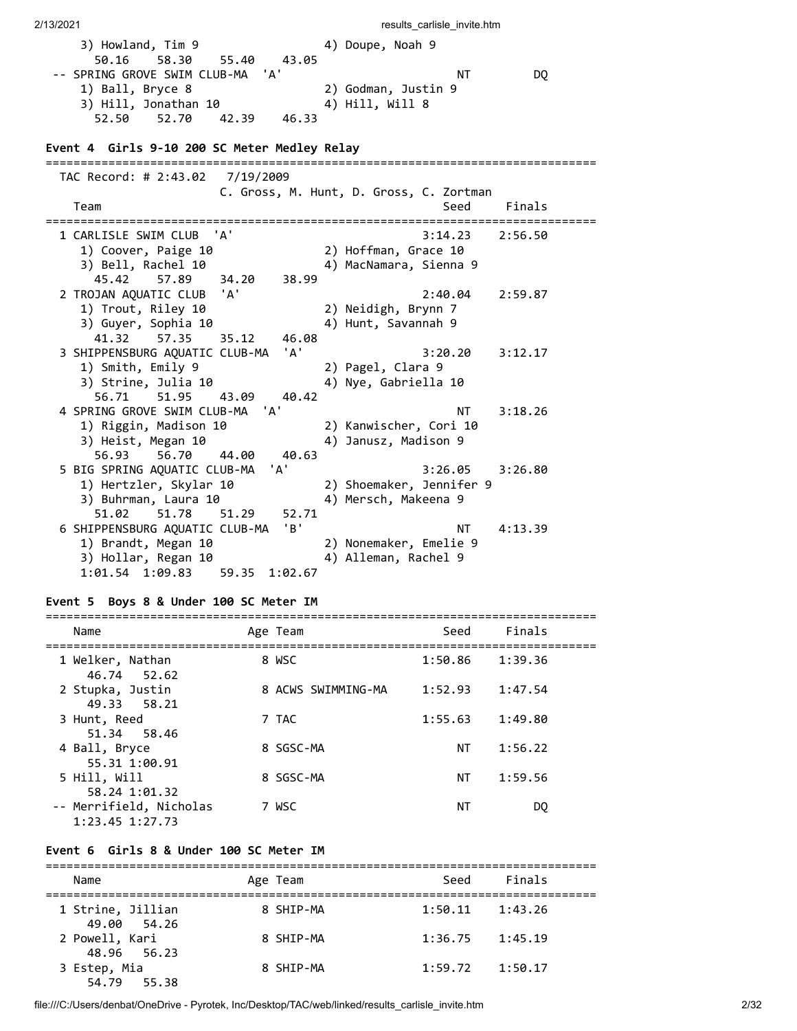```
    3) Howland, Tim 9                 4) Doupe, Noah 9
      50.16    58.30    55.40    43.05
 -- SPRING GROVE SWIM CLUB-MA  'A'                       NT         DQ
    1) Ball, Bryce 8                  2) Godman, Justin 9
    3) Hill, Jonathan 10              4) Hill, Will 8
      52.50    52.70    42.39    46.33
```

### Event 4 Girls 9-10 200 SC Meter Medley Relay

```
===============================================================================
  TAC Record: # 2:43.02   7/19/2009
                       C. Gross, M. Hunt, D. Gross, C. Zortman
    Team                                               Seed     Finals
===============================================================================
  1 CARLISLE SWIM CLUB  'A'                          3:14.23    2:56.50
     1) Coover, Paige 10              2) Hoffman, Grace 10
     3) Bell, Rachel 10               4) MacNamara, Sienna 9
       45.42    57.89    34.20    38.99
  2 TROJAN AQUATIC CLUB  'A'                         2:40.04    2:59.87
     1) Trout, Riley 10               2) Neidigh, Brynn 7
     3) Guyer, Sophia 10              4) Hunt, Savannah 9
       41.32    57.35    35.12    46.08
  3 SHIPPENSBURG AQUATIC CLUB-MA  'A'                3:20.20    3:12.17
     1) Smith, Emily 9                2) Pagel, Clara 9
     3) Strine, Julia 10              4) Nye, Gabriella 10
       56.71    51.95    43.09    40.42
  4 SPRING GROVE SWIM CLUB-MA  'A'                        NT    3:18.26
     1) Riggin, Madison 10            2) Kanwischer, Cori 10
     3) Heist, Megan 10               4) Janusz, Madison 9
       56.93    56.70    44.00    40.63
  5 BIG SPRING AQUATIC CLUB-MA  'A'                  3:26.05    3:26.80
     1) Hertzler, Skylar 10           2) Shoemaker, Jennifer 9
     3) Buhrman, Laura 10             4) Mersch, Makeena 9
       51.02    51.78    51.29    52.71
  6 SHIPPENSBURG AQUATIC CLUB-MA  'B'                     NT    4:13.39
     1) Brandt, Megan 10              2) Nonemaker, Emelie 9
     3) Hollar, Regan 10              4) Alleman, Rachel 9
     1:01.54  1:09.83    59.35  1:02.67
```

### Event 5 Boys 8 & Under 100 SC Meter IM

```
===============================================================================
    Name                    Age Team                    Seed     Finals
===============================================================================
  1 Welker, Nathan            8 WSC                  1:50.86    1:39.36
      46.74    52.62
  2 Stupka, Justin            8 ACWS SWIMMING-MA     1:52.93    1:47.54
      49.33    58.21
  3 Hunt, Reed                7 TAC                  1:55.63    1:49.80
      51.34    58.46
  4 Ball, Bryce               8 SGSC-MA                   NT    1:56.22
      55.31  1:00.91
  5 Hill, Will                8 SGSC-MA                   NT    1:59.56
      58.24  1:01.32
 -- Merrifield, Nicholas      7 WSC                       NT         DQ
    1:23.45  1:27.73
```

### Event 6 Girls 8 & Under 100 SC Meter IM

```
===============================================================================
    Name                    Age Team                    Seed     Finals
===============================================================================
  1 Strine, Jillian           8 SHIP-MA              1:50.11    1:43.26
      49.00    54.26
  2 Powell, Kari              8 SHIP-MA              1:36.75    1:45.19
      48.96    56.23
  3 Estep, Mia                8 SHIP-MA              1:59.72    1:50.17
      54.79    55.38
```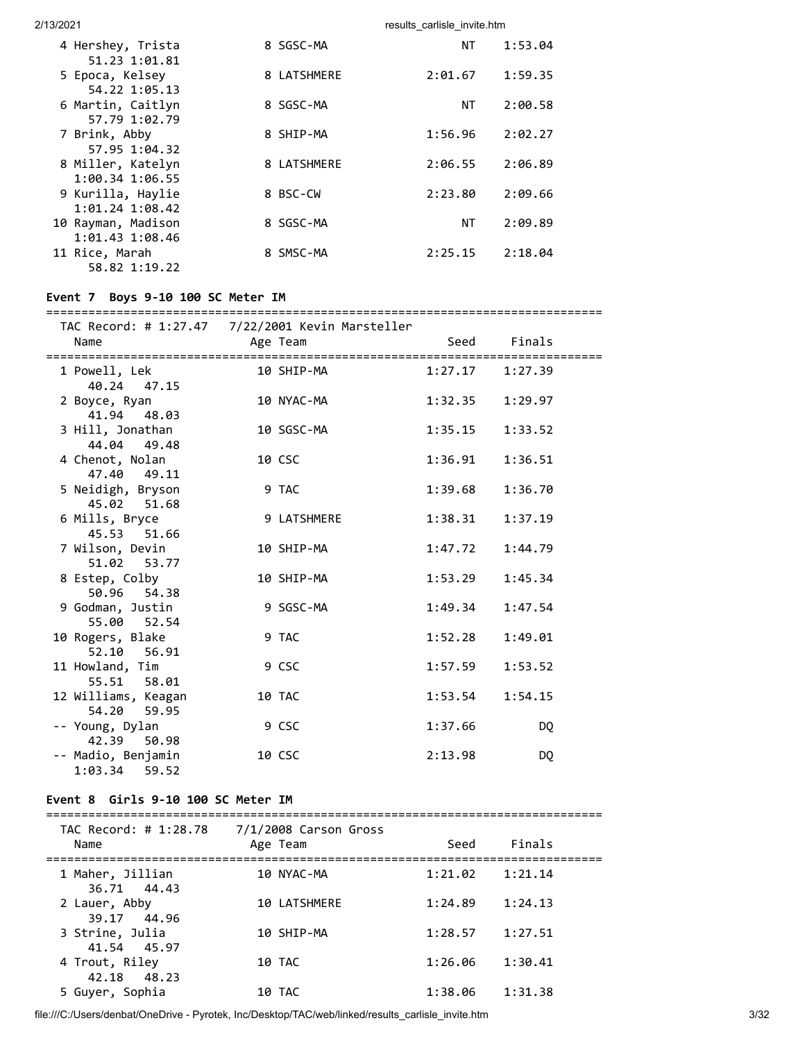| Name | Age | Team | Seed | Finals |
|---|---|---|---|---|
| 4 Hershey, Trista | 8 | SGSC-MA | NT | 1:53.04 |
| 51.23 1:01.81 | | | | |
| 5 Epoca, Kelsey | 8 | LATSHMERE | 2:01.67 | 1:59.35 |
| 54.22 1:05.13 | | | | |
| 6 Martin, Caitlyn | 8 | SGSC-MA | NT | 2:00.58 |
| 57.79 1:02.79 | | | | |
| 7 Brink, Abby | 8 | SHIP-MA | 1:56.96 | 2:02.27 |
| 57.95 1:04.32 | | | | |
| 8 Miller, Katelyn | 8 | LATSHMERE | 2:06.55 | 2:06.89 |
| 1:00.34 1:06.55 | | | | |
| 9 Kurilla, Haylie | 8 | BSC-CW | 2:23.80 | 2:09.66 |
| 1:01.24 1:08.42 | | | | |
| 10 Rayman, Madison | 8 | SGSC-MA | NT | 2:09.89 |
| 1:01.43 1:08.46 | | | | |
| 11 Rice, Marah | 8 | SMSC-MA | 2:25.15 | 2:18.04 |
| 58.82 1:19.22 | | | | |

**Event 7 Boys 9-10 100 SC Meter IM**

TAC Record: # 1:27.47 7/22/2001 Kevin Marsteller

| Name | Age | Team | Seed | Finals |
|---|---|---|---|---|
| 1 Powell, Lek | 10 | SHIP-MA | 1:27.17 | 1:27.39 |
| 40.24 47.15 | | | | |
| 2 Boyce, Ryan | 10 | NYAC-MA | 1:32.35 | 1:29.97 |
| 41.94 48.03 | | | | |
| 3 Hill, Jonathan | 10 | SGSC-MA | 1:35.15 | 1:33.52 |
| 44.04 49.48 | | | | |
| 4 Chenot, Nolan | 10 | CSC | 1:36.91 | 1:36.51 |
| 47.40 49.11 | | | | |
| 5 Neidigh, Bryson | 9 | TAC | 1:39.68 | 1:36.70 |
| 45.02 51.68 | | | | |
| 6 Mills, Bryce | 9 | LATSHMERE | 1:38.31 | 1:37.19 |
| 45.53 51.66 | | | | |
| 7 Wilson, Devin | 10 | SHIP-MA | 1:47.72 | 1:44.79 |
| 51.02 53.77 | | | | |
| 8 Estep, Colby | 10 | SHIP-MA | 1:53.29 | 1:45.34 |
| 50.96 54.38 | | | | |
| 9 Godman, Justin | 9 | SGSC-MA | 1:49.34 | 1:47.54 |
| 55.00 52.54 | | | | |
| 10 Rogers, Blake | 9 | TAC | 1:52.28 | 1:49.01 |
| 52.10 56.91 | | | | |
| 11 Howland, Tim | 9 | CSC | 1:57.59 | 1:53.52 |
| 55.51 58.01 | | | | |
| 12 Williams, Keagan | 10 | TAC | 1:53.54 | 1:54.15 |
| 54.20 59.95 | | | | |
| -- Young, Dylan | 9 | CSC | 1:37.66 | DQ |
| 42.39 50.98 | | | | |
| -- Madio, Benjamin | 10 | CSC | 2:13.98 | DQ |
| 1:03.34 59.52 | | | | |

**Event 8 Girls 9-10 100 SC Meter IM**

TAC Record: # 1:28.78 7/1/2008 Carson Gross

| Name | Age | Team | Seed | Finals |
|---|---|---|---|---|
| 1 Maher, Jillian | 10 | NYAC-MA | 1:21.02 | 1:21.14 |
| 36.71 44.43 | | | | |
| 2 Lauer, Abby | 10 | LATSHMERE | 1:24.89 | 1:24.13 |
| 39.17 44.96 | | | | |
| 3 Strine, Julia | 10 | SHIP-MA | 1:28.57 | 1:27.51 |
| 41.54 45.97 | | | | |
| 4 Trout, Riley | 10 | TAC | 1:26.06 | 1:30.41 |
| 42.18 48.23 | | | | |
| 5 Guyer, Sophia | 10 | TAC | 1:38.06 | 1:31.38 |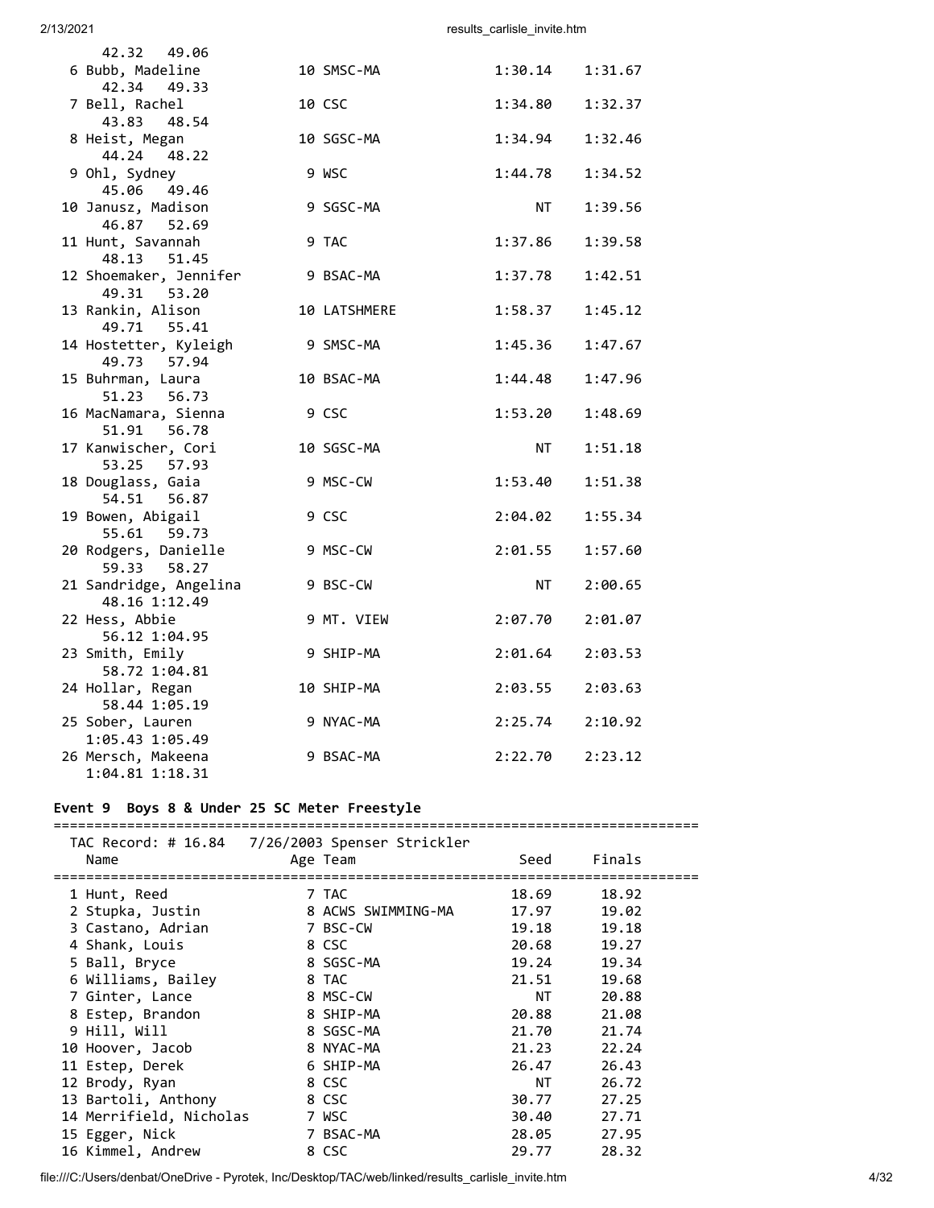| | Name | Age | Team | Seed | Finals |
|---|---|---|---|---|---|
| | 42.32 49.06 | | | | |
| 6 | Bubb, Madeline | 10 | SMSC-MA | 1:30.14 | 1:31.67 |
| | 42.34 49.33 | | | | |
| 7 | Bell, Rachel | 10 | CSC | 1:34.80 | 1:32.37 |
| | 43.83 48.54 | | | | |
| 8 | Heist, Megan | 10 | SGSC-MA | 1:34.94 | 1:32.46 |
| | 44.24 48.22 | | | | |
| 9 | Ohl, Sydney | 9 | WSC | 1:44.78 | 1:34.52 |
| | 45.06 49.46 | | | | |
| 10 | Janusz, Madison | 9 | SGSC-MA | NT | 1:39.56 |
| | 46.87 52.69 | | | | |
| 11 | Hunt, Savannah | 9 | TAC | 1:37.86 | 1:39.58 |
| | 48.13 51.45 | | | | |
| 12 | Shoemaker, Jennifer | 9 | BSAC-MA | 1:37.78 | 1:42.51 |
| | 49.31 53.20 | | | | |
| 13 | Rankin, Alison | 10 | LATSHMERE | 1:58.37 | 1:45.12 |
| | 49.71 55.41 | | | | |
| 14 | Hostetter, Kyleigh | 9 | SMSC-MA | 1:45.36 | 1:47.67 |
| | 49.73 57.94 | | | | |
| 15 | Buhrman, Laura | 10 | BSAC-MA | 1:44.48 | 1:47.96 |
| | 51.23 56.73 | | | | |
| 16 | MacNamara, Sienna | 9 | CSC | 1:53.20 | 1:48.69 |
| | 51.91 56.78 | | | | |
| 17 | Kanwischer, Cori | 10 | SGSC-MA | NT | 1:51.18 |
| | 53.25 57.93 | | | | |
| 18 | Douglass, Gaia | 9 | MSC-CW | 1:53.40 | 1:51.38 |
| | 54.51 56.87 | | | | |
| 19 | Bowen, Abigail | 9 | CSC | 2:04.02 | 1:55.34 |
| | 55.61 59.73 | | | | |
| 20 | Rodgers, Danielle | 9 | MSC-CW | 2:01.55 | 1:57.60 |
| | 59.33 58.27 | | | | |
| 21 | Sandridge, Angelina | 9 | BSC-CW | NT | 2:00.65 |
| | 48.16 1:12.49 | | | | |
| 22 | Hess, Abbie | 9 | MT. VIEW | 2:07.70 | 2:01.07 |
| | 56.12 1:04.95 | | | | |
| 23 | Smith, Emily | 9 | SHIP-MA | 2:01.64 | 2:03.53 |
| | 58.72 1:04.81 | | | | |
| 24 | Hollar, Regan | 10 | SHIP-MA | 2:03.55 | 2:03.63 |
| | 58.44 1:05.19 | | | | |
| 25 | Sober, Lauren | 9 | NYAC-MA | 2:25.74 | 2:10.92 |
| | 1:05.43 1:05.49 | | | | |
| 26 | Mersch, Makeena | 9 | BSAC-MA | 2:22.70 | 2:23.12 |
| | 1:04.81 1:18.31 | | | | |

### Event 9 Boys 8 & Under 25 SC Meter Freestyle

TAC Record: # 16.84 7/26/2003 Spenser Strickler

| | Name | Age | Team | Seed | Finals |
|---|---|---|---|---|---|
| 1 | Hunt, Reed | 7 | TAC | 18.69 | 18.92 |
| 2 | Stupka, Justin | 8 | ACWS SWIMMING-MA | 17.97 | 19.02 |
| 3 | Castano, Adrian | 7 | BSC-CW | 19.18 | 19.18 |
| 4 | Shank, Louis | 8 | CSC | 20.68 | 19.27 |
| 5 | Ball, Bryce | 8 | SGSC-MA | 19.24 | 19.34 |
| 6 | Williams, Bailey | 8 | TAC | 21.51 | 19.68 |
| 7 | Ginter, Lance | 8 | MSC-CW | NT | 20.88 |
| 8 | Estep, Brandon | 8 | SHIP-MA | 20.88 | 21.08 |
| 9 | Hill, Will | 8 | SGSC-MA | 21.70 | 21.74 |
| 10 | Hoover, Jacob | 8 | NYAC-MA | 21.23 | 22.24 |
| 11 | Estep, Derek | 6 | SHIP-MA | 26.47 | 26.43 |
| 12 | Brody, Ryan | 8 | CSC | NT | 26.72 |
| 13 | Bartoli, Anthony | 8 | CSC | 30.77 | 27.25 |
| 14 | Merrifield, Nicholas | 7 | WSC | 30.40 | 27.71 |
| 15 | Egger, Nick | 7 | BSAC-MA | 28.05 | 27.95 |
| 16 | Kimmel, Andrew | 8 | CSC | 29.77 | 28.32 |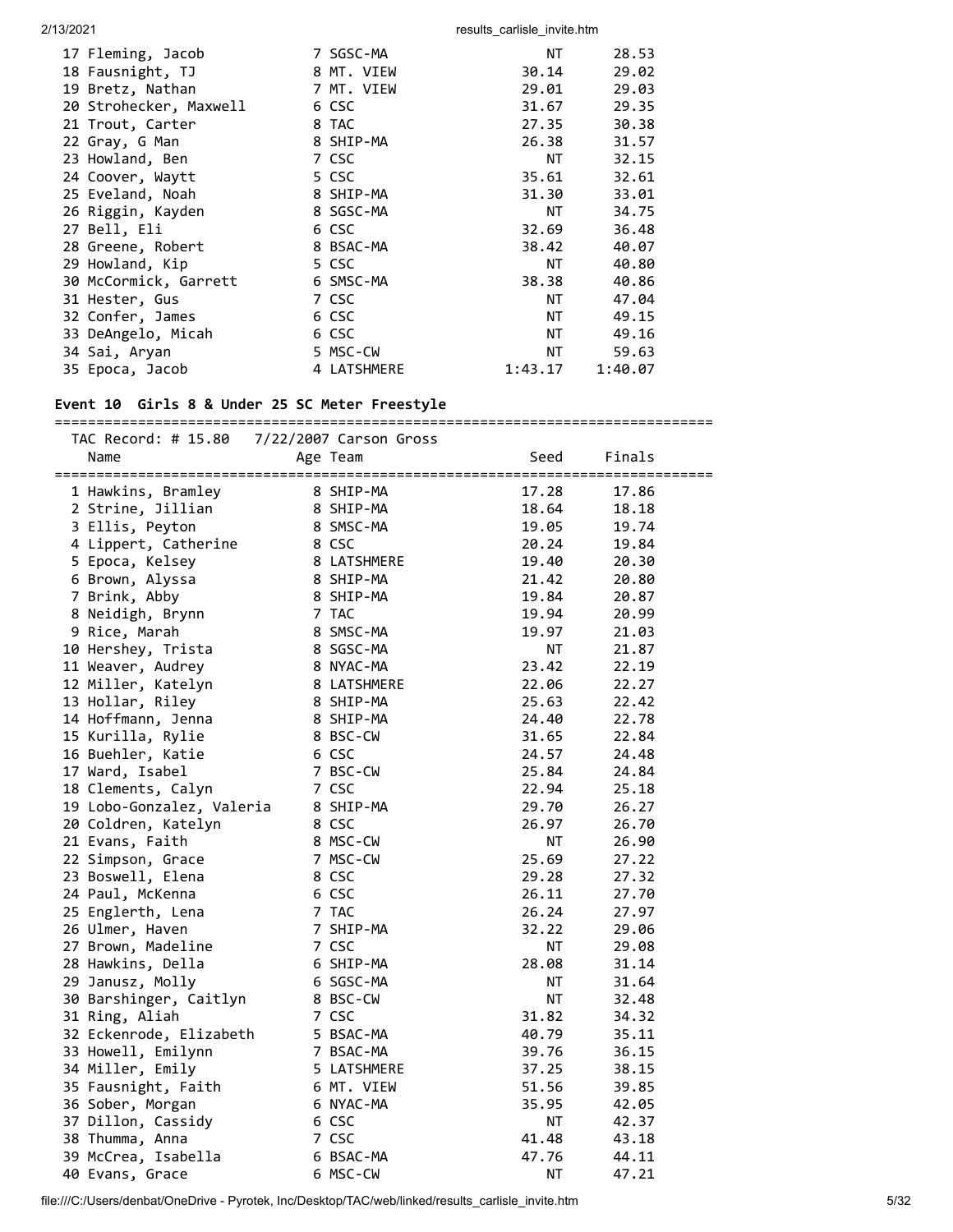| | Name | Age | Team | Seed | Finals |
|---|---|---|---|---|---|
| 17 | Fleming, Jacob | 7 | SGSC-MA | NT | 28.53 |
| 18 | Fausnight, TJ | 8 | MT. VIEW | 30.14 | 29.02 |
| 19 | Bretz, Nathan | 7 | MT. VIEW | 29.01 | 29.03 |
| 20 | Strohecker, Maxwell | 6 | CSC | 31.67 | 29.35 |
| 21 | Trout, Carter | 8 | TAC | 27.35 | 30.38 |
| 22 | Gray, G Man | 8 | SHIP-MA | 26.38 | 31.57 |
| 23 | Howland, Ben | 7 | CSC | NT | 32.15 |
| 24 | Coover, Waytt | 5 | CSC | 35.61 | 32.61 |
| 25 | Eveland, Noah | 8 | SHIP-MA | 31.30 | 33.01 |
| 26 | Riggin, Kayden | 8 | SGSC-MA | NT | 34.75 |
| 27 | Bell, Eli | 6 | CSC | 32.69 | 36.48 |
| 28 | Greene, Robert | 8 | BSAC-MA | 38.42 | 40.07 |
| 29 | Howland, Kip | 5 | CSC | NT | 40.80 |
| 30 | McCormick, Garrett | 6 | SMSC-MA | 38.38 | 40.86 |
| 31 | Hester, Gus | 7 | CSC | NT | 47.04 |
| 32 | Confer, James | 6 | CSC | NT | 49.15 |
| 33 | DeAngelo, Micah | 6 | CSC | NT | 49.16 |
| 34 | Sai, Aryan | 5 | MSC-CW | NT | 59.63 |
| 35 | Epoca, Jacob | 4 | LATSHMERE | 1:43.17 | 1:40.07 |

**Event 10 Girls 8 & Under 25 SC Meter Freestyle**

TAC Record: # 15.80 7/22/2007 Carson Gross

| | Name | Age | Team | Seed | Finals |
|---|---|---|---|---|---|
| 1 | Hawkins, Bramley | 8 | SHIP-MA | 17.28 | 17.86 |
| 2 | Strine, Jillian | 8 | SHIP-MA | 18.64 | 18.18 |
| 3 | Ellis, Peyton | 8 | SMSC-MA | 19.05 | 19.74 |
| 4 | Lippert, Catherine | 8 | CSC | 20.24 | 19.84 |
| 5 | Epoca, Kelsey | 8 | LATSHMERE | 19.40 | 20.30 |
| 6 | Brown, Alyssa | 8 | SHIP-MA | 21.42 | 20.80 |
| 7 | Brink, Abby | 8 | SHIP-MA | 19.84 | 20.87 |
| 8 | Neidigh, Brynn | 7 | TAC | 19.94 | 20.99 |
| 9 | Rice, Marah | 8 | SMSC-MA | 19.97 | 21.03 |
| 10 | Hershey, Trista | 8 | SGSC-MA | NT | 21.87 |
| 11 | Weaver, Audrey | 8 | NYAC-MA | 23.42 | 22.19 |
| 12 | Miller, Katelyn | 8 | LATSHMERE | 22.06 | 22.27 |
| 13 | Hollar, Riley | 8 | SHIP-MA | 25.63 | 22.42 |
| 14 | Hoffmann, Jenna | 8 | SHIP-MA | 24.40 | 22.78 |
| 15 | Kurilla, Rylie | 8 | BSC-CW | 31.65 | 22.84 |
| 16 | Buehler, Katie | 6 | CSC | 24.57 | 24.48 |
| 17 | Ward, Isabel | 7 | BSC-CW | 25.84 | 24.84 |
| 18 | Clements, Calyn | 7 | CSC | 22.94 | 25.18 |
| 19 | Lobo-Gonzalez, Valeria | 8 | SHIP-MA | 29.70 | 26.27 |
| 20 | Coldren, Katelyn | 8 | CSC | 26.97 | 26.70 |
| 21 | Evans, Faith | 8 | MSC-CW | NT | 26.90 |
| 22 | Simpson, Grace | 7 | MSC-CW | 25.69 | 27.22 |
| 23 | Boswell, Elena | 8 | CSC | 29.28 | 27.32 |
| 24 | Paul, McKenna | 6 | CSC | 26.11 | 27.70 |
| 25 | Englerth, Lena | 7 | TAC | 26.24 | 27.97 |
| 26 | Ulmer, Haven | 7 | SHIP-MA | 32.22 | 29.06 |
| 27 | Brown, Madeline | 7 | CSC | NT | 29.08 |
| 28 | Hawkins, Della | 6 | SHIP-MA | 28.08 | 31.14 |
| 29 | Janusz, Molly | 6 | SGSC-MA | NT | 31.64 |
| 30 | Barshinger, Caitlyn | 8 | BSC-CW | NT | 32.48 |
| 31 | Ring, Aliah | 7 | CSC | 31.82 | 34.32 |
| 32 | Eckenrode, Elizabeth | 5 | BSAC-MA | 40.79 | 35.11 |
| 33 | Howell, Emilynn | 7 | BSAC-MA | 39.76 | 36.15 |
| 34 | Miller, Emily | 5 | LATSHMERE | 37.25 | 38.15 |
| 35 | Fausnight, Faith | 6 | MT. VIEW | 51.56 | 39.85 |
| 36 | Sober, Morgan | 6 | NYAC-MA | 35.95 | 42.05 |
| 37 | Dillon, Cassidy | 6 | CSC | NT | 42.37 |
| 38 | Thumma, Anna | 7 | CSC | 41.48 | 43.18 |
| 39 | McCrea, Isabella | 6 | BSAC-MA | 47.76 | 44.11 |
| 40 | Evans, Grace | 6 | MSC-CW | NT | 47.21 |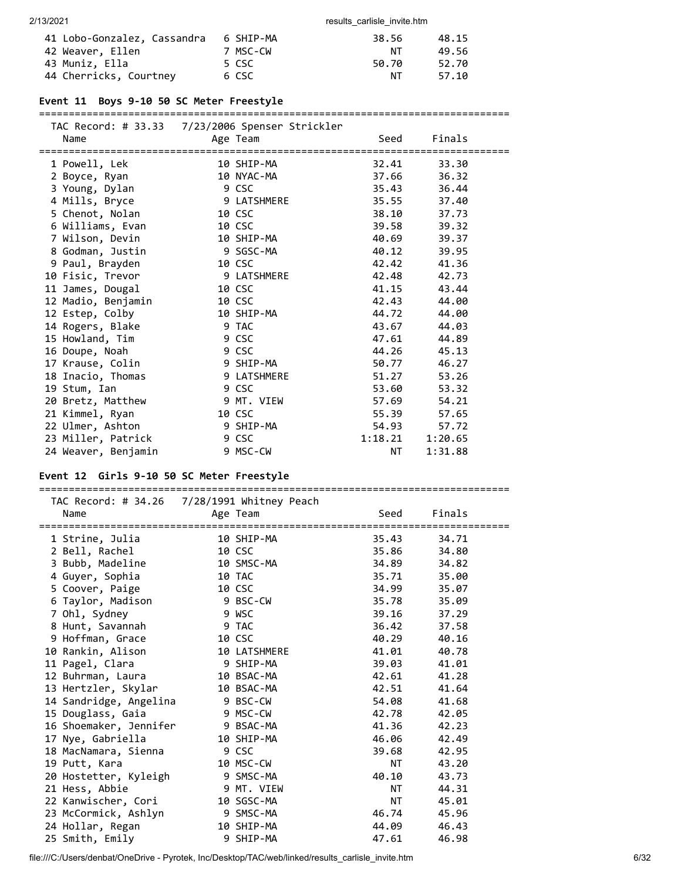| Name | Age | Team | Seed | Finals |
|---|---|---|---|---|
| 41 Lobo-Gonzalez, Cassandra | 6 | SHIP-MA | 38.56 | 48.15 |
| 42 Weaver, Ellen | 7 | MSC-CW | NT | 49.56 |
| 43 Muniz, Ella | 5 | CSC | 50.70 | 52.70 |
| 44 Cherricks, Courtney | 6 | CSC | NT | 57.10 |

### Event 11 Boys 9-10 50 SC Meter Freestyle

TAC Record: # 33.33 7/23/2006 Spenser Strickler

| Name | Age | Team | Seed | Finals |
|---|---|---|---|---|
| 1 Powell, Lek | 10 | SHIP-MA | 32.41 | 33.30 |
| 2 Boyce, Ryan | 10 | NYAC-MA | 37.66 | 36.32 |
| 3 Young, Dylan | 9 | CSC | 35.43 | 36.44 |
| 4 Mills, Bryce | 9 | LATSHMERE | 35.55 | 37.40 |
| 5 Chenot, Nolan | 10 | CSC | 38.10 | 37.73 |
| 6 Williams, Evan | 10 | CSC | 39.58 | 39.32 |
| 7 Wilson, Devin | 10 | SHIP-MA | 40.69 | 39.37 |
| 8 Godman, Justin | 9 | SGSC-MA | 40.12 | 39.95 |
| 9 Paul, Brayden | 10 | CSC | 42.42 | 41.36 |
| 10 Fisic, Trevor | 9 | LATSHMERE | 42.48 | 42.73 |
| 11 James, Dougal | 10 | CSC | 41.15 | 43.44 |
| 12 Madio, Benjamin | 10 | CSC | 42.43 | 44.00 |
| 12 Estep, Colby | 10 | SHIP-MA | 44.72 | 44.00 |
| 14 Rogers, Blake | 9 | TAC | 43.67 | 44.03 |
| 15 Howland, Tim | 9 | CSC | 47.61 | 44.89 |
| 16 Doupe, Noah | 9 | CSC | 44.26 | 45.13 |
| 17 Krause, Colin | 9 | SHIP-MA | 50.77 | 46.27 |
| 18 Inacio, Thomas | 9 | LATSHMERE | 51.27 | 53.26 |
| 19 Stum, Ian | 9 | CSC | 53.60 | 53.32 |
| 20 Bretz, Matthew | 9 | MT. VIEW | 57.69 | 54.21 |
| 21 Kimmel, Ryan | 10 | CSC | 55.39 | 57.65 |
| 22 Ulmer, Ashton | 9 | SHIP-MA | 54.93 | 57.72 |
| 23 Miller, Patrick | 9 | CSC | 1:18.21 | 1:20.65 |
| 24 Weaver, Benjamin | 9 | MSC-CW | NT | 1:31.88 |

### Event 12 Girls 9-10 50 SC Meter Freestyle

TAC Record: # 34.26 7/28/1991 Whitney Peach

| Name | Age | Team | Seed | Finals |
|---|---|---|---|---|
| 1 Strine, Julia | 10 | SHIP-MA | 35.43 | 34.71 |
| 2 Bell, Rachel | 10 | CSC | 35.86 | 34.80 |
| 3 Bubb, Madeline | 10 | SMSC-MA | 34.89 | 34.82 |
| 4 Guyer, Sophia | 10 | TAC | 35.71 | 35.00 |
| 5 Coover, Paige | 10 | CSC | 34.99 | 35.07 |
| 6 Taylor, Madison | 9 | BSC-CW | 35.78 | 35.09 |
| 7 Ohl, Sydney | 9 | WSC | 39.16 | 37.29 |
| 8 Hunt, Savannah | 9 | TAC | 36.42 | 37.58 |
| 9 Hoffman, Grace | 10 | CSC | 40.29 | 40.16 |
| 10 Rankin, Alison | 10 | LATSHMERE | 41.01 | 40.78 |
| 11 Pagel, Clara | 9 | SHIP-MA | 39.03 | 41.01 |
| 12 Buhrman, Laura | 10 | BSAC-MA | 42.61 | 41.28 |
| 13 Hertzler, Skylar | 10 | BSAC-MA | 42.51 | 41.64 |
| 14 Sandridge, Angelina | 9 | BSC-CW | 54.08 | 41.68 |
| 15 Douglass, Gaia | 9 | MSC-CW | 42.78 | 42.05 |
| 16 Shoemaker, Jennifer | 9 | BSAC-MA | 41.36 | 42.23 |
| 17 Nye, Gabriella | 10 | SHIP-MA | 46.06 | 42.49 |
| 18 MacNamara, Sienna | 9 | CSC | 39.68 | 42.95 |
| 19 Putt, Kara | 10 | MSC-CW | NT | 43.20 |
| 20 Hostetter, Kyleigh | 9 | SMSC-MA | 40.10 | 43.73 |
| 21 Hess, Abbie | 9 | MT. VIEW | NT | 44.31 |
| 22 Kanwischer, Cori | 10 | SGSC-MA | NT | 45.01 |
| 23 McCormick, Ashlyn | 9 | SMSC-MA | 46.74 | 45.96 |
| 24 Hollar, Regan | 10 | SHIP-MA | 44.09 | 46.43 |
| 25 Smith, Emily | 9 | SHIP-MA | 47.61 | 46.98 |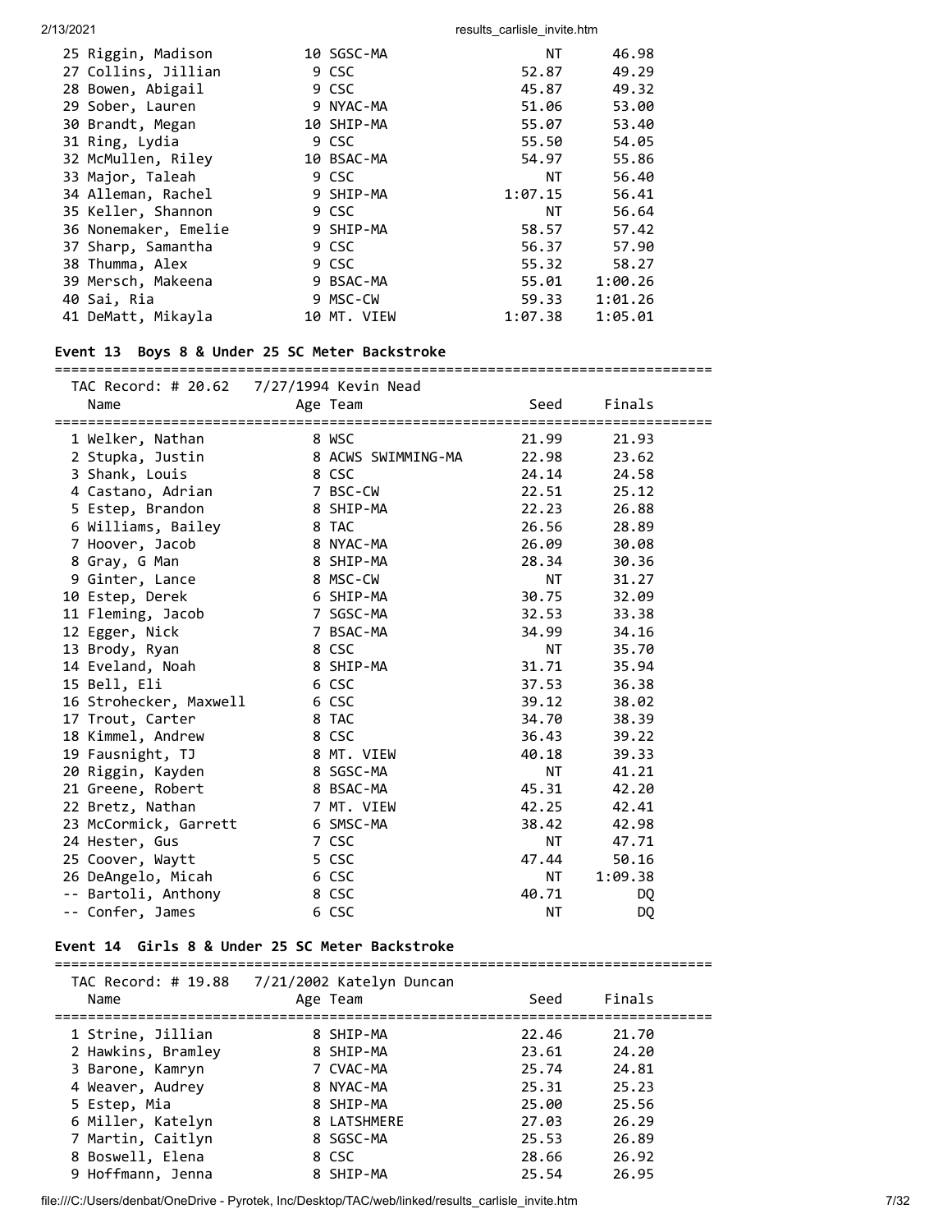| Name | Age | Team | Seed | Finals |
|---|---|---|---|---|
| 25 Riggin, Madison | 10 | SGSC-MA | NT | 46.98 |
| 27 Collins, Jillian | 9 | CSC | 52.87 | 49.29 |
| 28 Bowen, Abigail | 9 | CSC | 45.87 | 49.32 |
| 29 Sober, Lauren | 9 | NYAC-MA | 51.06 | 53.00 |
| 30 Brandt, Megan | 10 | SHIP-MA | 55.07 | 53.40 |
| 31 Ring, Lydia | 9 | CSC | 55.50 | 54.05 |
| 32 McMullen, Riley | 10 | BSAC-MA | 54.97 | 55.86 |
| 33 Major, Taleah | 9 | CSC | NT | 56.40 |
| 34 Alleman, Rachel | 9 | SHIP-MA | 1:07.15 | 56.41 |
| 35 Keller, Shannon | 9 | CSC | NT | 56.64 |
| 36 Nonemaker, Emelie | 9 | SHIP-MA | 58.57 | 57.42 |
| 37 Sharp, Samantha | 9 | CSC | 56.37 | 57.90 |
| 38 Thumma, Alex | 9 | CSC | 55.32 | 58.27 |
| 39 Mersch, Makeena | 9 | BSAC-MA | 55.01 | 1:00.26 |
| 40 Sai, Ria | 9 | MSC-CW | 59.33 | 1:01.26 |
| 41 DeMatt, Mikayla | 10 | MT. VIEW | 1:07.38 | 1:05.01 |

### Event 13 Boys 8 & Under 25 SC Meter Backstroke

TAC Record: # 20.62 7/27/1994 Kevin Nead

| Name | Age | Team | Seed | Finals |
|---|---|---|---|---|
| 1 Welker, Nathan | 8 | WSC | 21.99 | 21.93 |
| 2 Stupka, Justin | 8 | ACWS SWIMMING-MA | 22.98 | 23.62 |
| 3 Shank, Louis | 8 | CSC | 24.14 | 24.58 |
| 4 Castano, Adrian | 7 | BSC-CW | 22.51 | 25.12 |
| 5 Estep, Brandon | 8 | SHIP-MA | 22.23 | 26.88 |
| 6 Williams, Bailey | 8 | TAC | 26.56 | 28.89 |
| 7 Hoover, Jacob | 8 | NYAC-MA | 26.09 | 30.08 |
| 8 Gray, G Man | 8 | SHIP-MA | 28.34 | 30.36 |
| 9 Ginter, Lance | 8 | MSC-CW | NT | 31.27 |
| 10 Estep, Derek | 6 | SHIP-MA | 30.75 | 32.09 |
| 11 Fleming, Jacob | 7 | SGSC-MA | 32.53 | 33.38 |
| 12 Egger, Nick | 7 | BSAC-MA | 34.99 | 34.16 |
| 13 Brody, Ryan | 8 | CSC | NT | 35.70 |
| 14 Eveland, Noah | 8 | SHIP-MA | 31.71 | 35.94 |
| 15 Bell, Eli | 6 | CSC | 37.53 | 36.38 |
| 16 Strohecker, Maxwell | 6 | CSC | 39.12 | 38.02 |
| 17 Trout, Carter | 8 | TAC | 34.70 | 38.39 |
| 18 Kimmel, Andrew | 8 | CSC | 36.43 | 39.22 |
| 19 Fausnight, TJ | 8 | MT. VIEW | 40.18 | 39.33 |
| 20 Riggin, Kayden | 8 | SGSC-MA | NT | 41.21 |
| 21 Greene, Robert | 8 | BSAC-MA | 45.31 | 42.20 |
| 22 Bretz, Nathan | 7 | MT. VIEW | 42.25 | 42.41 |
| 23 McCormick, Garrett | 6 | SMSC-MA | 38.42 | 42.98 |
| 24 Hester, Gus | 7 | CSC | NT | 47.71 |
| 25 Coover, Waytt | 5 | CSC | 47.44 | 50.16 |
| 26 DeAngelo, Micah | 6 | CSC | NT | 1:09.38 |
| -- Bartoli, Anthony | 8 | CSC | 40.71 | DQ |
| -- Confer, James | 6 | CSC | NT | DQ |

### Event 14 Girls 8 & Under 25 SC Meter Backstroke

TAC Record: # 19.88 7/21/2002 Katelyn Duncan

| Name | Age | Team | Seed | Finals |
|---|---|---|---|---|
| 1 Strine, Jillian | 8 | SHIP-MA | 22.46 | 21.70 |
| 2 Hawkins, Bramley | 8 | SHIP-MA | 23.61 | 24.20 |
| 3 Barone, Kamryn | 7 | CVAC-MA | 25.74 | 24.81 |
| 4 Weaver, Audrey | 8 | NYAC-MA | 25.31 | 25.23 |
| 5 Estep, Mia | 8 | SHIP-MA | 25.00 | 25.56 |
| 6 Miller, Katelyn | 8 | LATSHMERE | 27.03 | 26.29 |
| 7 Martin, Caitlyn | 8 | SGSC-MA | 25.53 | 26.89 |
| 8 Boswell, Elena | 8 | CSC | 28.66 | 26.92 |
| 9 Hoffmann, Jenna | 8 | SHIP-MA | 25.54 | 26.95 |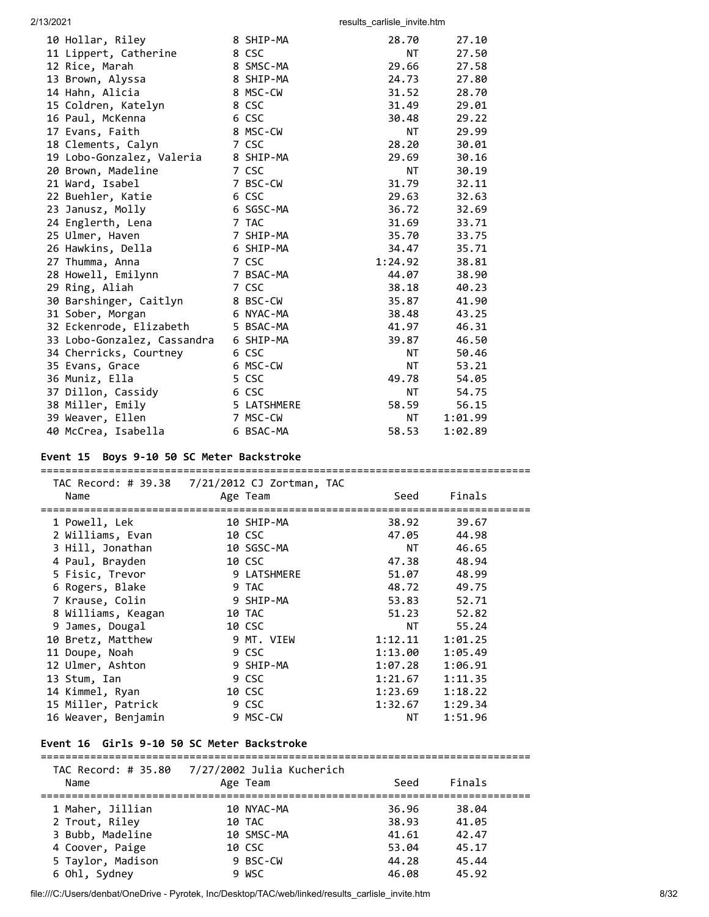| Name | Age | Team | Seed | Finals |
|---|---|---|---|---|
| 10 Hollar, Riley | 8 | SHIP-MA | 28.70 | 27.10 |
| 11 Lippert, Catherine | 8 | CSC | NT | 27.50 |
| 12 Rice, Marah | 8 | SMSC-MA | 29.66 | 27.58 |
| 13 Brown, Alyssa | 8 | SHIP-MA | 24.73 | 27.80 |
| 14 Hahn, Alicia | 8 | MSC-CW | 31.52 | 28.70 |
| 15 Coldren, Katelyn | 8 | CSC | 31.49 | 29.01 |
| 16 Paul, McKenna | 6 | CSC | 30.48 | 29.22 |
| 17 Evans, Faith | 8 | MSC-CW | NT | 29.99 |
| 18 Clements, Calyn | 7 | CSC | 28.20 | 30.01 |
| 19 Lobo-Gonzalez, Valeria | 8 | SHIP-MA | 29.69 | 30.16 |
| 20 Brown, Madeline | 7 | CSC | NT | 30.19 |
| 21 Ward, Isabel | 7 | BSC-CW | 31.79 | 32.11 |
| 22 Buehler, Katie | 6 | CSC | 29.63 | 32.63 |
| 23 Janusz, Molly | 6 | SGSC-MA | 36.72 | 32.69 |
| 24 Englerth, Lena | 7 | TAC | 31.69 | 33.71 |
| 25 Ulmer, Haven | 7 | SHIP-MA | 35.70 | 33.75 |
| 26 Hawkins, Della | 6 | SHIP-MA | 34.47 | 35.71 |
| 27 Thumma, Anna | 7 | CSC | 1:24.92 | 38.81 |
| 28 Howell, Emilynn | 7 | BSAC-MA | 44.07 | 38.90 |
| 29 Ring, Aliah | 7 | CSC | 38.18 | 40.23 |
| 30 Barshinger, Caitlyn | 8 | BSC-CW | 35.87 | 41.90 |
| 31 Sober, Morgan | 6 | NYAC-MA | 38.48 | 43.25 |
| 32 Eckenrode, Elizabeth | 5 | BSAC-MA | 41.97 | 46.31 |
| 33 Lobo-Gonzalez, Cassandra | 6 | SHIP-MA | 39.87 | 46.50 |
| 34 Cherricks, Courtney | 6 | CSC | NT | 50.46 |
| 35 Evans, Grace | 6 | MSC-CW | NT | 53.21 |
| 36 Muniz, Ella | 5 | CSC | 49.78 | 54.05 |
| 37 Dillon, Cassidy | 6 | CSC | NT | 54.75 |
| 38 Miller, Emily | 5 | LATSHMERE | 58.59 | 56.15 |
| 39 Weaver, Ellen | 7 | MSC-CW | NT | 1:01.99 |
| 40 McCrea, Isabella | 6 | BSAC-MA | 58.53 | 1:02.89 |

### Event 15 Boys 9-10 50 SC Meter Backstroke

TAC Record: # 39.38 7/21/2012 CJ Zortman, TAC

| Name | Age | Team | Seed | Finals |
|---|---|---|---|---|
| 1 Powell, Lek | 10 | SHIP-MA | 38.92 | 39.67 |
| 2 Williams, Evan | 10 | CSC | 47.05 | 44.98 |
| 3 Hill, Jonathan | 10 | SGSC-MA | NT | 46.65 |
| 4 Paul, Brayden | 10 | CSC | 47.38 | 48.94 |
| 5 Fisic, Trevor | 9 | LATSHMERE | 51.07 | 48.99 |
| 6 Rogers, Blake | 9 | TAC | 48.72 | 49.75 |
| 7 Krause, Colin | 9 | SHIP-MA | 53.83 | 52.71 |
| 8 Williams, Keagan | 10 | TAC | 51.23 | 52.82 |
| 9 James, Dougal | 10 | CSC | NT | 55.24 |
| 10 Bretz, Matthew | 9 | MT. VIEW | 1:12.11 | 1:01.25 |
| 11 Doupe, Noah | 9 | CSC | 1:13.00 | 1:05.49 |
| 12 Ulmer, Ashton | 9 | SHIP-MA | 1:07.28 | 1:06.91 |
| 13 Stum, Ian | 9 | CSC | 1:21.67 | 1:11.35 |
| 14 Kimmel, Ryan | 10 | CSC | 1:23.69 | 1:18.22 |
| 15 Miller, Patrick | 9 | CSC | 1:32.67 | 1:29.34 |
| 16 Weaver, Benjamin | 9 | MSC-CW | NT | 1:51.96 |

### Event 16 Girls 9-10 50 SC Meter Backstroke

TAC Record: # 35.80 7/27/2002 Julia Kucherich

| Name | Age | Team | Seed | Finals |
|---|---|---|---|---|
| 1 Maher, Jillian | 10 | NYAC-MA | 36.96 | 38.04 |
| 2 Trout, Riley | 10 | TAC | 38.93 | 41.05 |
| 3 Bubb, Madeline | 10 | SMSC-MA | 41.61 | 42.47 |
| 4 Coover, Paige | 10 | CSC | 53.04 | 45.17 |
| 5 Taylor, Madison | 9 | BSC-CW | 44.28 | 45.44 |
| 6 Ohl, Sydney | 9 | WSC | 46.08 | 45.92 |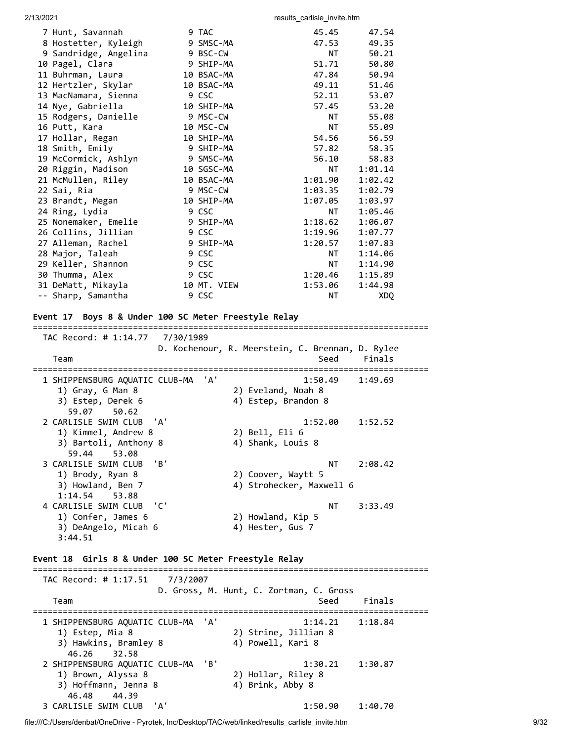| Place | Name | Age | Team | Seed | Finals |
|---|---|---|---|---|---|
| 7 | Hunt, Savannah | 9 | TAC | 45.45 | 47.54 |
| 8 | Hostetter, Kyleigh | 9 | SMSC-MA | 47.53 | 49.35 |
| 9 | Sandridge, Angelina | 9 | BSC-CW | NT | 50.21 |
| 10 | Pagel, Clara | 9 | SHIP-MA | 51.71 | 50.80 |
| 11 | Buhrman, Laura | 10 | BSAC-MA | 47.84 | 50.94 |
| 12 | Hertzler, Skylar | 10 | BSAC-MA | 49.11 | 51.46 |
| 13 | MacNamara, Sienna | 9 | CSC | 52.11 | 53.07 |
| 14 | Nye, Gabriella | 10 | SHIP-MA | 57.45 | 53.20 |
| 15 | Rodgers, Danielle | 9 | MSC-CW | NT | 55.08 |
| 16 | Putt, Kara | 10 | MSC-CW | NT | 55.09 |
| 17 | Hollar, Regan | 10 | SHIP-MA | 54.56 | 56.59 |
| 18 | Smith, Emily | 9 | SHIP-MA | 57.82 | 58.35 |
| 19 | McCormick, Ashlyn | 9 | SMSC-MA | 56.10 | 58.83 |
| 20 | Riggin, Madison | 10 | SGSC-MA | NT | 1:01.14 |
| 21 | McMullen, Riley | 10 | BSAC-MA | 1:01.90 | 1:02.42 |
| 22 | Sai, Ria | 9 | MSC-CW | 1:03.35 | 1:02.79 |
| 23 | Brandt, Megan | 10 | SHIP-MA | 1:07.05 | 1:03.97 |
| 24 | Ring, Lydia | 9 | CSC | NT | 1:05.46 |
| 25 | Nonemaker, Emelie | 9 | SHIP-MA | 1:18.62 | 1:06.07 |
| 26 | Collins, Jillian | 9 | CSC | 1:19.96 | 1:07.77 |
| 27 | Alleman, Rachel | 9 | SHIP-MA | 1:20.57 | 1:07.83 |
| 28 | Major, Taleah | 9 | CSC | NT | 1:14.06 |
| 29 | Keller, Shannon | 9 | CSC | NT | 1:14.90 |
| 30 | Thumma, Alex | 9 | CSC | 1:20.46 | 1:15.89 |
| 31 | DeMatt, Mikayla | 10 | MT. VIEW | 1:53.06 | 1:44.98 |
| -- | Sharp, Samantha | 9 | CSC | NT | XDQ |

### Event 17 Boys 8 & Under 100 SC Meter Freestyle Relay

TAC Record: # 1:14.77 7/30/1989 — D. Kochenour, R. Meerstein, C. Brennan, D. Rylee

| Place | Team | Seed | Finals |
|---|---|---|---|
| 1 | SHIPPENSBURG AQUATIC CLUB-MA 'A' | 1:50.49 | 1:49.69 |
| | 1) Gray, G Man 8; 2) Eveland, Noah 8; 3) Estep, Derek 6; 4) Estep, Brandon 8 | | |
| | 59.07 50.62 | | |
| 2 | CARLISLE SWIM CLUB 'A' | 1:52.00 | 1:52.52 |
| | 1) Kimmel, Andrew 8; 2) Bell, Eli 6; 3) Bartoli, Anthony 8; 4) Shank, Louis 8 | | |
| | 59.44 53.08 | | |
| 3 | CARLISLE SWIM CLUB 'B' | NT | 2:08.42 |
| | 1) Brody, Ryan 8; 2) Coover, Waytt 5; 3) Howland, Ben 7; 4) Strohecker, Maxwell 6 | | |
| | 1:14.54 53.88 | | |
| 4 | CARLISLE SWIM CLUB 'C' | NT | 3:33.49 |
| | 1) Confer, James 6; 2) Howland, Kip 5; 3) DeAngelo, Micah 6; 4) Hester, Gus 7 | | |
| | 3:44.51 | | |

### Event 18 Girls 8 & Under 100 SC Meter Freestyle Relay

TAC Record: # 1:17.51 7/3/2007 — D. Gross, M. Hunt, C. Zortman, C. Gross

| Place | Team | Seed | Finals |
|---|---|---|---|
| 1 | SHIPPENSBURG AQUATIC CLUB-MA 'A' | 1:14.21 | 1:18.84 |
| | 1) Estep, Mia 8; 2) Strine, Jillian 8; 3) Hawkins, Bramley 8; 4) Powell, Kari 8 | | |
| | 46.26 32.58 | | |
| 2 | SHIPPENSBURG AQUATIC CLUB-MA 'B' | 1:30.21 | 1:30.87 |
| | 1) Brown, Alyssa 8; 2) Hollar, Riley 8; 3) Hoffmann, Jenna 8; 4) Brink, Abby 8 | | |
| | 46.48 44.39 | | |
| 3 | CARLISLE SWIM CLUB 'A' | 1:50.90 | 1:40.70 |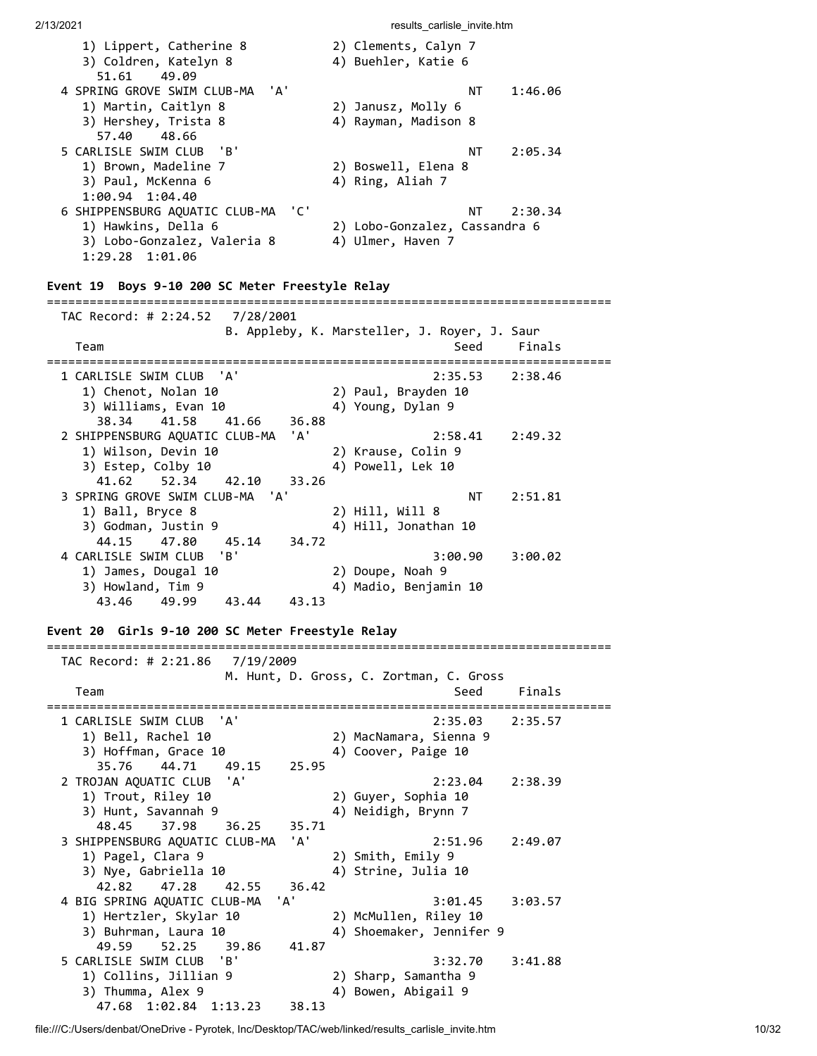```
    1) Lippert, Catherine 8           2) Clements, Calyn 7
    3) Coldren, Katelyn 8             4) Buehler, Katie 6
      51.61    49.09
 4 SPRING GROVE SWIM CLUB-MA  'A'                        NT    1:46.06
    1) Martin, Caitlyn 8              2) Janusz, Molly 6
    3) Hershey, Trista 8              4) Rayman, Madison 8
      57.40    48.66
 5 CARLISLE SWIM CLUB  'B'                               NT    2:05.34
    1) Brown, Madeline 7              2) Boswell, Elena 8
    3) Paul, McKenna 6                4) Ring, Aliah 7
    1:00.94  1:04.40
 6 SHIPPENSBURG AQUATIC CLUB-MA  'C'                     NT    2:30.34
    1) Hawkins, Della 6               2) Lobo-Gonzalez, Cassandra 6
    3) Lobo-Gonzalez, Valeria 8       4) Ulmer, Haven 7
    1:29.28  1:01.06
```

**Event 19 Boys 9-10 200 SC Meter Freestyle Relay**

```
===============================================================================
  TAC Record: # 2:24.52   7/28/2001
                      B. Appleby, K. Marsteller, J. Royer, J. Saur
    Team                                                 Seed     Finals
===============================================================================
 1 CARLISLE SWIM CLUB  'A'                            2:35.53    2:38.46
    1) Chenot, Nolan 10               2) Paul, Brayden 10
    3) Williams, Evan 10              4) Young, Dylan 9
      38.34    41.58    41.66    36.88
 2 SHIPPENSBURG AQUATIC CLUB-MA  'A'                  2:58.41    2:49.32
    1) Wilson, Devin 10               2) Krause, Colin 9
    3) Estep, Colby 10                4) Powell, Lek 10
      41.62    52.34    42.10    33.26
 3 SPRING GROVE SWIM CLUB-MA  'A'                          NT    2:51.81
    1) Ball, Bryce 8                  2) Hill, Will 8
    3) Godman, Justin 9               4) Hill, Jonathan 10
      44.15    47.80    45.14    34.72
 4 CARLISLE SWIM CLUB  'B'                            3:00.90    3:00.02
    1) James, Dougal 10               2) Doupe, Noah 9
    3) Howland, Tim 9                 4) Madio, Benjamin 10
      43.46    49.99    43.44    43.13
```

**Event 20 Girls 9-10 200 SC Meter Freestyle Relay**

```
===============================================================================
  TAC Record: # 2:21.86   7/19/2009
                      M. Hunt, D. Gross, C. Zortman, C. Gross
    Team                                                 Seed     Finals
===============================================================================
 1 CARLISLE SWIM CLUB  'A'                            2:35.03    2:35.57
    1) Bell, Rachel 10                2) MacNamara, Sienna 9
    3) Hoffman, Grace 10              4) Coover, Paige 10
      35.76    44.71    49.15    25.95
 2 TROJAN AQUATIC CLUB  'A'                           2:23.04    2:38.39
    1) Trout, Riley 10                2) Guyer, Sophia 10
    3) Hunt, Savannah 9               4) Neidigh, Brynn 7
      48.45    37.98    36.25    35.71
 3 SHIPPENSBURG AQUATIC CLUB-MA  'A'                  2:51.96    2:49.07
    1) Pagel, Clara 9                 2) Smith, Emily 9
    3) Nye, Gabriella 10              4) Strine, Julia 10
      42.82    47.28    42.55    36.42
 4 BIG SPRING AQUATIC CLUB-MA  'A'                    3:01.45    3:03.57
    1) Hertzler, Skylar 10            2) McMullen, Riley 10
    3) Buhrman, Laura 10              4) Shoemaker, Jennifer 9
      49.59    52.25    39.86    41.87
 5 CARLISLE SWIM CLUB  'B'                            3:32.70    3:41.88
    1) Collins, Jillian 9             2) Sharp, Samantha 9
    3) Thumma, Alex 9                 4) Bowen, Abigail 9
      47.68  1:02.84  1:13.23    38.13
```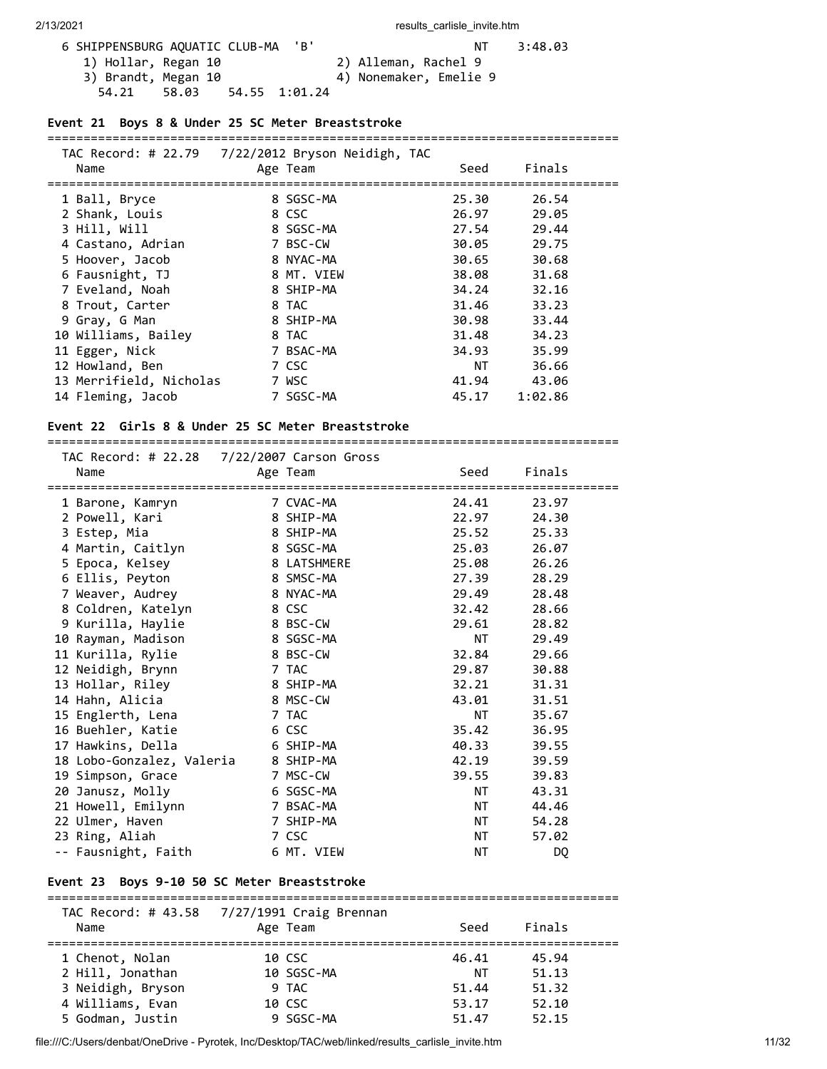6 SHIPPENSBURG AQUATIC CLUB-MA 'B' NT 3:48.03
1) Hollar, Regan 10 2) Alleman, Rachel 9
3) Brandt, Megan 10 4) Nonemaker, Emelie 9
54.21 58.03 54.55 1:01.24

### Event 21 Boys 8 & Under 25 SC Meter Breaststroke

TAC Record: # 22.79 7/22/2012 Bryson Neidigh, TAC

| Name | Age | Team | Seed | Finals |
|---|---|---|---|---|
| 1 Ball, Bryce | 8 | SGSC-MA | 25.30 | 26.54 |
| 2 Shank, Louis | 8 | CSC | 26.97 | 29.05 |
| 3 Hill, Will | 8 | SGSC-MA | 27.54 | 29.44 |
| 4 Castano, Adrian | 7 | BSC-CW | 30.05 | 29.75 |
| 5 Hoover, Jacob | 8 | NYAC-MA | 30.65 | 30.68 |
| 6 Fausnight, TJ | 8 | MT. VIEW | 38.08 | 31.68 |
| 7 Eveland, Noah | 8 | SHIP-MA | 34.24 | 32.16 |
| 8 Trout, Carter | 8 | TAC | 31.46 | 33.23 |
| 9 Gray, G Man | 8 | SHIP-MA | 30.98 | 33.44 |
| 10 Williams, Bailey | 8 | TAC | 31.48 | 34.23 |
| 11 Egger, Nick | 7 | BSAC-MA | 34.93 | 35.99 |
| 12 Howland, Ben | 7 | CSC | NT | 36.66 |
| 13 Merrifield, Nicholas | 7 | WSC | 41.94 | 43.06 |
| 14 Fleming, Jacob | 7 | SGSC-MA | 45.17 | 1:02.86 |

### Event 22 Girls 8 & Under 25 SC Meter Breaststroke

TAC Record: # 22.28 7/22/2007 Carson Gross

| Name | Age | Team | Seed | Finals |
|---|---|---|---|---|
| 1 Barone, Kamryn | 7 | CVAC-MA | 24.41 | 23.97 |
| 2 Powell, Kari | 8 | SHIP-MA | 22.97 | 24.30 |
| 3 Estep, Mia | 8 | SHIP-MA | 25.52 | 25.33 |
| 4 Martin, Caitlyn | 8 | SGSC-MA | 25.03 | 26.07 |
| 5 Epoca, Kelsey | 8 | LATSHMERE | 25.08 | 26.26 |
| 6 Ellis, Peyton | 8 | SMSC-MA | 27.39 | 28.29 |
| 7 Weaver, Audrey | 8 | NYAC-MA | 29.49 | 28.48 |
| 8 Coldren, Katelyn | 8 | CSC | 32.42 | 28.66 |
| 9 Kurilla, Haylie | 8 | BSC-CW | 29.61 | 28.82 |
| 10 Rayman, Madison | 8 | SGSC-MA | NT | 29.49 |
| 11 Kurilla, Rylie | 8 | BSC-CW | 32.84 | 29.66 |
| 12 Neidigh, Brynn | 7 | TAC | 29.87 | 30.88 |
| 13 Hollar, Riley | 8 | SHIP-MA | 32.21 | 31.31 |
| 14 Hahn, Alicia | 8 | MSC-CW | 43.01 | 31.51 |
| 15 Englerth, Lena | 7 | TAC | NT | 35.67 |
| 16 Buehler, Katie | 6 | CSC | 35.42 | 36.95 |
| 17 Hawkins, Della | 6 | SHIP-MA | 40.33 | 39.55 |
| 18 Lobo-Gonzalez, Valeria | 8 | SHIP-MA | 42.19 | 39.59 |
| 19 Simpson, Grace | 7 | MSC-CW | 39.55 | 39.83 |
| 20 Janusz, Molly | 6 | SGSC-MA | NT | 43.31 |
| 21 Howell, Emilynn | 7 | BSAC-MA | NT | 44.46 |
| 22 Ulmer, Haven | 7 | SHIP-MA | NT | 54.28 |
| 23 Ring, Aliah | 7 | CSC | NT | 57.02 |
| -- Fausnight, Faith | 6 | MT. VIEW | NT | DQ |

### Event 23 Boys 9-10 50 SC Meter Breaststroke

TAC Record: # 43.58 7/27/1991 Craig Brennan

| Name | Age | Team | Seed | Finals |
|---|---|---|---|---|
| 1 Chenot, Nolan | 10 | CSC | 46.41 | 45.94 |
| 2 Hill, Jonathan | 10 | SGSC-MA | NT | 51.13 |
| 3 Neidigh, Bryson | 9 | TAC | 51.44 | 51.32 |
| 4 Williams, Evan | 10 | CSC | 53.17 | 52.10 |
| 5 Godman, Justin | 9 | SGSC-MA | 51.47 | 52.15 |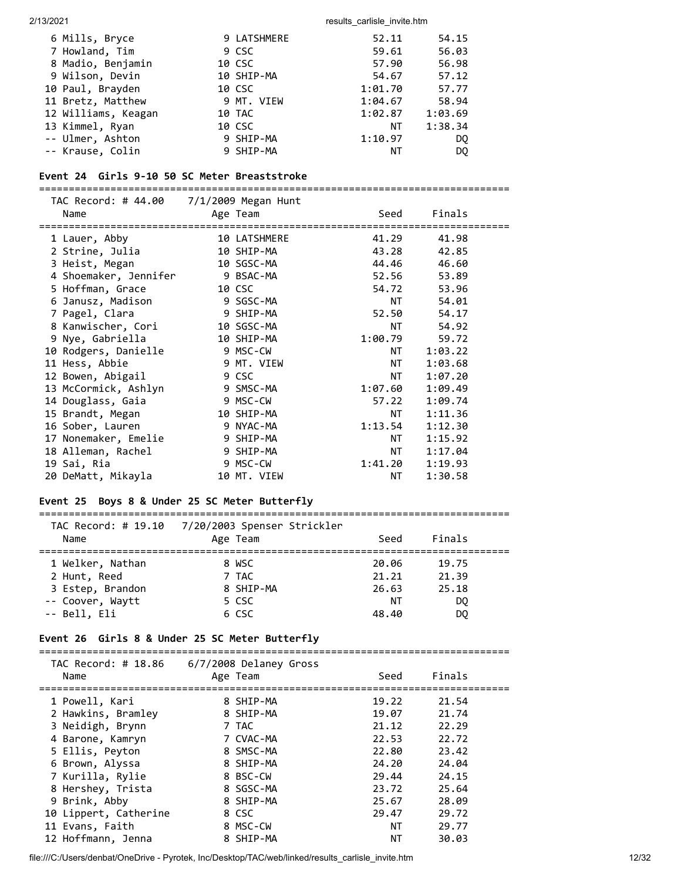| Place | Name | Age | Team | Seed | Finals |
|---|---|---|---|---|---|
| 6 | Mills, Bryce | 9 | LATSHMERE | 52.11 | 54.15 |
| 7 | Howland, Tim | 9 | CSC | 59.61 | 56.03 |
| 8 | Madio, Benjamin | 10 | CSC | 57.90 | 56.98 |
| 9 | Wilson, Devin | 10 | SHIP-MA | 54.67 | 57.12 |
| 10 | Paul, Brayden | 10 | CSC | 1:01.70 | 57.77 |
| 11 | Bretz, Matthew | 9 | MT. VIEW | 1:04.67 | 58.94 |
| 12 | Williams, Keagan | 10 | TAC | 1:02.87 | 1:03.69 |
| 13 | Kimmel, Ryan | 10 | CSC | NT | 1:38.34 |
| -- | Ulmer, Ashton | 9 | SHIP-MA | 1:10.97 | DQ |
| -- | Krause, Colin | 9 | SHIP-MA | NT | DQ |

### Event 24 Girls 9-10 50 SC Meter Breaststroke

TAC Record: # 44.00 7/1/2009 Megan Hunt

| Place | Name | Age | Team | Seed | Finals |
|---|---|---|---|---|---|
| 1 | Lauer, Abby | 10 | LATSHMERE | 41.29 | 41.98 |
| 2 | Strine, Julia | 10 | SHIP-MA | 43.28 | 42.85 |
| 3 | Heist, Megan | 10 | SGSC-MA | 44.46 | 46.60 |
| 4 | Shoemaker, Jennifer | 9 | BSAC-MA | 52.56 | 53.89 |
| 5 | Hoffman, Grace | 10 | CSC | 54.72 | 53.96 |
| 6 | Janusz, Madison | 9 | SGSC-MA | NT | 54.01 |
| 7 | Pagel, Clara | 9 | SHIP-MA | 52.50 | 54.17 |
| 8 | Kanwischer, Cori | 10 | SGSC-MA | NT | 54.92 |
| 9 | Nye, Gabriella | 10 | SHIP-MA | 1:00.79 | 59.72 |
| 10 | Rodgers, Danielle | 9 | MSC-CW | NT | 1:03.22 |
| 11 | Hess, Abbie | 9 | MT. VIEW | NT | 1:03.68 |
| 12 | Bowen, Abigail | 9 | CSC | NT | 1:07.20 |
| 13 | McCormick, Ashlyn | 9 | SMSC-MA | 1:07.60 | 1:09.49 |
| 14 | Douglass, Gaia | 9 | MSC-CW | 57.22 | 1:09.74 |
| 15 | Brandt, Megan | 10 | SHIP-MA | NT | 1:11.36 |
| 16 | Sober, Lauren | 9 | NYAC-MA | 1:13.54 | 1:12.30 |
| 17 | Nonemaker, Emelie | 9 | SHIP-MA | NT | 1:15.92 |
| 18 | Alleman, Rachel | 9 | SHIP-MA | NT | 1:17.04 |
| 19 | Sai, Ria | 9 | MSC-CW | 1:41.20 | 1:19.93 |
| 20 | DeMatt, Mikayla | 10 | MT. VIEW | NT | 1:30.58 |

### Event 25 Boys 8 & Under 25 SC Meter Butterfly

TAC Record: # 19.10 7/20/2003 Spenser Strickler

| Place | Name | Age | Team | Seed | Finals |
|---|---|---|---|---|---|
| 1 | Welker, Nathan | 8 | WSC | 20.06 | 19.75 |
| 2 | Hunt, Reed | 7 | TAC | 21.21 | 21.39 |
| 3 | Estep, Brandon | 8 | SHIP-MA | 26.63 | 25.18 |
| -- | Coover, Waytt | 5 | CSC | NT | DQ |
| -- | Bell, Eli | 6 | CSC | 48.40 | DQ |

### Event 26 Girls 8 & Under 25 SC Meter Butterfly

TAC Record: # 18.86 6/7/2008 Delaney Gross

| Place | Name | Age | Team | Seed | Finals |
|---|---|---|---|---|---|
| 1 | Powell, Kari | 8 | SHIP-MA | 19.22 | 21.54 |
| 2 | Hawkins, Bramley | 8 | SHIP-MA | 19.07 | 21.74 |
| 3 | Neidigh, Brynn | 7 | TAC | 21.12 | 22.29 |
| 4 | Barone, Kamryn | 7 | CVAC-MA | 22.53 | 22.72 |
| 5 | Ellis, Peyton | 8 | SMSC-MA | 22.80 | 23.42 |
| 6 | Brown, Alyssa | 8 | SHIP-MA | 24.20 | 24.04 |
| 7 | Kurilla, Rylie | 8 | BSC-CW | 29.44 | 24.15 |
| 8 | Hershey, Trista | 8 | SGSC-MA | 23.72 | 25.64 |
| 9 | Brink, Abby | 8 | SHIP-MA | 25.67 | 28.09 |
| 10 | Lippert, Catherine | 8 | CSC | 29.47 | 29.72 |
| 11 | Evans, Faith | 8 | MSC-CW | NT | 29.77 |
| 12 | Hoffmann, Jenna | 8 | SHIP-MA | NT | 30.03 |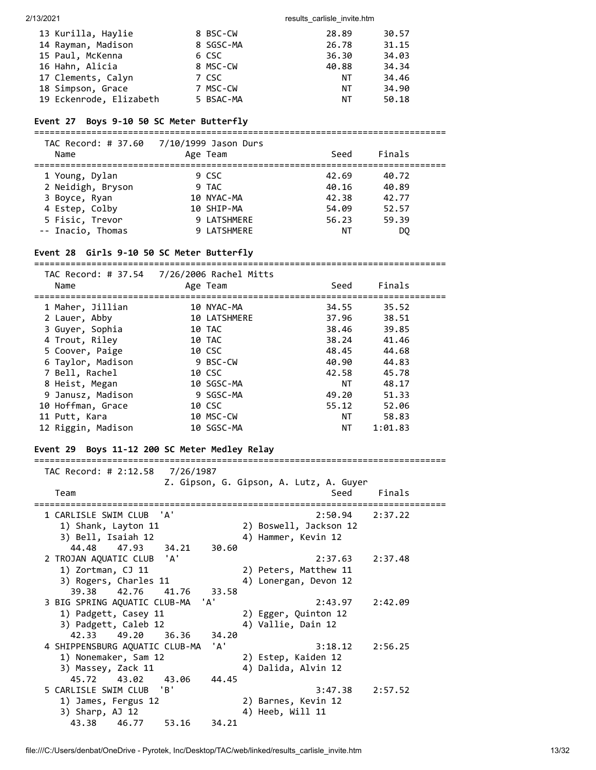| Place | Name | Age | Team | Seed | Finals |
|---|---|---|---|---|---|
| 13 | Kurilla, Haylie | 8 | BSC-CW | 28.89 | 30.57 |
| 14 | Rayman, Madison | 8 | SGSC-MA | 26.78 | 31.15 |
| 15 | Paul, McKenna | 6 | CSC | 36.30 | 34.03 |
| 16 | Hahn, Alicia | 8 | MSC-CW | 40.88 | 34.34 |
| 17 | Clements, Calyn | 7 | CSC | NT | 34.46 |
| 18 | Simpson, Grace | 7 | MSC-CW | NT | 34.90 |
| 19 | Eckenrode, Elizabeth | 5 | BSAC-MA | NT | 50.18 |

### Event 27 Boys 9-10 50 SC Meter Butterfly

TAC Record: # 37.60 7/10/1999 Jason Durs

| Place | Name | Age | Team | Seed | Finals |
|---|---|---|---|---|---|
| 1 | Young, Dylan | 9 | CSC | 42.69 | 40.72 |
| 2 | Neidigh, Bryson | 9 | TAC | 40.16 | 40.89 |
| 3 | Boyce, Ryan | 10 | NYAC-MA | 42.38 | 42.77 |
| 4 | Estep, Colby | 10 | SHIP-MA | 54.09 | 52.57 |
| 5 | Fisic, Trevor | 9 | LATSHMERE | 56.23 | 59.39 |
| -- | Inacio, Thomas | 9 | LATSHMERE | NT | DQ |

### Event 28 Girls 9-10 50 SC Meter Butterfly

TAC Record: # 37.54 7/26/2006 Rachel Mitts

| Place | Name | Age | Team | Seed | Finals |
|---|---|---|---|---|---|
| 1 | Maher, Jillian | 10 | NYAC-MA | 34.55 | 35.52 |
| 2 | Lauer, Abby | 10 | LATSHMERE | 37.96 | 38.51 |
| 3 | Guyer, Sophia | 10 | TAC | 38.46 | 39.85 |
| 4 | Trout, Riley | 10 | TAC | 38.24 | 41.46 |
| 5 | Coover, Paige | 10 | CSC | 48.45 | 44.68 |
| 6 | Taylor, Madison | 9 | BSC-CW | 40.90 | 44.83 |
| 7 | Bell, Rachel | 10 | CSC | 42.58 | 45.78 |
| 8 | Heist, Megan | 10 | SGSC-MA | NT | 48.17 |
| 9 | Janusz, Madison | 9 | SGSC-MA | 49.20 | 51.33 |
| 10 | Hoffman, Grace | 10 | CSC | 55.12 | 52.06 |
| 11 | Putt, Kara | 10 | MSC-CW | NT | 58.83 |
| 12 | Riggin, Madison | 10 | SGSC-MA | NT | 1:01.83 |

### Event 29 Boys 11-12 200 SC Meter Medley Relay

TAC Record: # 2:12.58 7/26/1987 Z. Gipson, G. Gipson, A. Lutz, A. Guyer

| Place | Team | Relay | Seed | Finals |
|---|---|---|---|---|
| 1 | CARLISLE SWIM CLUB | 'A' | 2:50.94 | 2:37.22 |
| | 1) Shank, Layton 11; 2) Boswell, Jackson 12; 3) Bell, Isaiah 12; 4) Hammer, Kevin 12 | | | |
| | 44.48 47.93 34.21 30.60 | | | |
| 2 | TROJAN AQUATIC CLUB | 'A' | 2:37.63 | 2:37.48 |
| | 1) Zortman, CJ 11; 2) Peters, Matthew 11; 3) Rogers, Charles 11; 4) Lonergan, Devon 12 | | | |
| | 39.38 42.76 41.76 33.58 | | | |
| 3 | BIG SPRING AQUATIC CLUB-MA | 'A' | 2:43.97 | 2:42.09 |
| | 1) Padgett, Casey 11; 2) Egger, Quinton 12; 3) Padgett, Caleb 12; 4) Vallie, Dain 12 | | | |
| | 42.33 49.20 36.36 34.20 | | | |
| 4 | SHIPPENSBURG AQUATIC CLUB-MA | 'A' | 3:18.12 | 2:56.25 |
| | 1) Nonemaker, Sam 12; 2) Estep, Kaiden 12; 3) Massey, Zack 11; 4) Dalida, Alvin 12 | | | |
| | 45.72 43.02 43.06 44.45 | | | |
| 5 | CARLISLE SWIM CLUB | 'B' | 3:47.38 | 2:57.52 |
| | 1) James, Fergus 12; 2) Barnes, Kevin 12; 3) Sharp, AJ 12; 4) Heeb, Will 11 | | | |
| | 43.38 46.77 53.16 34.21 | | | |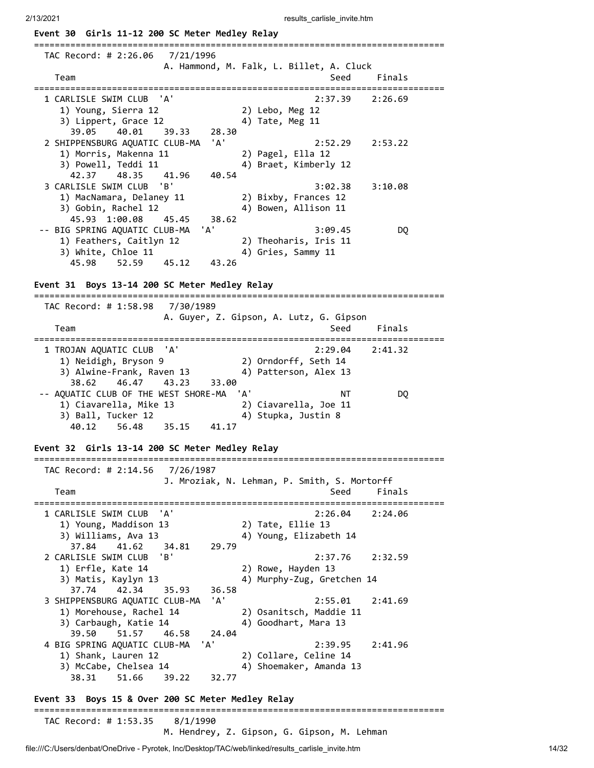**Event 30 Girls 11-12 200 SC Meter Medley Relay**

```
===============================================================================
  TAC Record: # 2:26.06   7/21/1996
                        A. Hammond, M. Falk, L. Billet, A. Cluck
    Team                                                Seed     Finals
===============================================================================
  1 CARLISLE SWIM CLUB  'A'                          2:37.39    2:26.69
     1) Young, Sierra 12               2) Lebo, Meg 12
     3) Lippert, Grace 12              4) Tate, Meg 11
       39.05    40.01    39.33    28.30
  2 SHIPPENSBURG AQUATIC CLUB-MA  'A'                2:52.29    2:53.22
     1) Morris, Makenna 11             2) Pagel, Ella 12
     3) Powell, Teddi 11               4) Braet, Kimberly 12
       42.37    48.35    41.96    40.54
  3 CARLISLE SWIM CLUB  'B'                          3:02.38    3:10.08
     1) MacNamara, Delaney 11          2) Bixby, Frances 12
     3) Gobin, Rachel 12               4) Bowen, Allison 11
       45.93  1:00.08    45.45    38.62
 -- BIG SPRING AQUATIC CLUB-MA  'A'                  3:09.45         DQ
     1) Feathers, Caitlyn 12           2) Theoharis, Iris 11
     3) White, Chloe 11                4) Gries, Sammy 11
       45.98    52.59    45.12    43.26
```

**Event 31 Boys 13-14 200 SC Meter Medley Relay**

```
===============================================================================
  TAC Record: # 1:58.98   7/30/1989
                        A. Guyer, Z. Gipson, A. Lutz, G. Gipson
    Team                                                Seed     Finals
===============================================================================
  1 TROJAN AQUATIC CLUB  'A'                         2:29.04    2:41.32
     1) Neidigh, Bryson 9              2) Orndorff, Seth 14
     3) Alwine-Frank, Raven 13         4) Patterson, Alex 13
       38.62    46.47    43.23    33.00
 -- AQUATIC CLUB OF THE WEST SHORE-MA  'A'                 NT         DQ
     1) Ciavarella, Mike 13            2) Ciavarella, Joe 11
     3) Ball, Tucker 12                4) Stupka, Justin 8
       40.12    56.48    35.15    41.17
```

**Event 32 Girls 13-14 200 SC Meter Medley Relay**

```
===============================================================================
  TAC Record: # 2:14.56   7/26/1987
                        J. Mroziak, N. Lehman, P. Smith, S. Mortorff
    Team                                                Seed     Finals
===============================================================================
  1 CARLISLE SWIM CLUB  'A'                          2:26.04    2:24.06
     1) Young, Maddison 13             2) Tate, Ellie 13
     3) Williams, Ava 13               4) Young, Elizabeth 14
       37.84    41.62    34.81    29.79
  2 CARLISLE SWIM CLUB  'B'                          2:37.76    2:32.59
     1) Erfle, Kate 14                 2) Rowe, Hayden 13
     3) Matis, Kaylyn 13               4) Murphy-Zug, Gretchen 14
       37.74    42.34    35.93    36.58
  3 SHIPPENSBURG AQUATIC CLUB-MA  'A'                2:55.01    2:41.69
     1) Morehouse, Rachel 14           2) Osanitsch, Maddie 11
     3) Carbaugh, Katie 14             4) Goodhart, Mara 13
       39.50    51.57    46.58    24.04
  4 BIG SPRING AQUATIC CLUB-MA  'A'                  2:39.95    2:41.96
     1) Shank, Lauren 12               2) Collare, Celine 14
     3) McCabe, Chelsea 14             4) Shoemaker, Amanda 13
       38.31    51.66    39.22    32.77
```

**Event 33 Boys 15 & Over 200 SC Meter Medley Relay**

```
===============================================================================
  TAC Record: # 1:53.35    8/1/1990
                        M. Hendrey, Z. Gipson, G. Gipson, M. Lehman
```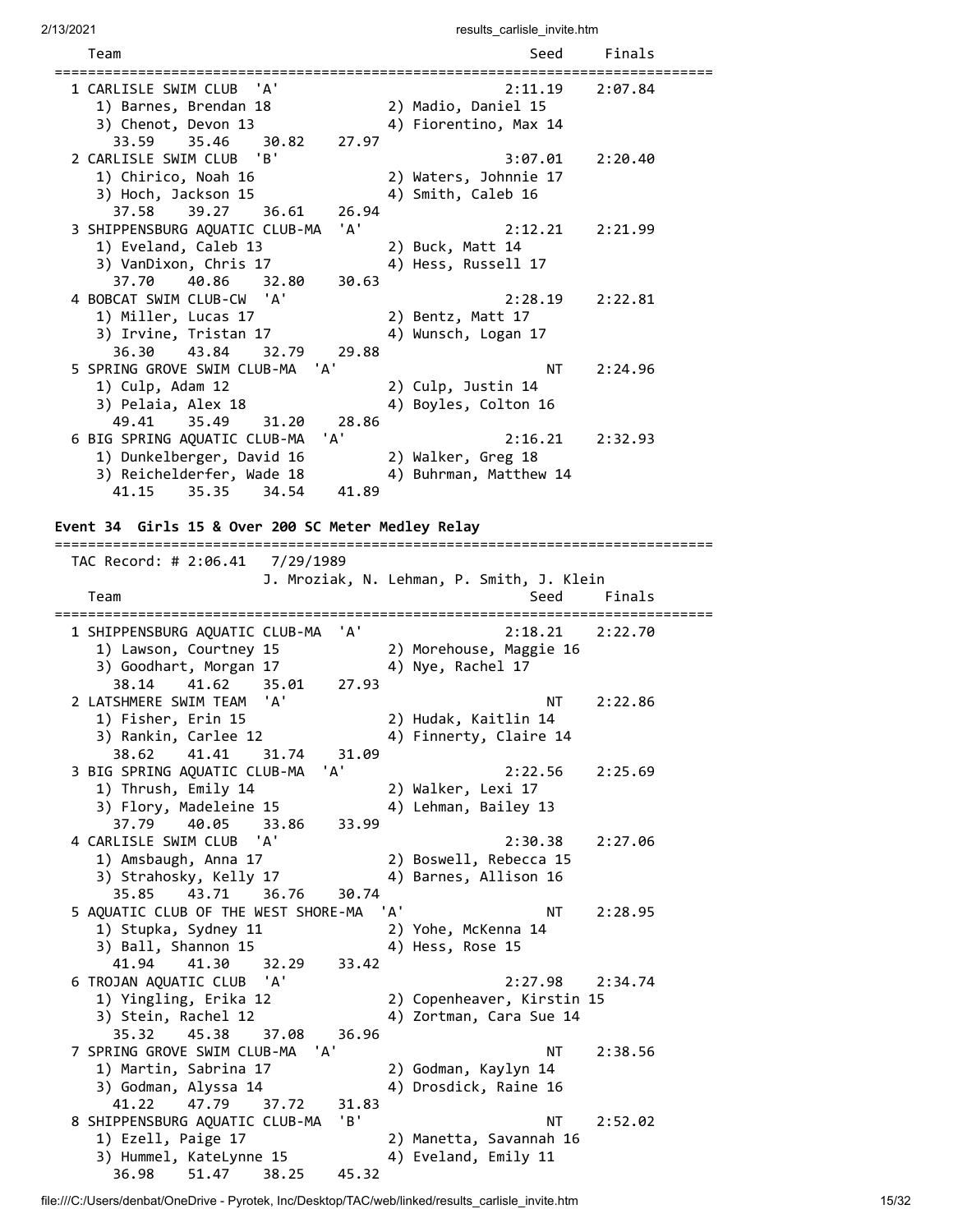```
    Team                                                Seed     Finals
===============================================================================
  1 CARLISLE SWIM CLUB  'A'                           2:11.19    2:07.84
     1) Barnes, Brendan 18             2) Madio, Daniel 15
     3) Chenot, Devon 13               4) Fiorentino, Max 14
       33.59     35.46     30.82     27.97
  2 CARLISLE SWIM CLUB  'B'                           3:07.01    2:20.40
     1) Chirico, Noah 16               2) Waters, Johnnie 17
     3) Hoch, Jackson 15               4) Smith, Caleb 16
       37.58     39.27     36.61     26.94
  3 SHIPPENSBURG AQUATIC CLUB-MA  'A'                 2:12.21    2:21.99
     1) Eveland, Caleb 13              2) Buck, Matt 14
     3) VanDixon, Chris 17             4) Hess, Russell 17
       37.70     40.86     32.80     30.63
  4 BOBCAT SWIM CLUB-CW  'A'                          2:28.19    2:22.81
     1) Miller, Lucas 17               2) Bentz, Matt 17
     3) Irvine, Tristan 17             4) Wunsch, Logan 17
       36.30     43.84     32.79     29.88
  5 SPRING GROVE SWIM CLUB-MA  'A'                         NT    2:24.96
     1) Culp, Adam 12                  2) Culp, Justin 14
     3) Pelaia, Alex 18                4) Boyles, Colton 16
       49.41     35.49     31.20     28.86
  6 BIG SPRING AQUATIC CLUB-MA  'A'                   2:16.21    2:32.93
     1) Dunkelberger, David 16         2) Walker, Greg 18
     3) Reichelderfer, Wade 18         4) Buhrman, Matthew 14
       41.15     35.35     34.54     41.89
```

**Event 34  Girls 15 & Over 200 SC Meter Medley Relay**

```
===============================================================================
  TAC Record: # 2:06.41   7/29/1989
                      J. Mrozlak, N. Lehman, P. Smith, J. Klein
    Team                                                Seed     Finals
===============================================================================
  1 SHIPPENSBURG AQUATIC CLUB-MA  'A'                 2:18.21    2:22.70
     1) Lawson, Courtney 15            2) Morehouse, Maggie 16
     3) Goodhart, Morgan 17            4) Nye, Rachel 17
       38.14     41.62     35.01     27.93
  2 LATSHMERE SWIM TEAM  'A'                               NT    2:22.86
     1) Fisher, Erin 15                2) Hudak, Kaitlin 14
     3) Rankin, Carlee 12              4) Finnerty, Claire 14
       38.62     41.41     31.74     31.09
  3 BIG SPRING AQUATIC CLUB-MA  'A'                   2:22.56    2:25.69
     1) Thrush, Emily 14               2) Walker, Lexi 17
     3) Flory, Madeleine 15            4) Lehman, Bailey 13
       37.79     40.05     33.86     33.99
  4 CARLISLE SWIM CLUB  'A'                           2:30.38    2:27.06
     1) Amsbaugh, Anna 17              2) Boswell, Rebecca 15
     3) Strahosky, Kelly 17            4) Barnes, Allison 16
       35.85     43.71     36.76     30.74
  5 AQUATIC CLUB OF THE WEST SHORE-MA  'A'                 NT    2:28.95
     1) Stupka, Sydney 11              2) Yohe, McKenna 14
     3) Ball, Shannon 15               4) Hess, Rose 15
       41.94     41.30     32.29     33.42
  6 TROJAN AQUATIC CLUB  'A'                          2:27.98    2:34.74
     1) Yingling, Erika 12             2) Copenheaver, Kirstin 15
     3) Stein, Rachel 12               4) Zortman, Cara Sue 14
       35.32     45.38     37.08     36.96
  7 SPRING GROVE SWIM CLUB-MA  'A'                         NT    2:38.56
     1) Martin, Sabrina 17             2) Godman, Kaylyn 14
     3) Godman, Alyssa 14              4) Drosdick, Raine 16
       41.22     47.79     37.72     31.83
  8 SHIPPENSBURG AQUATIC CLUB-MA  'B'                      NT    2:52.02
     1) Ezell, Paige 17                2) Manetta, Savannah 16
     3) Hummel, KateLynne 15           4) Eveland, Emily 11
       36.98     51.47     38.25     45.32
```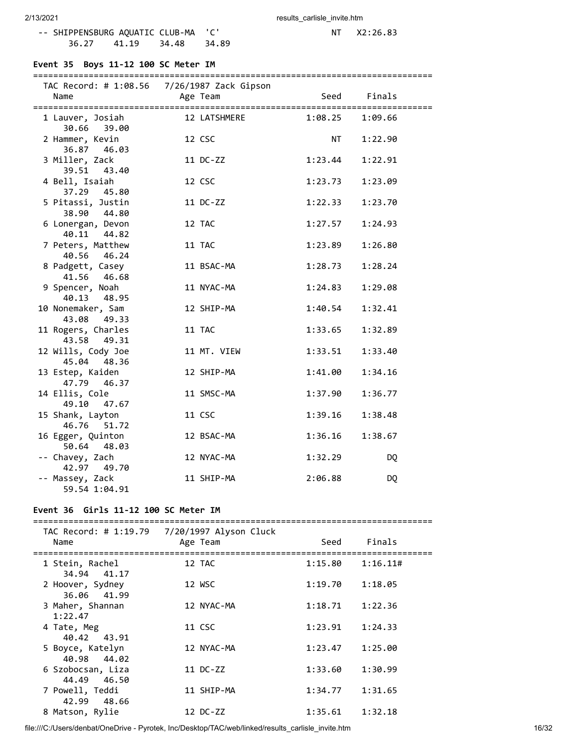| | Team | | | Seed | Finals |
|---|---|---|---|---|---|
| -- | SHIPPENSBURG AQUATIC CLUB-MA 'C' | | | NT | X2:26.83 |
| | 36.27 | 41.19 | 34.48 | 34.89 | |

## Event 35 Boys 11-12 100 SC Meter IM

TAC Record: # 1:08.56 7/26/1987 Zack Gipson

| Name | Age | Team | Seed | Finals |
|---|---|---|---|---|
| 1 Lauver, Josiah | 12 | LATSHMERE | 1:08.25 | 1:09.66 |
| 30.66 39.00 | | | | |
| 2 Hammer, Kevin | 12 | CSC | NT | 1:22.90 |
| 36.87 46.03 | | | | |
| 3 Miller, Zack | 11 | DC-ZZ | 1:23.44 | 1:22.91 |
| 39.51 43.40 | | | | |
| 4 Bell, Isaiah | 12 | CSC | 1:23.73 | 1:23.09 |
| 37.29 45.80 | | | | |
| 5 Pitassi, Justin | 11 | DC-ZZ | 1:22.33 | 1:23.70 |
| 38.90 44.80 | | | | |
| 6 Lonergan, Devon | 12 | TAC | 1:27.57 | 1:24.93 |
| 40.11 44.82 | | | | |
| 7 Peters, Matthew | 11 | TAC | 1:23.89 | 1:26.80 |
| 40.56 46.24 | | | | |
| 8 Padgett, Casey | 11 | BSAC-MA | 1:28.73 | 1:28.24 |
| 41.56 46.68 | | | | |
| 9 Spencer, Noah | 11 | NYAC-MA | 1:24.83 | 1:29.08 |
| 40.13 48.95 | | | | |
| 10 Nonemaker, Sam | 12 | SHIP-MA | 1:40.54 | 1:32.41 |
| 43.08 49.33 | | | | |
| 11 Rogers, Charles | 11 | TAC | 1:33.65 | 1:32.89 |
| 43.58 49.31 | | | | |
| 12 Wills, Cody Joe | 11 | MT. VIEW | 1:33.51 | 1:33.40 |
| 45.04 48.36 | | | | |
| 13 Estep, Kaiden | 12 | SHIP-MA | 1:41.00 | 1:34.16 |
| 47.79 46.37 | | | | |
| 14 Ellis, Cole | 11 | SMSC-MA | 1:37.90 | 1:36.77 |
| 49.10 47.67 | | | | |
| 15 Shank, Layton | 11 | CSC | 1:39.16 | 1:38.48 |
| 46.76 51.72 | | | | |
| 16 Egger, Quinton | 12 | BSAC-MA | 1:36.16 | 1:38.67 |
| 50.64 48.03 | | | | |
| -- Chavey, Zach | 12 | NYAC-MA | 1:32.29 | DQ |
| 42.97 49.70 | | | | |
| -- Massey, Zack | 11 | SHIP-MA | 2:06.88 | DQ |
| 59.54 1:04.91 | | | | |

## Event 36 Girls 11-12 100 SC Meter IM

TAC Record: # 1:19.79 7/20/1997 Alyson Cluck

| Name | Age | Team | Seed | Finals |
|---|---|---|---|---|
| 1 Stein, Rachel | 12 | TAC | 1:15.80 | 1:16.11# |
| 34.94 41.17 | | | | |
| 2 Hoover, Sydney | 12 | WSC | 1:19.70 | 1:18.05 |
| 36.06 41.99 | | | | |
| 3 Maher, Shannan | 12 | NYAC-MA | 1:18.71 | 1:22.36 |
| 1:22.47 | | | | |
| 4 Tate, Meg | 11 | CSC | 1:23.91 | 1:24.33 |
| 40.42 43.91 | | | | |
| 5 Boyce, Katelyn | 12 | NYAC-MA | 1:23.47 | 1:25.00 |
| 40.98 44.02 | | | | |
| 6 Szobocsan, Liza | 11 | DC-ZZ | 1:33.60 | 1:30.99 |
| 44.49 46.50 | | | | |
| 7 Powell, Teddi | 11 | SHIP-MA | 1:34.77 | 1:31.65 |
| 42.99 48.66 | | | | |
| 8 Matson, Rylie | 12 | DC-ZZ | 1:35.61 | 1:32.18 |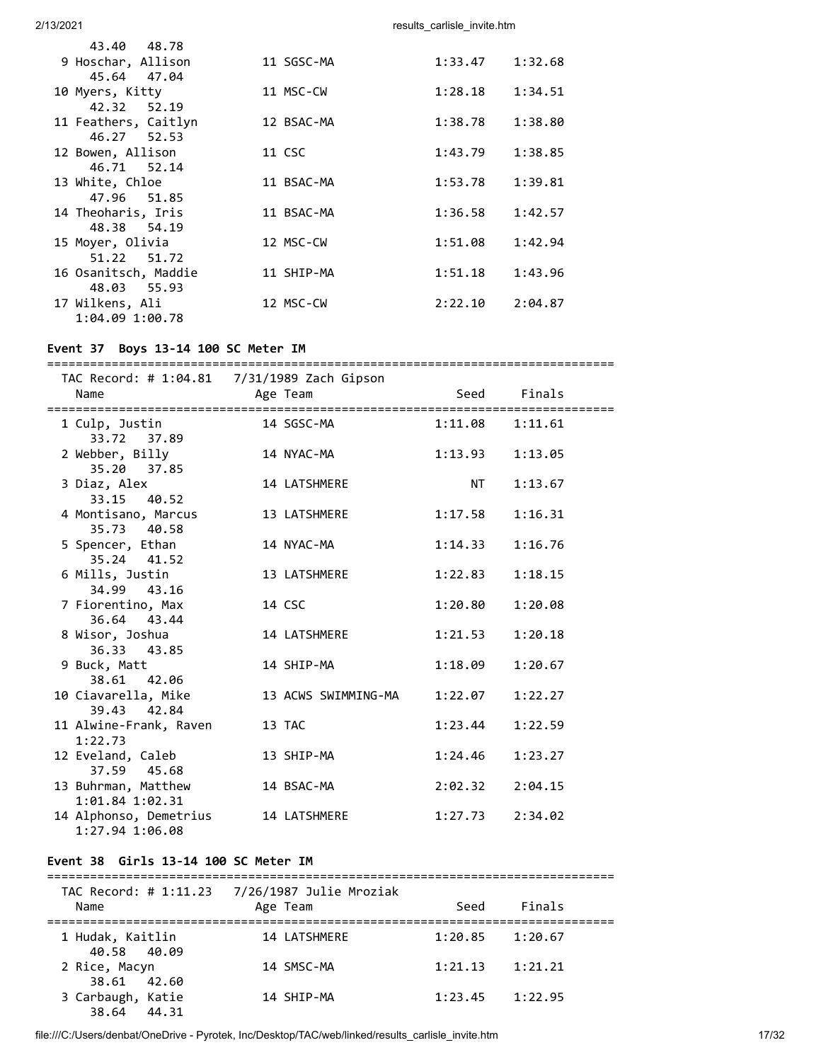```
    43.40   48.78
  9 Hoschar, Allison          11 SGSC-MA              1:33.47    1:32.68
    45.64   47.04
 10 Myers, Kitty              11 MSC-CW               1:28.18    1:34.51
    42.32   52.19
 11 Feathers, Caitlyn         12 BSAC-MA              1:38.78    1:38.80
    46.27   52.53
 12 Bowen, Allison            11 CSC                  1:43.79    1:38.85
    46.71   52.14
 13 White, Chloe              11 BSAC-MA              1:53.78    1:39.81
    47.96   51.85
 14 Theoharis, Iris           11 BSAC-MA              1:36.58    1:42.57
    48.38   54.19
 15 Moyer, Olivia             12 MSC-CW               1:51.08    1:42.94
    51.22   51.72
 16 Osanitsch, Maddie         11 SHIP-MA              1:51.18    1:43.96
    48.03   55.93
 17 Wilkens, Ali              12 MSC-CW               2:22.10    2:04.87
    1:04.09 1:00.78
```

### Event 37  Boys 13-14 100 SC Meter IM

```
===============================================================================
  TAC Record: # 1:04.81   7/31/1989 Zach Gipson
    Name                    Age Team                    Seed     Finals
===============================================================================
  1 Culp, Justin              14 SGSC-MA              1:11.08    1:11.61
    33.72   37.89
  2 Webber, Billy             14 NYAC-MA              1:13.93    1:13.05
    35.20   37.85
  3 Diaz, Alex                14 LATSHMERE                 NT    1:13.67
    33.15   40.52
  4 Montisano, Marcus         13 LATSHMERE            1:17.58    1:16.31
    35.73   40.58
  5 Spencer, Ethan            14 NYAC-MA              1:14.33    1:16.76
    35.24   41.52
  6 Mills, Justin             13 LATSHMERE            1:22.83    1:18.15
    34.99   43.16
  7 Fiorentino, Max           14 CSC                  1:20.80    1:20.08
    36.64   43.44
  8 Wisor, Joshua             14 LATSHMERE            1:21.53    1:20.18
    36.33   43.85
  9 Buck, Matt                14 SHIP-MA              1:18.09    1:20.67
    38.61   42.06
 10 Ciavarella, Mike          13 ACWS SWIMMING-MA     1:22.07    1:22.27
    39.43   42.84
 11 Alwine-Frank, Raven       13 TAC                  1:23.44    1:22.59
    1:22.73
 12 Eveland, Caleb            13 SHIP-MA              1:24.46    1:23.27
    37.59   45.68
 13 Buhrman, Matthew          14 BSAC-MA              2:02.32    2:04.15
    1:01.84 1:02.31
 14 Alphonso, Demetrius       14 LATSHMERE            1:27.73    2:34.02
    1:27.94 1:06.08
```

### Event 38  Girls 13-14 100 SC Meter IM

```
===============================================================================
  TAC Record: # 1:11.23   7/26/1987 Julie Mroziak
    Name                    Age Team                    Seed     Finals
===============================================================================
  1 Hudak, Kaitlin            14 LATSHMERE            1:20.85    1:20.67
    40.58   40.09
  2 Rice, Macyn               14 SMSC-MA              1:21.13    1:21.21
    38.61   42.60
  3 Carbaugh, Katie           14 SHIP-MA              1:23.45    1:22.95
    38.64   44.31
```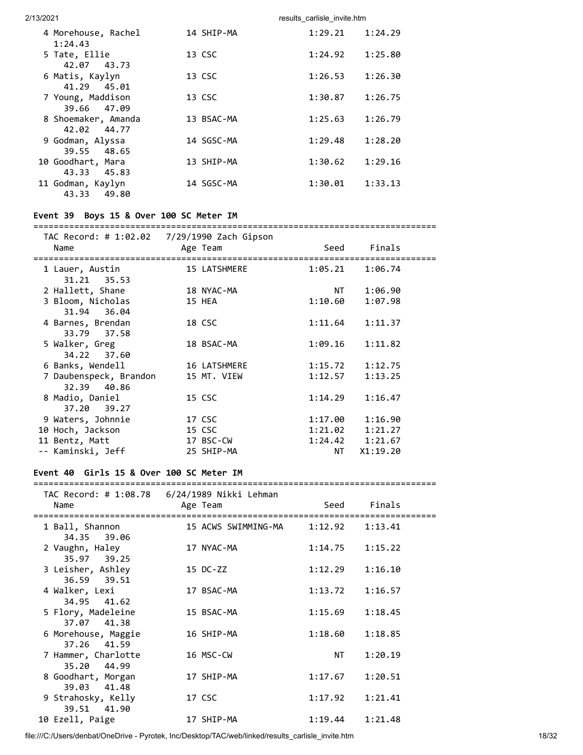```
  4 Morehouse, Rachel        14 SHIP-MA             1:29.21    1:24.29  
     1:24.43
  5 Tate, Ellie              13 CSC                 1:24.92    1:25.80  
     42.07    43.73
  6 Matis, Kaylyn            13 CSC                 1:26.53    1:26.30  
     41.29    45.01
  7 Young, Maddison          13 CSC                 1:30.87    1:26.75  
     39.66    47.09
  8 Shoemaker, Amanda        13 BSAC-MA             1:25.63    1:26.79  
     42.02    44.77
  9 Godman, Alyssa           14 SGSC-MA             1:29.48    1:28.20  
     39.55    48.65
 10 Goodhart, Mara           13 SHIP-MA             1:30.62    1:29.16  
     43.33    45.83
 11 Godman, Kaylyn           14 SGSC-MA             1:30.01    1:33.13  
     43.33    49.80
```

### Event 39  Boys 15 & Over 100 SC Meter IM

```
===============================================================================
  TAC Record: # 1:02.02   7/29/1990 Zach Gipson         
    Name                    Age Team                    Seed     Finals      
===============================================================================
  1 Lauer, Austin            15 LATSHMERE           1:05.21    1:06.74  
     31.21    35.53
  2 Hallett, Shane           18 NYAC-MA                  NT    1:06.90  
  3 Bloom, Nicholas          15 HEA                 1:10.60    1:07.98  
     31.94    36.04
  4 Barnes, Brendan          18 CSC                 1:11.64    1:11.37  
     33.79    37.58
  5 Walker, Greg             18 BSAC-MA             1:09.16    1:11.82  
     34.22    37.60
  6 Banks, Wendell           16 LATSHMERE           1:15.72    1:12.75  
  7 Daubenspeck, Brandon     15 MT. VIEW            1:12.57    1:13.25  
     32.39    40.86
  8 Madio, Daniel            15 CSC                 1:14.29    1:16.47  
     37.20    39.27
  9 Waters, Johnnie          17 CSC                 1:17.00    1:16.90  
 10 Hoch, Jackson            15 CSC                 1:21.02    1:21.27  
 11 Bentz, Matt              17 BSC-CW              1:24.42    1:21.67  
 -- Kaminski, Jeff           25 SHIP-MA                  NT   X1:19.20  
```

### Event 40  Girls 15 & Over 100 SC Meter IM

```
===============================================================================
  TAC Record: # 1:08.78   6/24/1989 Nikki Lehman        
    Name                    Age Team                    Seed     Finals      
===============================================================================
  1 Ball, Shannon            15 ACWS SWIMMING-MA    1:12.92    1:13.41  
     34.35    39.06
  2 Vaughn, Haley            17 NYAC-MA             1:14.75    1:15.22  
     35.97    39.25
  3 Leisher, Ashley          15 DC-ZZ               1:12.29    1:16.10  
     36.59    39.51
  4 Walker, Lexi             17 BSAC-MA             1:13.72    1:16.57  
     34.95    41.62
  5 Flory, Madeleine         15 BSAC-MA             1:15.69    1:18.45  
     37.07    41.38
  6 Morehouse, Maggie        16 SHIP-MA             1:18.60    1:18.85  
     37.26    41.59
  7 Hammer, Charlotte        16 MSC-CW                   NT    1:20.19  
     35.20    44.99
  8 Goodhart, Morgan         17 SHIP-MA             1:17.67    1:20.51  
     39.03    41.48
  9 Strahosky, Kelly         17 CSC                 1:17.92    1:21.41  
     39.51    41.90
 10 Ezell, Paige             17 SHIP-MA             1:19.44    1:21.48  
```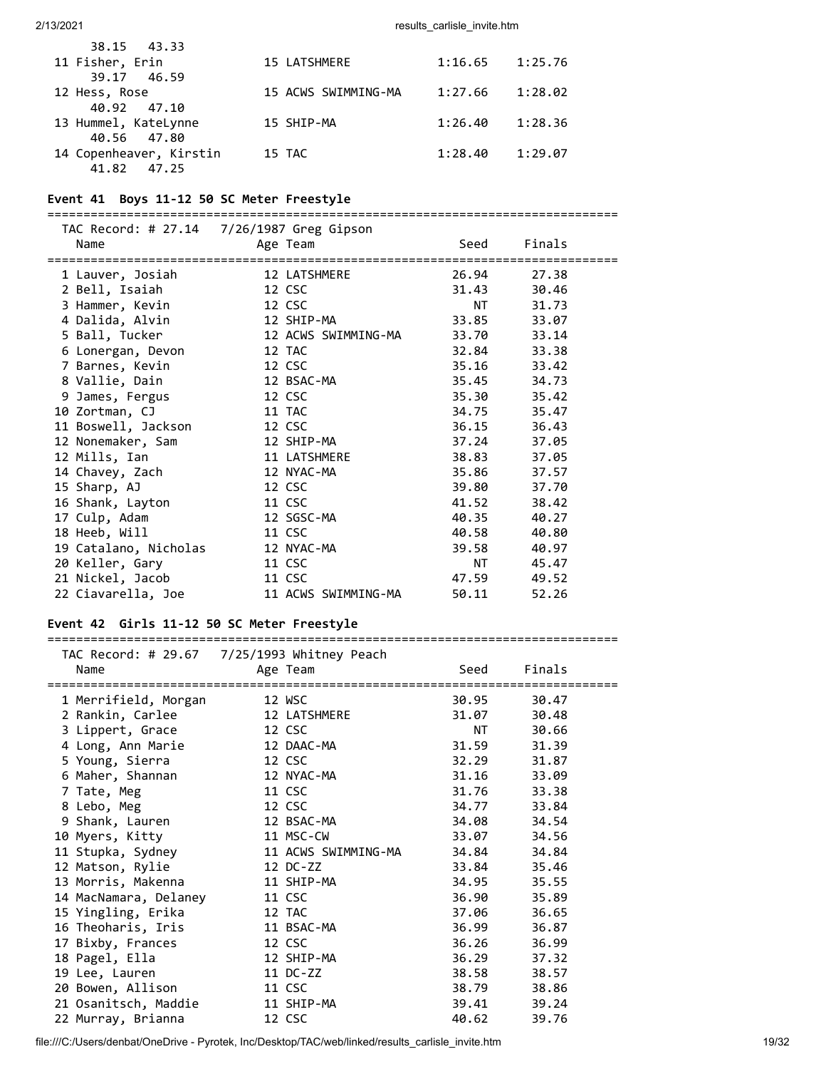| Name | Age Team | Seed | Finals |
|---|---|---|---|
| | | | |
| 38.15 43.33 | | | |
| 11 Fisher, Erin | 15 LATSHMERE | 1:16.65 | 1:25.76 |
| 39.17 46.59 | | | |
| 12 Hess, Rose | 15 ACWS SWIMMING-MA | 1:27.66 | 1:28.02 |
| 40.92 47.10 | | | |
| 13 Hummel, KateLynne | 15 SHIP-MA | 1:26.40 | 1:28.36 |
| 40.56 47.80 | | | |
| 14 Copenheaver, Kirstin | 15 TAC | 1:28.40 | 1:29.07 |
| 41.82 47.25 | | | |

### Event 41 Boys 11-12 50 SC Meter Freestyle

TAC Record: # 27.14 7/26/1987 Greg Gipson

| Name | Age Team | Seed | Finals |
|---|---|---|---|
| 1 Lauver, Josiah | 12 LATSHMERE | 26.94 | 27.38 |
| 2 Bell, Isaiah | 12 CSC | 31.43 | 30.46 |
| 3 Hammer, Kevin | 12 CSC | NT | 31.73 |
| 4 Dalida, Alvin | 12 SHIP-MA | 33.85 | 33.07 |
| 5 Ball, Tucker | 12 ACWS SWIMMING-MA | 33.70 | 33.14 |
| 6 Lonergan, Devon | 12 TAC | 32.84 | 33.38 |
| 7 Barnes, Kevin | 12 CSC | 35.16 | 33.42 |
| 8 Vallie, Dain | 12 BSAC-MA | 35.45 | 34.73 |
| 9 James, Fergus | 12 CSC | 35.30 | 35.42 |
| 10 Zortman, CJ | 11 TAC | 34.75 | 35.47 |
| 11 Boswell, Jackson | 12 CSC | 36.15 | 36.43 |
| 12 Nonemaker, Sam | 12 SHIP-MA | 37.24 | 37.05 |
| 12 Mills, Ian | 11 LATSHMERE | 38.83 | 37.05 |
| 14 Chavey, Zach | 12 NYAC-MA | 35.86 | 37.57 |
| 15 Sharp, AJ | 12 CSC | 39.80 | 37.70 |
| 16 Shank, Layton | 11 CSC | 41.52 | 38.42 |
| 17 Culp, Adam | 12 SGSC-MA | 40.35 | 40.27 |
| 18 Heeb, Will | 11 CSC | 40.58 | 40.80 |
| 19 Catalano, Nicholas | 12 NYAC-MA | 39.58 | 40.97 |
| 20 Keller, Gary | 11 CSC | NT | 45.47 |
| 21 Nickel, Jacob | 11 CSC | 47.59 | 49.52 |
| 22 Ciavarella, Joe | 11 ACWS SWIMMING-MA | 50.11 | 52.26 |

### Event 42 Girls 11-12 50 SC Meter Freestyle

TAC Record: # 29.67 7/25/1993 Whitney Peach

| Name | Age Team | Seed | Finals |
|---|---|---|---|
| 1 Merrifield, Morgan | 12 WSC | 30.95 | 30.47 |
| 2 Rankin, Carlee | 12 LATSHMERE | 31.07 | 30.48 |
| 3 Lippert, Grace | 12 CSC | NT | 30.66 |
| 4 Long, Ann Marie | 12 DAAC-MA | 31.59 | 31.39 |
| 5 Young, Sierra | 12 CSC | 32.29 | 31.87 |
| 6 Maher, Shannan | 12 NYAC-MA | 31.16 | 33.09 |
| 7 Tate, Meg | 11 CSC | 31.76 | 33.38 |
| 8 Lebo, Meg | 12 CSC | 34.77 | 33.84 |
| 9 Shank, Lauren | 12 BSAC-MA | 34.08 | 34.54 |
| 10 Myers, Kitty | 11 MSC-CW | 33.07 | 34.56 |
| 11 Stupka, Sydney | 11 ACWS SWIMMING-MA | 34.84 | 34.84 |
| 12 Matson, Rylie | 12 DC-ZZ | 33.84 | 35.46 |
| 13 Morris, Makenna | 11 SHIP-MA | 34.95 | 35.55 |
| 14 MacNamara, Delaney | 11 CSC | 36.90 | 35.89 |
| 15 Yingling, Erika | 12 TAC | 37.06 | 36.65 |
| 16 Theoharis, Iris | 11 BSAC-MA | 36.99 | 36.87 |
| 17 Bixby, Frances | 12 CSC | 36.26 | 36.99 |
| 18 Pagel, Ella | 12 SHIP-MA | 36.29 | 37.32 |
| 19 Lee, Lauren | 11 DC-ZZ | 38.58 | 38.57 |
| 20 Bowen, Allison | 11 CSC | 38.79 | 38.86 |
| 21 Osanitsch, Maddie | 11 SHIP-MA | 39.41 | 39.24 |
| 22 Murray, Brianna | 12 CSC | 40.62 | 39.76 |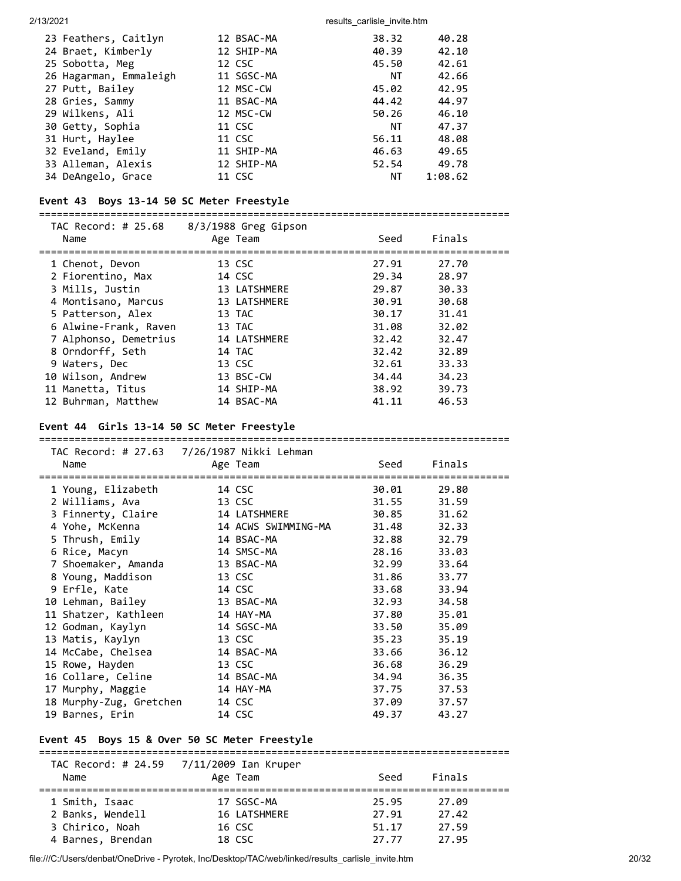| Name | Age | Team | Seed | Finals |
|---|---|---|---|---|
| 23 Feathers, Caitlyn | 12 | BSAC-MA | 38.32 | 40.28 |
| 24 Braet, Kimberly | 12 | SHIP-MA | 40.39 | 42.10 |
| 25 Sobotta, Meg | 12 | CSC | 45.50 | 42.61 |
| 26 Hagarman, Emmaleigh | 11 | SGSC-MA | NT | 42.66 |
| 27 Putt, Bailey | 12 | MSC-CW | 45.02 | 42.95 |
| 28 Gries, Sammy | 11 | BSAC-MA | 44.42 | 44.97 |
| 29 Wilkens, Ali | 12 | MSC-CW | 50.26 | 46.10 |
| 30 Getty, Sophia | 11 | CSC | NT | 47.37 |
| 31 Hurt, Haylee | 11 | CSC | 56.11 | 48.08 |
| 32 Eveland, Emily | 11 | SHIP-MA | 46.63 | 49.65 |
| 33 Alleman, Alexis | 12 | SHIP-MA | 52.54 | 49.78 |
| 34 DeAngelo, Grace | 11 | CSC | NT | 1:08.62 |

### Event 43 Boys 13-14 50 SC Meter Freestyle

TAC Record: # 25.68 8/3/1988 Greg Gipson

| Name | Age | Team | Seed | Finals |
|---|---|---|---|---|
| 1 Chenot, Devon | 13 | CSC | 27.91 | 27.70 |
| 2 Fiorentino, Max | 14 | CSC | 29.34 | 28.97 |
| 3 Mills, Justin | 13 | LATSHMERE | 29.87 | 30.33 |
| 4 Montisano, Marcus | 13 | LATSHMERE | 30.91 | 30.68 |
| 5 Patterson, Alex | 13 | TAC | 30.17 | 31.41 |
| 6 Alwine-Frank, Raven | 13 | TAC | 31.08 | 32.02 |
| 7 Alphonso, Demetrius | 14 | LATSHMERE | 32.42 | 32.47 |
| 8 Orndorff, Seth | 14 | TAC | 32.42 | 32.89 |
| 9 Waters, Dec | 13 | CSC | 32.61 | 33.33 |
| 10 Wilson, Andrew | 13 | BSC-CW | 34.44 | 34.23 |
| 11 Manetta, Titus | 14 | SHIP-MA | 38.92 | 39.73 |
| 12 Buhrman, Matthew | 14 | BSAC-MA | 41.11 | 46.53 |

### Event 44 Girls 13-14 50 SC Meter Freestyle

TAC Record: # 27.63 7/26/1987 Nikki Lehman

| Name | Age | Team | Seed | Finals |
|---|---|---|---|---|
| 1 Young, Elizabeth | 14 | CSC | 30.01 | 29.80 |
| 2 Williams, Ava | 13 | CSC | 31.55 | 31.59 |
| 3 Finnerty, Claire | 14 | LATSHMERE | 30.85 | 31.62 |
| 4 Yohe, McKenna | 14 | ACWS SWIMMING-MA | 31.48 | 32.33 |
| 5 Thrush, Emily | 14 | BSAC-MA | 32.88 | 32.79 |
| 6 Rice, Macyn | 14 | SMSC-MA | 28.16 | 33.03 |
| 7 Shoemaker, Amanda | 13 | BSAC-MA | 32.99 | 33.64 |
| 8 Young, Maddison | 13 | CSC | 31.86 | 33.77 |
| 9 Erfle, Kate | 14 | CSC | 33.68 | 33.94 |
| 10 Lehman, Bailey | 13 | BSAC-MA | 32.93 | 34.58 |
| 11 Shatzer, Kathleen | 14 | HAY-MA | 37.80 | 35.01 |
| 12 Godman, Kaylyn | 14 | SGSC-MA | 33.50 | 35.09 |
| 13 Matis, Kaylyn | 13 | CSC | 35.23 | 35.19 |
| 14 McCabe, Chelsea | 14 | BSAC-MA | 33.66 | 36.12 |
| 15 Rowe, Hayden | 13 | CSC | 36.68 | 36.29 |
| 16 Collare, Celine | 14 | BSAC-MA | 34.94 | 36.35 |
| 17 Murphy, Maggie | 14 | HAY-MA | 37.75 | 37.53 |
| 18 Murphy-Zug, Gretchen | 14 | CSC | 37.09 | 37.57 |
| 19 Barnes, Erin | 14 | CSC | 49.37 | 43.27 |

### Event 45 Boys 15 & Over 50 SC Meter Freestyle

TAC Record: # 24.59 7/11/2009 Ian Kruper

| Name | Age | Team | Seed | Finals |
|---|---|---|---|---|
| 1 Smith, Isaac | 17 | SGSC-MA | 25.95 | 27.09 |
| 2 Banks, Wendell | 16 | LATSHMERE | 27.91 | 27.42 |
| 3 Chirico, Noah | 16 | CSC | 51.17 | 27.59 |
| 4 Barnes, Brendan | 18 | CSC | 27.77 | 27.95 |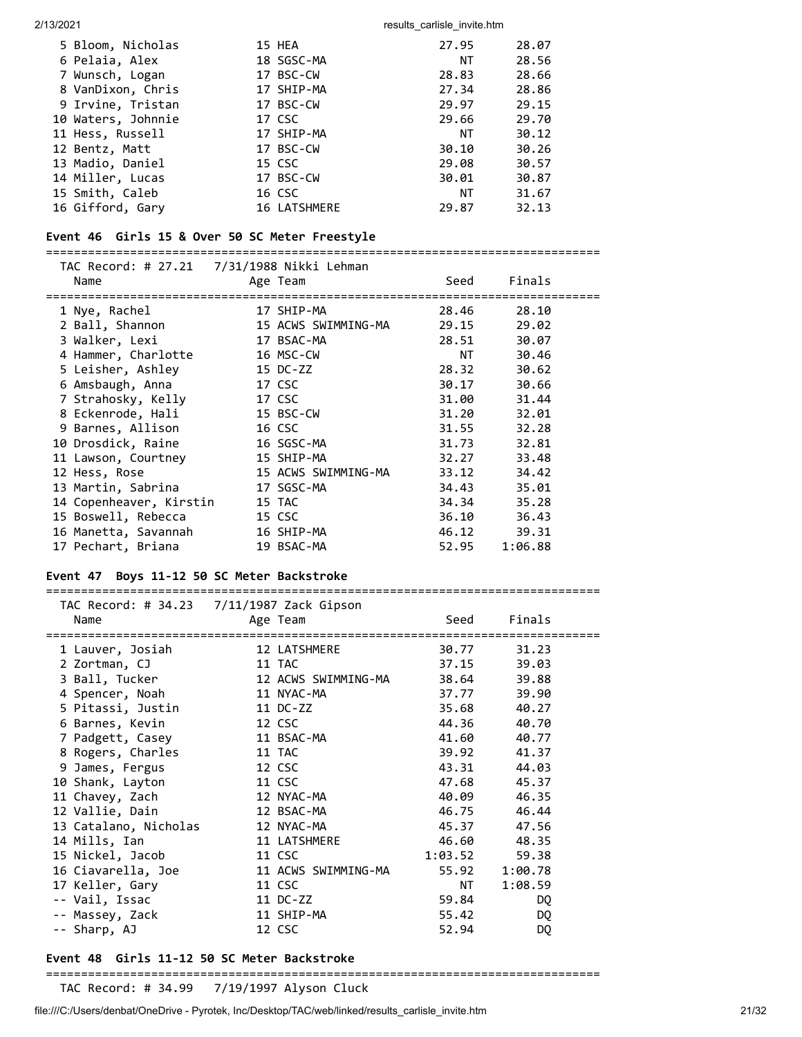| Name | Age | Team | Seed | Finals |
|---|---|---|---|---|
| 5 Bloom, Nicholas | 15 | HEA | 27.95 | 28.07 |
| 6 Pelaia, Alex | 18 | SGSC-MA | NT | 28.56 |
| 7 Wunsch, Logan | 17 | BSC-CW | 28.83 | 28.66 |
| 8 VanDixon, Chris | 17 | SHIP-MA | 27.34 | 28.86 |
| 9 Irvine, Tristan | 17 | BSC-CW | 29.97 | 29.15 |
| 10 Waters, Johnnie | 17 | CSC | 29.66 | 29.70 |
| 11 Hess, Russell | 17 | SHIP-MA | NT | 30.12 |
| 12 Bentz, Matt | 17 | BSC-CW | 30.10 | 30.26 |
| 13 Madio, Daniel | 15 | CSC | 29.08 | 30.57 |
| 14 Miller, Lucas | 17 | BSC-CW | 30.01 | 30.87 |
| 15 Smith, Caleb | 16 | CSC | NT | 31.67 |
| 16 Gifford, Gary | 16 | LATSHMERE | 29.87 | 32.13 |

### Event 46 Girls 15 & Over 50 SC Meter Freestyle

TAC Record: # 27.21 7/31/1988 Nikki Lehman

| Name | Age | Team | Seed | Finals |
|---|---|---|---|---|
| 1 Nye, Rachel | 17 | SHIP-MA | 28.46 | 28.10 |
| 2 Ball, Shannon | 15 | ACWS SWIMMING-MA | 29.15 | 29.02 |
| 3 Walker, Lexi | 17 | BSAC-MA | 28.51 | 30.07 |
| 4 Hammer, Charlotte | 16 | MSC-CW | NT | 30.46 |
| 5 Leisher, Ashley | 15 | DC-ZZ | 28.32 | 30.62 |
| 6 Amsbaugh, Anna | 17 | CSC | 30.17 | 30.66 |
| 7 Strahosky, Kelly | 17 | CSC | 31.00 | 31.44 |
| 8 Eckenrode, Hali | 15 | BSC-CW | 31.20 | 32.01 |
| 9 Barnes, Allison | 16 | CSC | 31.55 | 32.28 |
| 10 Drosdick, Raine | 16 | SGSC-MA | 31.73 | 32.81 |
| 11 Lawson, Courtney | 15 | SHIP-MA | 32.27 | 33.48 |
| 12 Hess, Rose | 15 | ACWS SWIMMING-MA | 33.12 | 34.42 |
| 13 Martin, Sabrina | 17 | SGSC-MA | 34.43 | 35.01 |
| 14 Copenheaver, Kirstin | 15 | TAC | 34.34 | 35.28 |
| 15 Boswell, Rebecca | 15 | CSC | 36.10 | 36.43 |
| 16 Manetta, Savannah | 16 | SHIP-MA | 46.12 | 39.31 |
| 17 Pechart, Briana | 19 | BSAC-MA | 52.95 | 1:06.88 |

### Event 47 Boys 11-12 50 SC Meter Backstroke

TAC Record: # 34.23 7/11/1987 Zack Gipson

| Name | Age | Team | Seed | Finals |
|---|---|---|---|---|
| 1 Lauver, Josiah | 12 | LATSHMERE | 30.77 | 31.23 |
| 2 Zortman, CJ | 11 | TAC | 37.15 | 39.03 |
| 3 Ball, Tucker | 12 | ACWS SWIMMING-MA | 38.64 | 39.88 |
| 4 Spencer, Noah | 11 | NYAC-MA | 37.77 | 39.90 |
| 5 Pitassi, Justin | 11 | DC-ZZ | 35.68 | 40.27 |
| 6 Barnes, Kevin | 12 | CSC | 44.36 | 40.70 |
| 7 Padgett, Casey | 11 | BSAC-MA | 41.60 | 40.77 |
| 8 Rogers, Charles | 11 | TAC | 39.92 | 41.37 |
| 9 James, Fergus | 12 | CSC | 43.31 | 44.03 |
| 10 Shank, Layton | 11 | CSC | 47.68 | 45.37 |
| 11 Chavey, Zach | 12 | NYAC-MA | 40.09 | 46.35 |
| 12 Vallie, Dain | 12 | BSAC-MA | 46.75 | 46.44 |
| 13 Catalano, Nicholas | 12 | NYAC-MA | 45.37 | 47.56 |
| 14 Mills, Ian | 11 | LATSHMERE | 46.60 | 48.35 |
| 15 Nickel, Jacob | 11 | CSC | 1:03.52 | 59.38 |
| 16 Ciavarella, Joe | 11 | ACWS SWIMMING-MA | 55.92 | 1:00.78 |
| 17 Keller, Gary | 11 | CSC | NT | 1:08.59 |
| -- Vail, Issac | 11 | DC-ZZ | 59.84 | DQ |
| -- Massey, Zack | 11 | SHIP-MA | 55.42 | DQ |
| -- Sharp, AJ | 12 | CSC | 52.94 | DQ |

### Event 48 Girls 11-12 50 SC Meter Backstroke

TAC Record: # 34.99 7/19/1997 Alyson Cluck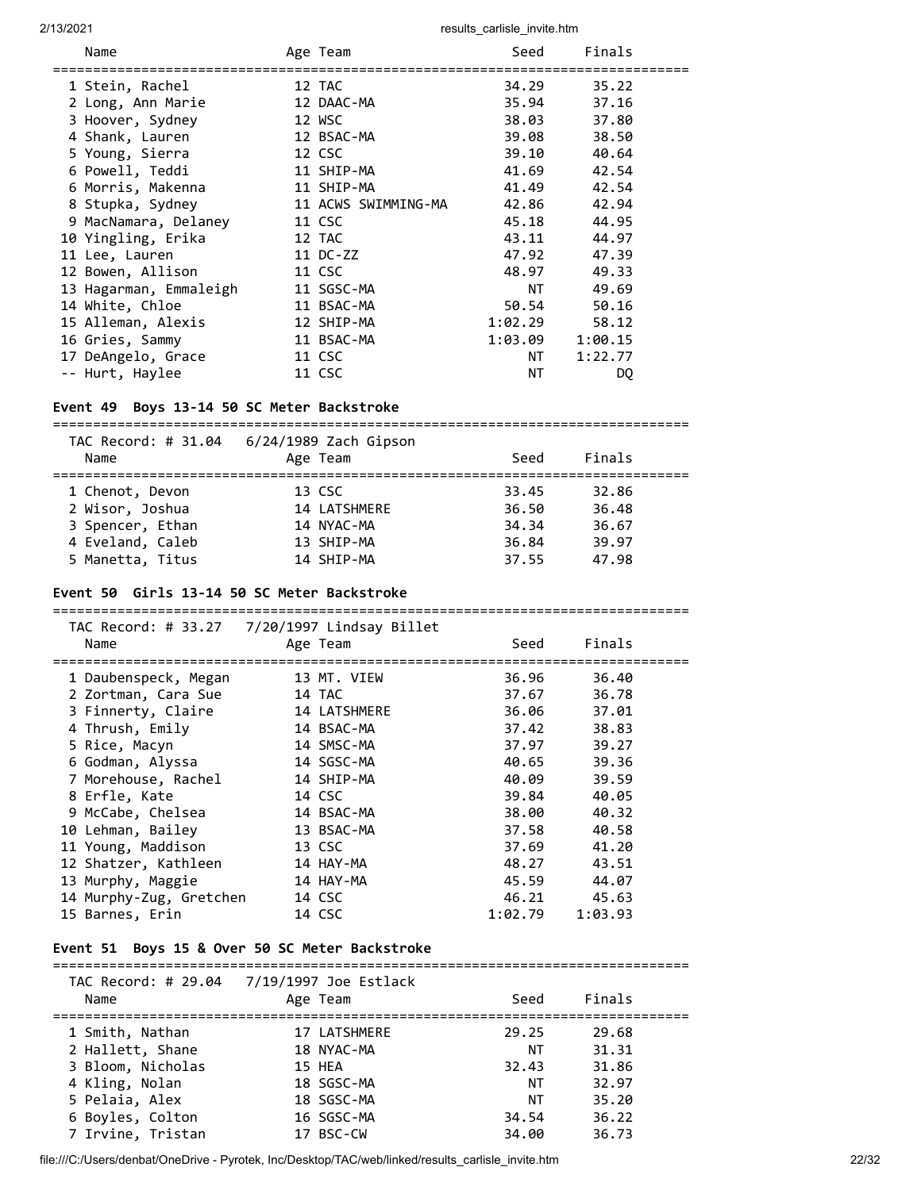| Name | Age | Team | Seed | Finals |
|---|---|---|---|---|
| 1 Stein, Rachel | 12 | TAC | 34.29 | 35.22 |
| 2 Long, Ann Marie | 12 | DAAC-MA | 35.94 | 37.16 |
| 3 Hoover, Sydney | 12 | WSC | 38.03 | 37.80 |
| 4 Shank, Lauren | 12 | BSAC-MA | 39.08 | 38.50 |
| 5 Young, Sierra | 12 | CSC | 39.10 | 40.64 |
| 6 Powell, Teddi | 11 | SHIP-MA | 41.69 | 42.54 |
| 6 Morris, Makenna | 11 | SHIP-MA | 41.49 | 42.54 |
| 8 Stupka, Sydney | 11 | ACWS SWIMMING-MA | 42.86 | 42.94 |
| 9 MacNamara, Delaney | 11 | CSC | 45.18 | 44.95 |
| 10 Yingling, Erika | 12 | TAC | 43.11 | 44.97 |
| 11 Lee, Lauren | 11 | DC-ZZ | 47.92 | 47.39 |
| 12 Bowen, Allison | 11 | CSC | 48.97 | 49.33 |
| 13 Hagarman, Emmaleigh | 11 | SGSC-MA | NT | 49.69 |
| 14 White, Chloe | 11 | BSAC-MA | 50.54 | 50.16 |
| 15 Alleman, Alexis | 12 | SHIP-MA | 1:02.29 | 58.12 |
| 16 Gries, Sammy | 11 | BSAC-MA | 1:03.09 | 1:00.15 |
| 17 DeAngelo, Grace | 11 | CSC | NT | 1:22.77 |
| -- Hurt, Haylee | 11 | CSC | NT | DQ |

### Event 49 Boys 13-14 50 SC Meter Backstroke

TAC Record: # 31.04 6/24/1989 Zach Gipson

| Name | Age | Team | Seed | Finals |
|---|---|---|---|---|
| 1 Chenot, Devon | 13 | CSC | 33.45 | 32.86 |
| 2 Wisor, Joshua | 14 | LATSHMERE | 36.50 | 36.48 |
| 3 Spencer, Ethan | 14 | NYAC-MA | 34.34 | 36.67 |
| 4 Eveland, Caleb | 13 | SHIP-MA | 36.84 | 39.97 |
| 5 Manetta, Titus | 14 | SHIP-MA | 37.55 | 47.98 |

### Event 50 Girls 13-14 50 SC Meter Backstroke

TAC Record: # 33.27 7/20/1997 Lindsay Billet

| Name | Age | Team | Seed | Finals |
|---|---|---|---|---|
| 1 Daubenspeck, Megan | 13 | MT. VIEW | 36.96 | 36.40 |
| 2 Zortman, Cara Sue | 14 | TAC | 37.67 | 36.78 |
| 3 Finnerty, Claire | 14 | LATSHMERE | 36.06 | 37.01 |
| 4 Thrush, Emily | 14 | BSAC-MA | 37.42 | 38.83 |
| 5 Rice, Macyn | 14 | SMSC-MA | 37.97 | 39.27 |
| 6 Godman, Alyssa | 14 | SGSC-MA | 40.65 | 39.36 |
| 7 Morehouse, Rachel | 14 | SHIP-MA | 40.09 | 39.59 |
| 8 Erfle, Kate | 14 | CSC | 39.84 | 40.05 |
| 9 McCabe, Chelsea | 14 | BSAC-MA | 38.00 | 40.32 |
| 10 Lehman, Bailey | 13 | BSAC-MA | 37.58 | 40.58 |
| 11 Young, Maddison | 13 | CSC | 37.69 | 41.20 |
| 12 Shatzer, Kathleen | 14 | HAY-MA | 48.27 | 43.51 |
| 13 Murphy, Maggie | 14 | HAY-MA | 45.59 | 44.07 |
| 14 Murphy-Zug, Gretchen | 14 | CSC | 46.21 | 45.63 |
| 15 Barnes, Erin | 14 | CSC | 1:02.79 | 1:03.93 |

### Event 51 Boys 15 & Over 50 SC Meter Backstroke

TAC Record: # 29.04 7/19/1997 Joe Estlack

| Name | Age | Team | Seed | Finals |
|---|---|---|---|---|
| 1 Smith, Nathan | 17 | LATSHMERE | 29.25 | 29.68 |
| 2 Hallett, Shane | 18 | NYAC-MA | NT | 31.31 |
| 3 Bloom, Nicholas | 15 | HEA | 32.43 | 31.86 |
| 4 Kling, Nolan | 18 | SGSC-MA | NT | 32.97 |
| 5 Pelaia, Alex | 18 | SGSC-MA | NT | 35.20 |
| 6 Boyles, Colton | 16 | SGSC-MA | 34.54 | 36.22 |
| 7 Irvine, Tristan | 17 | BSC-CW | 34.00 | 36.73 |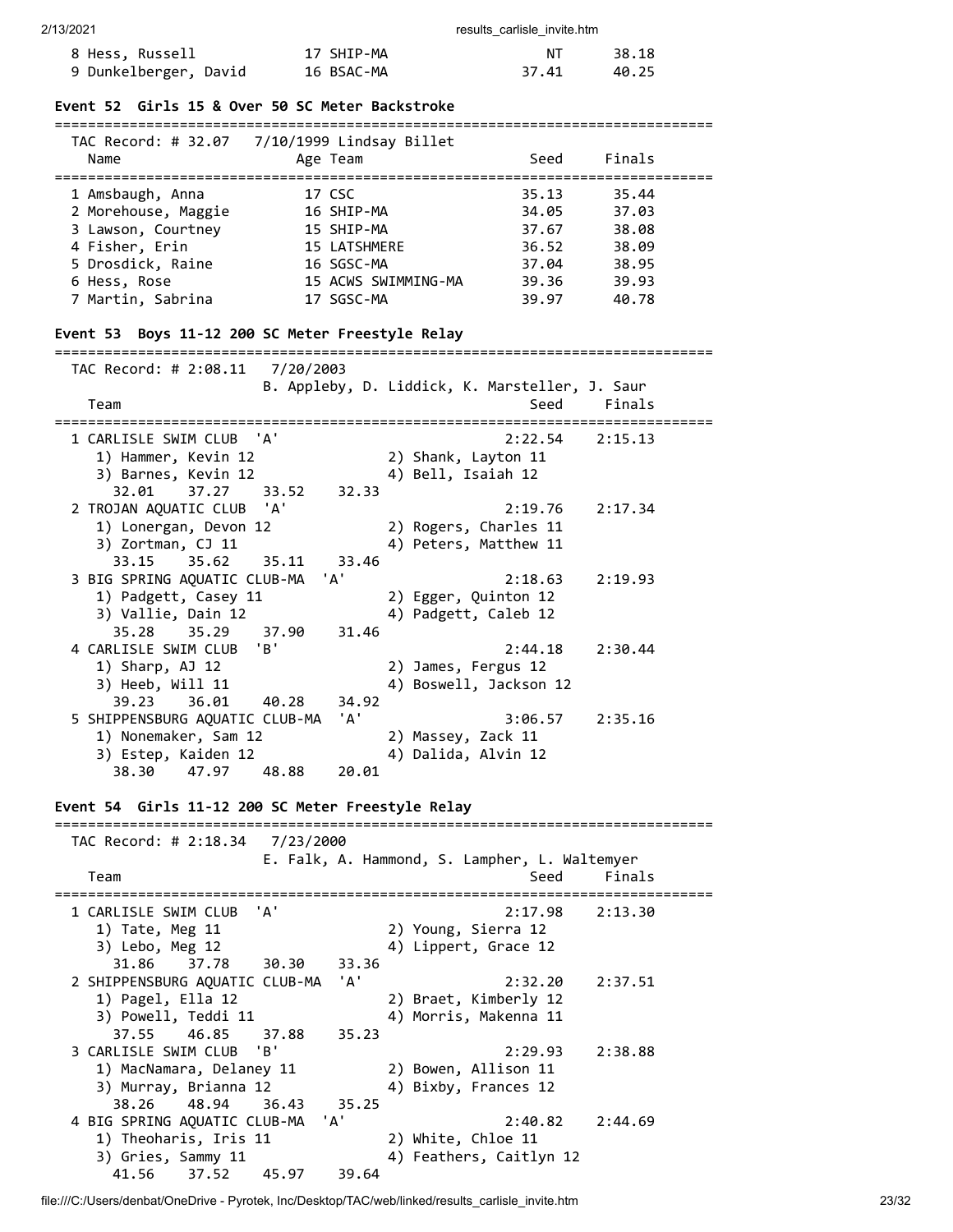| | Name | Age | Team | Seed | Finals |
|---|---|---|---|---|---|
| 8 | Hess, Russell | 17 | SHIP-MA | NT | 38.18 |
| 9 | Dunkelberger, David | 16 | BSAC-MA | 37.41 | 40.25 |

## Event 52 Girls 15 & Over 50 SC Meter Backstroke

TAC Record: # 32.07 7/10/1999 Lindsay Billet

| | Name | Age | Team | Seed | Finals |
|---|---|---|---|---|---|
| 1 | Amsbaugh, Anna | 17 | CSC | 35.13 | 35.44 |
| 2 | Morehouse, Maggie | 16 | SHIP-MA | 34.05 | 37.03 |
| 3 | Lawson, Courtney | 15 | SHIP-MA | 37.67 | 38.08 |
| 4 | Fisher, Erin | 15 | LATSHMERE | 36.52 | 38.09 |
| 5 | Drosdick, Raine | 16 | SGSC-MA | 37.04 | 38.95 |
| 6 | Hess, Rose | 15 | ACWS SWIMMING-MA | 39.36 | 39.93 |
| 7 | Martin, Sabrina | 17 | SGSC-MA | 39.97 | 40.78 |

## Event 53 Boys 11-12 200 SC Meter Freestyle Relay

TAC Record: # 2:08.11 7/20/2003
B. Appleby, D. Liddick, K. Marsteller, J. Saur

| | Team | Seed | Finals |
|---|---|---|---|
| 1 | CARLISLE SWIM CLUB 'A' | 2:22.54 | 2:15.13 |
| | 1) Hammer, Kevin 12; 2) Shank, Layton 11; 3) Barnes, Kevin 12; 4) Bell, Isaiah 12 | | |
| | 32.01 37.27 33.52 32.33 | | |
| 2 | TROJAN AQUATIC CLUB 'A' | 2:19.76 | 2:17.34 |
| | 1) Lonergan, Devon 12; 2) Rogers, Charles 11; 3) Zortman, CJ 11; 4) Peters, Matthew 11 | | |
| | 33.15 35.62 35.11 33.46 | | |
| 3 | BIG SPRING AQUATIC CLUB-MA 'A' | 2:18.63 | 2:19.93 |
| | 1) Padgett, Casey 11; 2) Egger, Quinton 12; 3) Vallie, Dain 12; 4) Padgett, Caleb 12 | | |
| | 35.28 35.29 37.90 31.46 | | |
| 4 | CARLISLE SWIM CLUB 'B' | 2:44.18 | 2:30.44 |
| | 1) Sharp, AJ 12; 2) James, Fergus 12; 3) Heeb, Will 11; 4) Boswell, Jackson 12 | | |
| | 39.23 36.01 40.28 34.92 | | |
| 5 | SHIPPENSBURG AQUATIC CLUB-MA 'A' | 3:06.57 | 2:35.16 |
| | 1) Nonemaker, Sam 12; 2) Massey, Zack 11; 3) Estep, Kaiden 12; 4) Dalida, Alvin 12 | | |
| | 38.30 47.97 48.88 20.01 | | |

## Event 54 Girls 11-12 200 SC Meter Freestyle Relay

TAC Record: # 2:18.34 7/23/2000
E. Falk, A. Hammond, S. Lampher, L. Waltemyer

| | Team | Seed | Finals |
|---|---|---|---|
| 1 | CARLISLE SWIM CLUB 'A' | 2:17.98 | 2:13.30 |
| | 1) Tate, Meg 11; 2) Young, Sierra 12; 3) Lebo, Meg 12; 4) Lippert, Grace 12 | | |
| | 31.86 37.78 30.30 33.36 | | |
| 2 | SHIPPENSBURG AQUATIC CLUB-MA 'A' | 2:32.20 | 2:37.51 |
| | 1) Pagel, Ella 12; 2) Braet, Kimberly 12; 3) Powell, Teddi 11; 4) Morris, Makenna 11 | | |
| | 37.55 46.85 37.88 35.23 | | |
| 3 | CARLISLE SWIM CLUB 'B' | 2:29.93 | 2:38.88 |
| | 1) MacNamara, Delaney 11; 2) Bowen, Allison 11; 3) Murray, Brianna 12; 4) Bixby, Frances 12 | | |
| | 38.26 48.94 36.43 35.25 | | |
| 4 | BIG SPRING AQUATIC CLUB-MA 'A' | 2:40.82 | 2:44.69 |
| | 1) Theoharis, Iris 11; 2) White, Chloe 11; 3) Gries, Sammy 11; 4) Feathers, Caitlyn 12 | | |
| | 41.56 37.52 45.97 39.64 | | |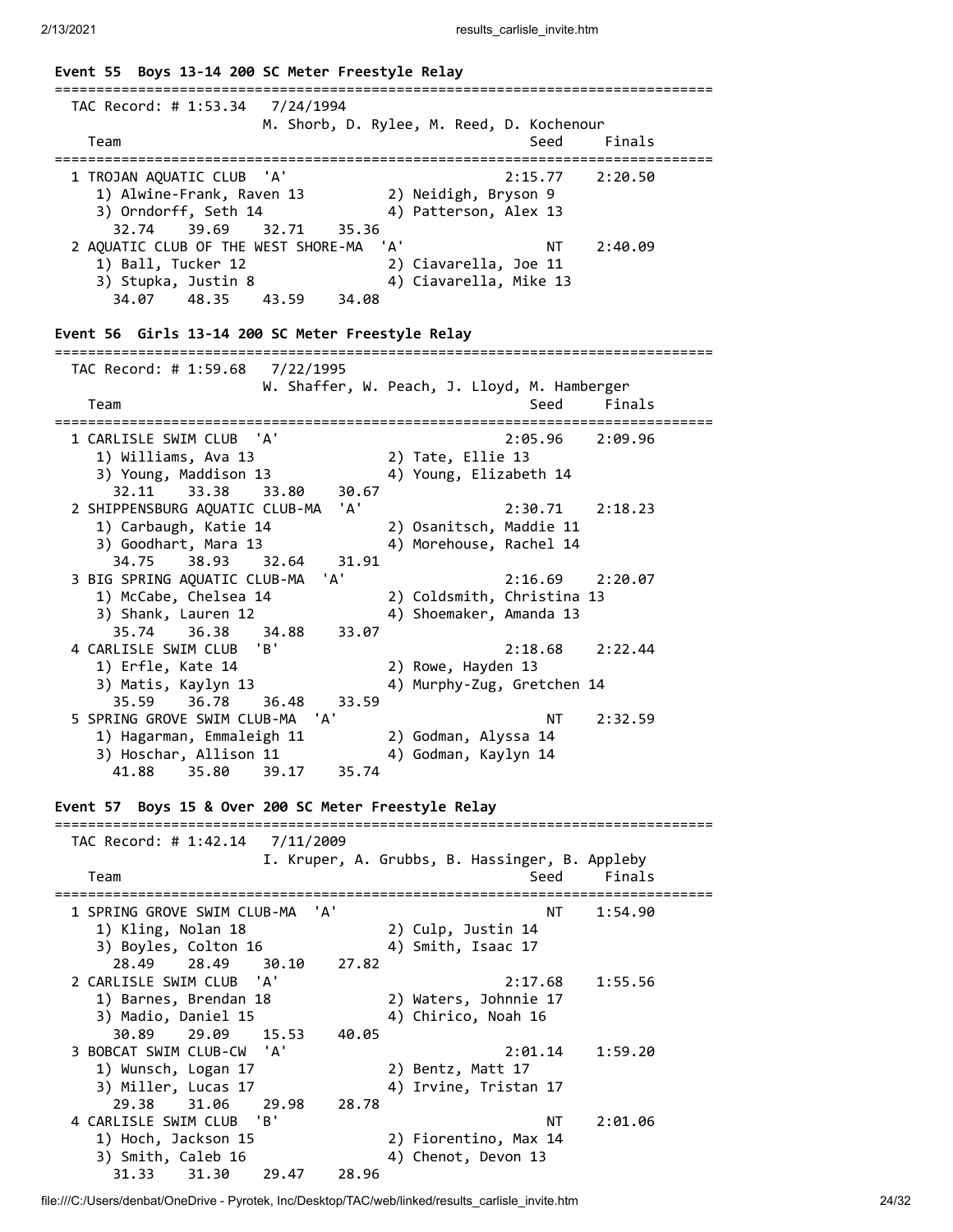**Event 55 Boys 13-14 200 SC Meter Freestyle Relay**

```
===============================================================================
  TAC Record: # 1:53.34   7/24/1994
                        M. Shorb, D. Rylee, M. Reed, D. Kochenour
    Team                                                  Seed     Finals
===============================================================================
  1 TROJAN AQUATIC CLUB  'A'                            2:15.77    2:20.50
     1) Alwine-Frank, Raven 13          2) Neidigh, Bryson 9
     3) Orndorff, Seth 14               4) Patterson, Alex 13
       32.74    39.69    32.71    35.36
  2 AQUATIC CLUB OF THE WEST SHORE-MA  'A'                   NT    2:40.09
     1) Ball, Tucker 12                 2) Ciavarella, Joe 11
     3) Stupka, Justin 8                4) Ciavarella, Mike 13
       34.07    48.35    43.59    34.08
```

**Event 56 Girls 13-14 200 SC Meter Freestyle Relay**

```
===============================================================================
  TAC Record: # 1:59.68   7/22/1995
                        W. Shaffer, W. Peach, J. Lloyd, M. Hamberger
    Team                                                  Seed     Finals
===============================================================================
  1 CARLISLE SWIM CLUB  'A'                             2:05.96    2:09.96
     1) Williams, Ava 13                2) Tate, Ellie 13
     3) Young, Maddison 13              4) Young, Elizabeth 14
       32.11    33.38    33.80    30.67
  2 SHIPPENSBURG AQUATIC CLUB-MA  'A'                   2:30.71    2:18.23
     1) Carbaugh, Katie 14              2) Osanitsch, Maddie 11
     3) Goodhart, Mara 13               4) Morehouse, Rachel 14
       34.75    38.93    32.64    31.91
  3 BIG SPRING AQUATIC CLUB-MA  'A'                     2:16.69    2:20.07
     1) McCabe, Chelsea 14              2) Coldsmith, Christina 13
     3) Shank, Lauren 12                4) Shoemaker, Amanda 13
       35.74    36.38    34.88    33.07
  4 CARLISLE SWIM CLUB  'B'                             2:18.68    2:22.44
     1) Erfle, Kate 14                  2) Rowe, Hayden 13
     3) Matis, Kaylyn 13                4) Murphy-Zug, Gretchen 14
       35.59    36.78    36.48    33.59
  5 SPRING GROVE SWIM CLUB-MA  'A'                           NT    2:32.59
     1) Hagarman, Emmaleigh 11          2) Godman, Alyssa 14
     3) Hoschar, Allison 11             4) Godman, Kaylyn 14
       41.88    35.80    39.17    35.74
```

**Event 57 Boys 15 & Over 200 SC Meter Freestyle Relay**

```
===============================================================================
  TAC Record: # 1:42.14   7/11/2009
                        I. Kruper, A. Grubbs, B. Hassinger, B. Appleby
    Team                                                  Seed     Finals
===============================================================================
  1 SPRING GROVE SWIM CLUB-MA  'A'                           NT    1:54.90
     1) Kling, Nolan 18                 2) Culp, Justin 14
     3) Boyles, Colton 16               4) Smith, Isaac 17
       28.49    28.49    30.10    27.82
  2 CARLISLE SWIM CLUB  'A'                             2:17.68    1:55.56
     1) Barnes, Brendan 18              2) Waters, Johnnie 17
     3) Madio, Daniel 15                4) Chirico, Noah 16
       30.89    29.09    15.53    40.05
  3 BOBCAT SWIM CLUB-CW  'A'                            2:01.14    1:59.20
     1) Wunsch, Logan 17                2) Bentz, Matt 17
     3) Miller, Lucas 17                4) Irvine, Tristan 17
       29.38    31.06    29.98    28.78
  4 CARLISLE SWIM CLUB  'B'                                  NT    2:01.06
     1) Hoch, Jackson 15                2) Fiorentino, Max 14
     3) Smith, Caleb 16                 4) Chenot, Devon 13
       31.33    31.30    29.47    28.96
```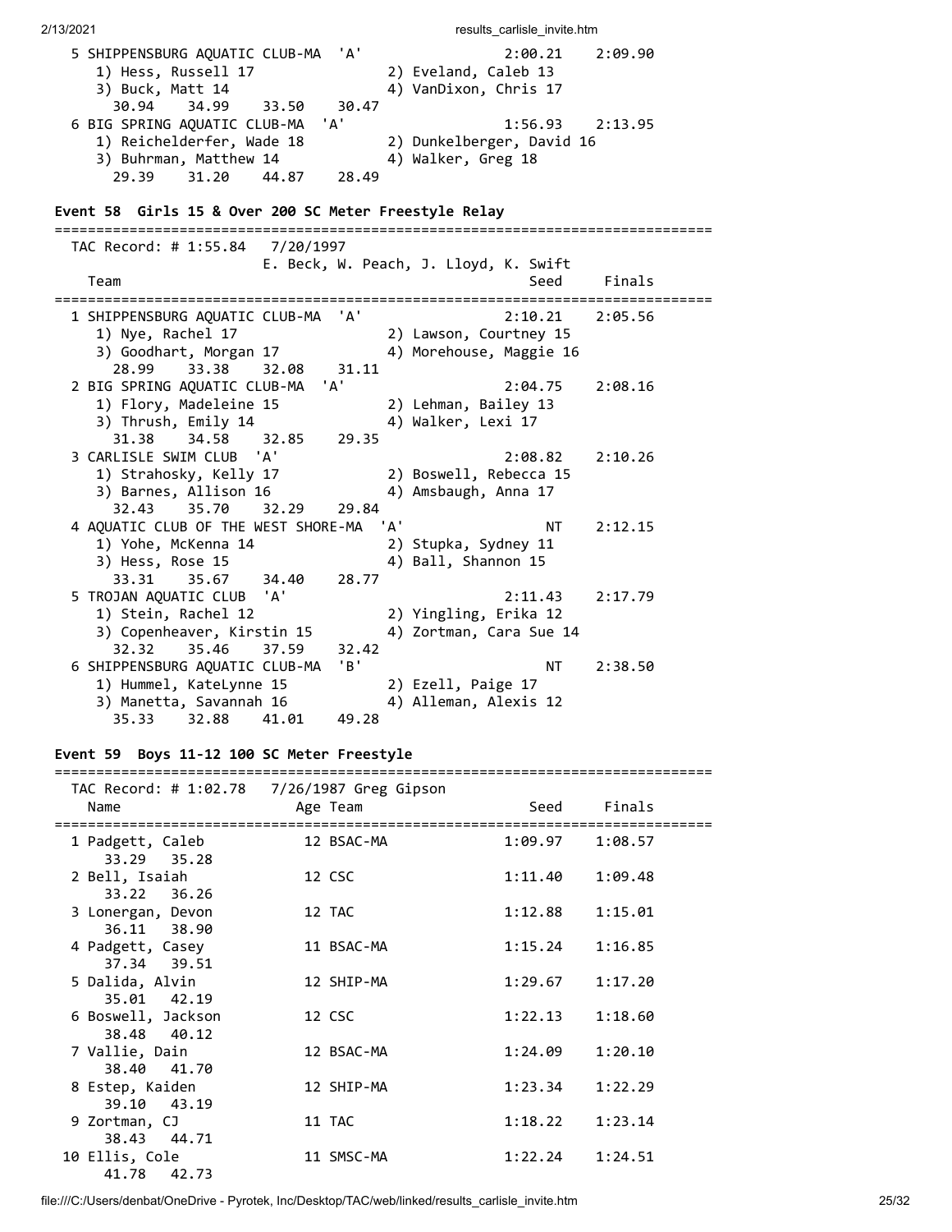```
 5 SHIPPENSBURG AQUATIC CLUB-MA  'A'                2:00.21    2:09.90
    1) Hess, Russell 17               2) Eveland, Caleb 13
    3) Buck, Matt 14                  4) VanDixon, Chris 17
      30.94    34.99    33.50    30.47
 6 BIG SPRING AQUATIC CLUB-MA  'A'                  1:56.93    2:13.95
    1) Reichelderfer, Wade 18         2) Dunkelberger, David 16
    3) Buhrman, Matthew 14            4) Walker, Greg 18
      29.39    31.20    44.87    28.49
```

### Event 58 Girls 15 & Over 200 SC Meter Freestyle Relay

```
===============================================================================
  TAC Record: # 1:55.84   7/20/1997
                          E. Beck, W. Peach, J. Lloyd, K. Swift
  Team                                                 Seed     Finals
===============================================================================
 1 SHIPPENSBURG AQUATIC CLUB-MA  'A'                2:10.21    2:05.56
    1) Nye, Rachel 17                 2) Lawson, Courtney 15
    3) Goodhart, Morgan 17            4) Morehouse, Maggie 16
      28.99    33.38    32.08    31.11
 2 BIG SPRING AQUATIC CLUB-MA  'A'                  2:04.75    2:08.16
    1) Flory, Madeleine 15            2) Lehman, Bailey 13
    3) Thrush, Emily 14               4) Walker, Lexi 17
      31.38    34.58    32.85    29.35
 3 CARLISLE SWIM CLUB  'A'                          2:08.82    2:10.26
    1) Strahosky, Kelly 17            2) Boswell, Rebecca 15
    3) Barnes, Allison 16             4) Amsbaugh, Anna 17
      32.43    35.70    32.29    29.84
 4 AQUATIC CLUB OF THE WEST SHORE-MA  'A'                NT    2:12.15
    1) Yohe, McKenna 14               2) Stupka, Sydney 11
    3) Hess, Rose 15                  4) Ball, Shannon 15
      33.31    35.67    34.40    28.77
 5 TROJAN AQUATIC CLUB  'A'                         2:11.43    2:17.79
    1) Stein, Rachel 12               2) Yingling, Erika 12
    3) Copenheaver, Kirstin 15        4) Zortman, Cara Sue 14
      32.32    35.46    37.59    32.42
 6 SHIPPENSBURG AQUATIC CLUB-MA  'B'                     NT    2:38.50
    1) Hummel, KateLynne 15           2) Ezell, Paige 17
    3) Manetta, Savannah 16           4) Alleman, Alexis 12
      35.33    32.88    41.01    49.28
```

### Event 59 Boys 11-12 100 SC Meter Freestyle

```
===============================================================================
  TAC Record: # 1:02.78   7/26/1987 Greg Gipson
  Name                    Age Team                    Seed     Finals
===============================================================================
 1 Padgett, Caleb          12 BSAC-MA              1:09.97    1:08.57
      33.29    35.28
 2 Bell, Isaiah            12 CSC                  1:11.40    1:09.48
      33.22    36.26
 3 Lonergan, Devon         12 TAC                  1:12.88    1:15.01
      36.11    38.90
 4 Padgett, Casey          11 BSAC-MA              1:15.24    1:16.85
      37.34    39.51
 5 Dalida, Alvin           12 SHIP-MA              1:29.67    1:17.20
      35.01    42.19
 6 Boswell, Jackson        12 CSC                  1:22.13    1:18.60
      38.48    40.12
 7 Vallie, Dain            12 BSAC-MA              1:24.09    1:20.10
      38.40    41.70
 8 Estep, Kaiden           12 SHIP-MA              1:23.34    1:22.29
      39.10    43.19
 9 Zortman, CJ             11 TAC                  1:18.22    1:23.14
      38.43    44.71
10 Ellis, Cole             11 SMSC-MA              1:22.24    1:24.51
      41.78    42.73
```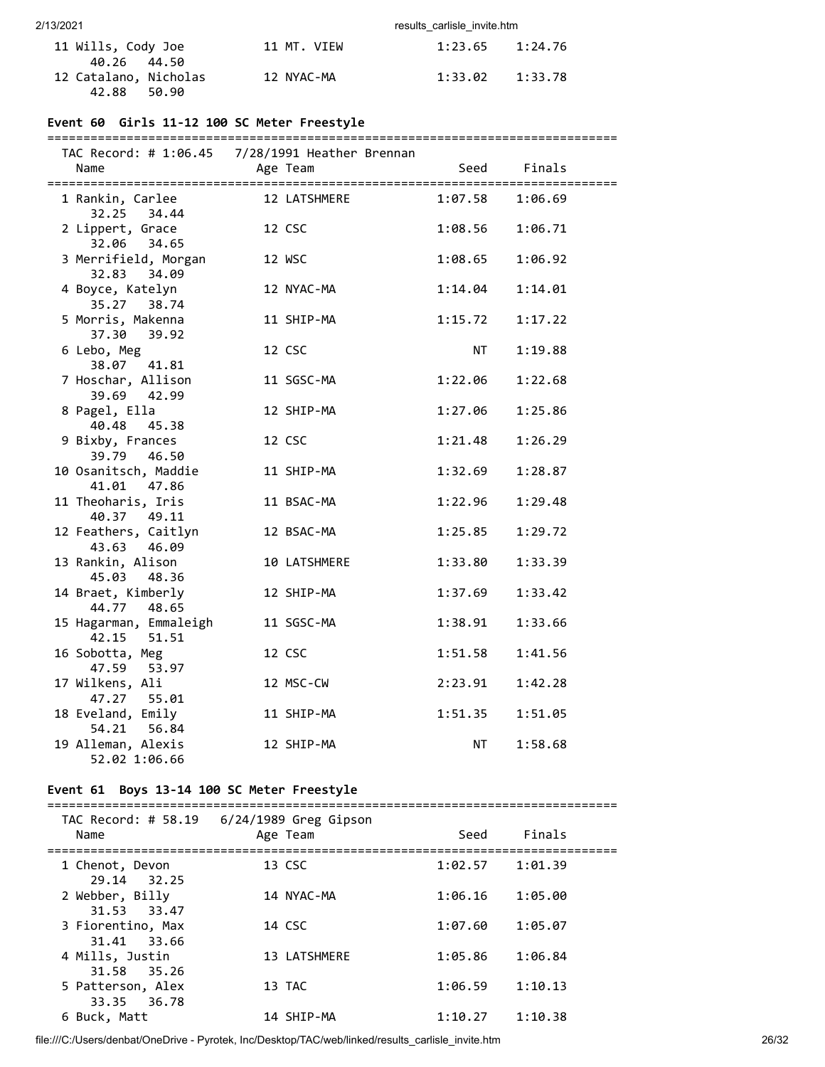| Name | Age | Team | Seed | Finals |
|---|---|---|---|---|
| 11 Wills, Cody Joe | 11 | MT. VIEW | 1:23.65 | 1:24.76 |
| 40.26  44.50 | | | | |
| 12 Catalano, Nicholas | 12 | NYAC-MA | 1:33.02 | 1:33.78 |
| 42.88  50.90 | | | | |

### Event 60 Girls 11-12 100 SC Meter Freestyle

TAC Record: # 1:06.45  7/28/1991 Heather Brennan

| Name | Age | Team | Seed | Finals |
|---|---|---|---|---|
| 1 Rankin, Carlee | 12 | LATSHMERE | 1:07.58 | 1:06.69 |
| 32.25  34.44 | | | | |
| 2 Lippert, Grace | 12 | CSC | 1:08.56 | 1:06.71 |
| 32.06  34.65 | | | | |
| 3 Merrifield, Morgan | 12 | WSC | 1:08.65 | 1:06.92 |
| 32.83  34.09 | | | | |
| 4 Boyce, Katelyn | 12 | NYAC-MA | 1:14.04 | 1:14.01 |
| 35.27  38.74 | | | | |
| 5 Morris, Makenna | 11 | SHIP-MA | 1:15.72 | 1:17.22 |
| 37.30  39.92 | | | | |
| 6 Lebo, Meg | 12 | CSC | NT | 1:19.88 |
| 38.07  41.81 | | | | |
| 7 Hoschar, Allison | 11 | SGSC-MA | 1:22.06 | 1:22.68 |
| 39.69  42.99 | | | | |
| 8 Pagel, Ella | 12 | SHIP-MA | 1:27.06 | 1:25.86 |
| 40.48  45.38 | | | | |
| 9 Bixby, Frances | 12 | CSC | 1:21.48 | 1:26.29 |
| 39.79  46.50 | | | | |
| 10 Osanitsch, Maddie | 11 | SHIP-MA | 1:32.69 | 1:28.87 |
| 41.01  47.86 | | | | |
| 11 Theoharis, Iris | 11 | BSAC-MA | 1:22.96 | 1:29.48 |
| 40.37  49.11 | | | | |
| 12 Feathers, Caitlyn | 12 | BSAC-MA | 1:25.85 | 1:29.72 |
| 43.63  46.09 | | | | |
| 13 Rankin, Alison | 10 | LATSHMERE | 1:33.80 | 1:33.39 |
| 45.03  48.36 | | | | |
| 14 Braet, Kimberly | 12 | SHIP-MA | 1:37.69 | 1:33.42 |
| 44.77  48.65 | | | | |
| 15 Hagarman, Emmaleigh | 11 | SGSC-MA | 1:38.91 | 1:33.66 |
| 42.15  51.51 | | | | |
| 16 Sobotta, Meg | 12 | CSC | 1:51.58 | 1:41.56 |
| 47.59  53.97 | | | | |
| 17 Wilkens, Ali | 12 | MSC-CW | 2:23.91 | 1:42.28 |
| 47.27  55.01 | | | | |
| 18 Eveland, Emily | 11 | SHIP-MA | 1:51.35 | 1:51.05 |
| 54.21  56.84 | | | | |
| 19 Alleman, Alexis | 12 | SHIP-MA | NT | 1:58.68 |
| 52.02 1:06.66 | | | | |

### Event 61 Boys 13-14 100 SC Meter Freestyle

TAC Record: # 58.19  6/24/1989 Greg Gipson

| Name | Age | Team | Seed | Finals |
|---|---|---|---|---|
| 1 Chenot, Devon | 13 | CSC | 1:02.57 | 1:01.39 |
| 29.14  32.25 | | | | |
| 2 Webber, Billy | 14 | NYAC-MA | 1:06.16 | 1:05.00 |
| 31.53  33.47 | | | | |
| 3 Fiorentino, Max | 14 | CSC | 1:07.60 | 1:05.07 |
| 31.41  33.66 | | | | |
| 4 Mills, Justin | 13 | LATSHMERE | 1:05.86 | 1:06.84 |
| 31.58  35.26 | | | | |
| 5 Patterson, Alex | 13 | TAC | 1:06.59 | 1:10.13 |
| 33.35  36.78 | | | | |
| 6 Buck, Matt | 14 | SHIP-MA | 1:10.27 | 1:10.38 |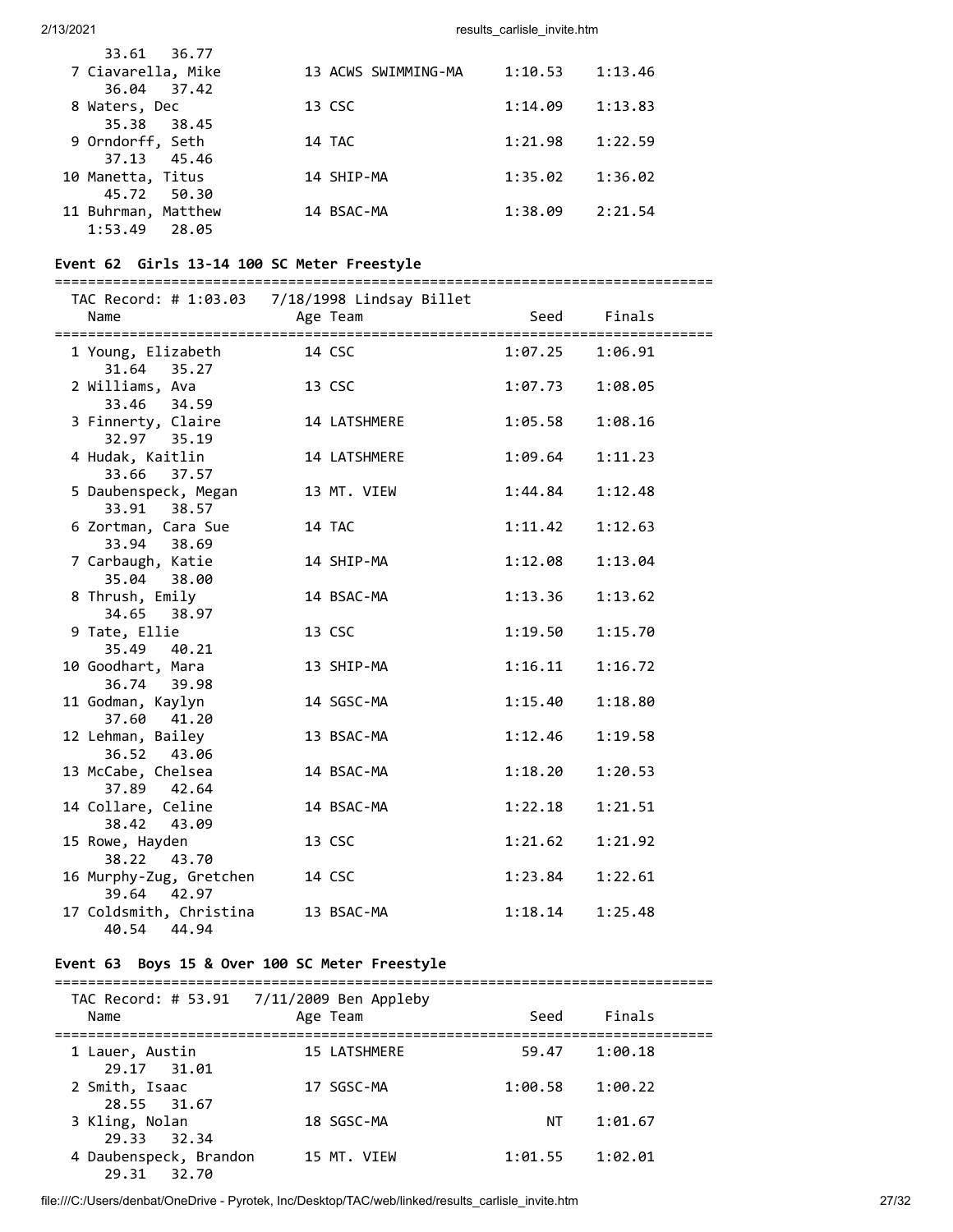33.61 36.77

| Name | Age Team | Seed | Finals |
|---|---|---|---|
| 7 Ciavarella, Mike | 13 ACWS SWIMMING-MA | 1:10.53 | 1:13.46 |
| 36.04 37.42 | | | |
| 8 Waters, Dec | 13 CSC | 1:14.09 | 1:13.83 |
| 35.38 38.45 | | | |
| 9 Orndorff, Seth | 14 TAC | 1:21.98 | 1:22.59 |
| 37.13 45.46 | | | |
| 10 Manetta, Titus | 14 SHIP-MA | 1:35.02 | 1:36.02 |
| 45.72 50.30 | | | |
| 11 Buhrman, Matthew | 14 BSAC-MA | 1:38.09 | 2:21.54 |
| 1:53.49 28.05 | | | |

### Event 62 Girls 13-14 100 SC Meter Freestyle

TAC Record: # 1:03.03 7/18/1998 Lindsay Billet

| Name | Age Team | Seed | Finals |
|---|---|---|---|
| 1 Young, Elizabeth | 14 CSC | 1:07.25 | 1:06.91 |
| 31.64 35.27 | | | |
| 2 Williams, Ava | 13 CSC | 1:07.73 | 1:08.05 |
| 33.46 34.59 | | | |
| 3 Finnerty, Claire | 14 LATSHMERE | 1:05.58 | 1:08.16 |
| 32.97 35.19 | | | |
| 4 Hudak, Kaitlin | 14 LATSHMERE | 1:09.64 | 1:11.23 |
| 33.66 37.57 | | | |
| 5 Daubenspeck, Megan | 13 MT. VIEW | 1:44.84 | 1:12.48 |
| 33.91 38.57 | | | |
| 6 Zortman, Cara Sue | 14 TAC | 1:11.42 | 1:12.63 |
| 33.94 38.69 | | | |
| 7 Carbaugh, Katie | 14 SHIP-MA | 1:12.08 | 1:13.04 |
| 35.04 38.00 | | | |
| 8 Thrush, Emily | 14 BSAC-MA | 1:13.36 | 1:13.62 |
| 34.65 38.97 | | | |
| 9 Tate, Ellie | 13 CSC | 1:19.50 | 1:15.70 |
| 35.49 40.21 | | | |
| 10 Goodhart, Mara | 13 SHIP-MA | 1:16.11 | 1:16.72 |
| 36.74 39.98 | | | |
| 11 Godman, Kaylyn | 14 SGSC-MA | 1:15.40 | 1:18.80 |
| 37.60 41.20 | | | |
| 12 Lehman, Bailey | 13 BSAC-MA | 1:12.46 | 1:19.58 |
| 36.52 43.06 | | | |
| 13 McCabe, Chelsea | 14 BSAC-MA | 1:18.20 | 1:20.53 |
| 37.89 42.64 | | | |
| 14 Collare, Celine | 14 BSAC-MA | 1:22.18 | 1:21.51 |
| 38.42 43.09 | | | |
| 15 Rowe, Hayden | 13 CSC | 1:21.62 | 1:21.92 |
| 38.22 43.70 | | | |
| 16 Murphy-Zug, Gretchen | 14 CSC | 1:23.84 | 1:22.61 |
| 39.64 42.97 | | | |
| 17 Coldsmith, Christina | 13 BSAC-MA | 1:18.14 | 1:25.48 |
| 40.54 44.94 | | | |

### Event 63 Boys 15 & Over 100 SC Meter Freestyle

TAC Record: # 53.91 7/11/2009 Ben Appleby

| Name | Age Team | Seed | Finals |
|---|---|---|---|
| 1 Lauer, Austin | 15 LATSHMERE | 59.47 | 1:00.18 |
| 29.17 31.01 | | | |
| 2 Smith, Isaac | 17 SGSC-MA | 1:00.58 | 1:00.22 |
| 28.55 31.67 | | | |
| 3 Kling, Nolan | 18 SGSC-MA | NT | 1:01.67 |
| 29.33 32.34 | | | |
| 4 Daubenspeck, Brandon | 15 MT. VIEW | 1:01.55 | 1:02.01 |
| 29.31 32.70 | | | |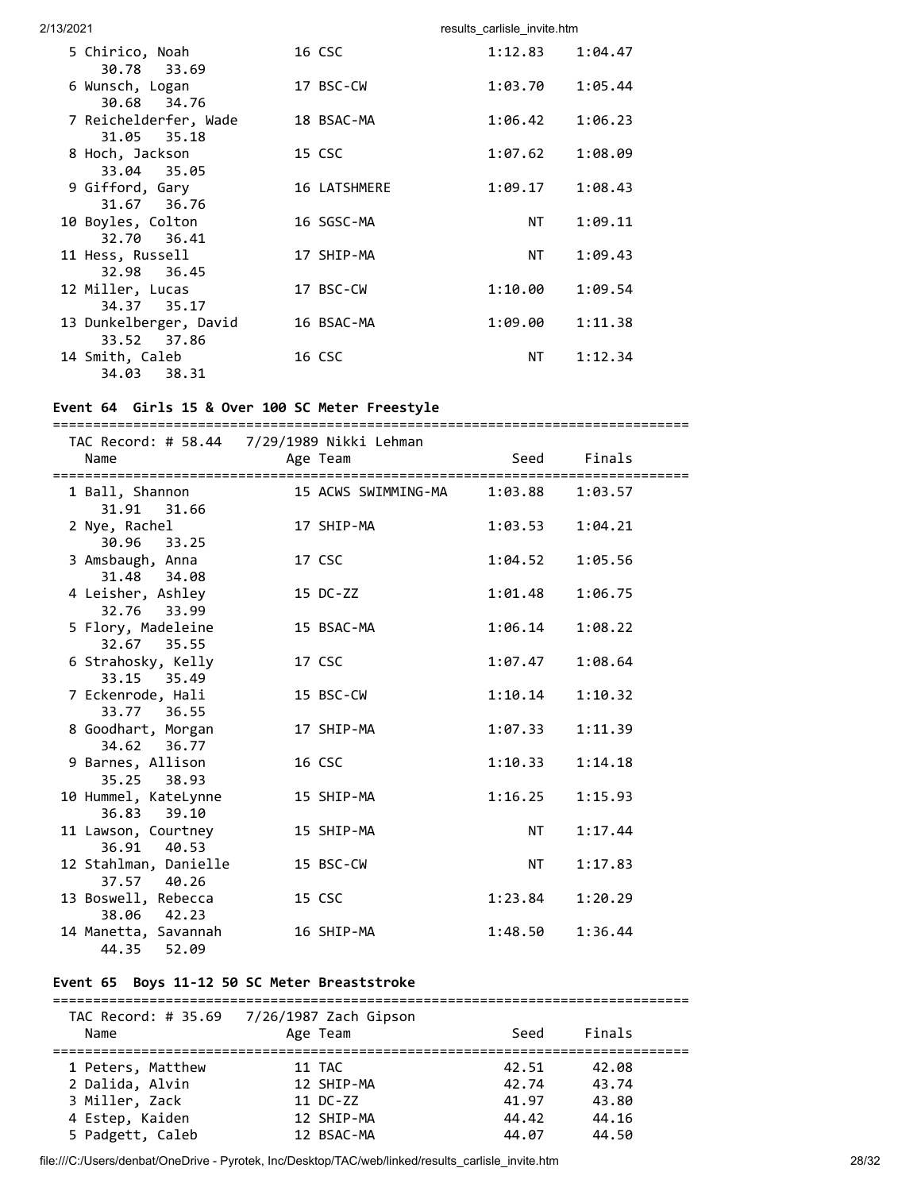| Name | Age | Team | Seed | Finals |
|---|---|---|---|---|
| 5 Chirico, Noah | 16 | CSC | 1:12.83 | 1:04.47 |
| 30.78 33.69 | | | | |
| 6 Wunsch, Logan | 17 | BSC-CW | 1:03.70 | 1:05.44 |
| 30.68 34.76 | | | | |
| 7 Reichelderfer, Wade | 18 | BSAC-MA | 1:06.42 | 1:06.23 |
| 31.05 35.18 | | | | |
| 8 Hoch, Jackson | 15 | CSC | 1:07.62 | 1:08.09 |
| 33.04 35.05 | | | | |
| 9 Gifford, Gary | 16 | LATSHMERE | 1:09.17 | 1:08.43 |
| 31.67 36.76 | | | | |
| 10 Boyles, Colton | 16 | SGSC-MA | NT | 1:09.11 |
| 32.70 36.41 | | | | |
| 11 Hess, Russell | 17 | SHIP-MA | NT | 1:09.43 |
| 32.98 36.45 | | | | |
| 12 Miller, Lucas | 17 | BSC-CW | 1:10.00 | 1:09.54 |
| 34.37 35.17 | | | | |
| 13 Dunkelberger, David | 16 | BSAC-MA | 1:09.00 | 1:11.38 |
| 33.52 37.86 | | | | |
| 14 Smith, Caleb | 16 | CSC | NT | 1:12.34 |
| 34.03 38.31 | | | | |

### Event 64 Girls 15 & Over 100 SC Meter Freestyle

TAC Record: # 58.44 7/29/1989 Nikki Lehman

| Name | Age | Team | Seed | Finals |
|---|---|---|---|---|
| 1 Ball, Shannon | 15 | ACWS SWIMMING-MA | 1:03.88 | 1:03.57 |
| 31.91 31.66 | | | | |
| 2 Nye, Rachel | 17 | SHIP-MA | 1:03.53 | 1:04.21 |
| 30.96 33.25 | | | | |
| 3 Amsbaugh, Anna | 17 | CSC | 1:04.52 | 1:05.56 |
| 31.48 34.08 | | | | |
| 4 Leisher, Ashley | 15 | DC-ZZ | 1:01.48 | 1:06.75 |
| 32.76 33.99 | | | | |
| 5 Flory, Madeleine | 15 | BSAC-MA | 1:06.14 | 1:08.22 |
| 32.67 35.55 | | | | |
| 6 Strahosky, Kelly | 17 | CSC | 1:07.47 | 1:08.64 |
| 33.15 35.49 | | | | |
| 7 Eckenrode, Hali | 15 | BSC-CW | 1:10.14 | 1:10.32 |
| 33.77 36.55 | | | | |
| 8 Goodhart, Morgan | 17 | SHIP-MA | 1:07.33 | 1:11.39 |
| 34.62 36.77 | | | | |
| 9 Barnes, Allison | 16 | CSC | 1:10.33 | 1:14.18 |
| 35.25 38.93 | | | | |
| 10 Hummel, KateLynne | 15 | SHIP-MA | 1:16.25 | 1:15.93 |
| 36.83 39.10 | | | | |
| 11 Lawson, Courtney | 15 | SHIP-MA | NT | 1:17.44 |
| 36.91 40.53 | | | | |
| 12 Stahlman, Danielle | 15 | BSC-CW | NT | 1:17.83 |
| 37.57 40.26 | | | | |
| 13 Boswell, Rebecca | 15 | CSC | 1:23.84 | 1:20.29 |
| 38.06 42.23 | | | | |
| 14 Manetta, Savannah | 16 | SHIP-MA | 1:48.50 | 1:36.44 |
| 44.35 52.09 | | | | |

### Event 65 Boys 11-12 50 SC Meter Breaststroke

TAC Record: # 35.69 7/26/1987 Zach Gipson

| Name | Age | Team | Seed | Finals |
|---|---|---|---|---|
| 1 Peters, Matthew | 11 | TAC | 42.51 | 42.08 |
| 2 Dalida, Alvin | 12 | SHIP-MA | 42.74 | 43.74 |
| 3 Miller, Zack | 11 | DC-ZZ | 41.97 | 43.80 |
| 4 Estep, Kaiden | 12 | SHIP-MA | 44.42 | 44.16 |
| 5 Padgett, Caleb | 12 | BSAC-MA | 44.07 | 44.50 |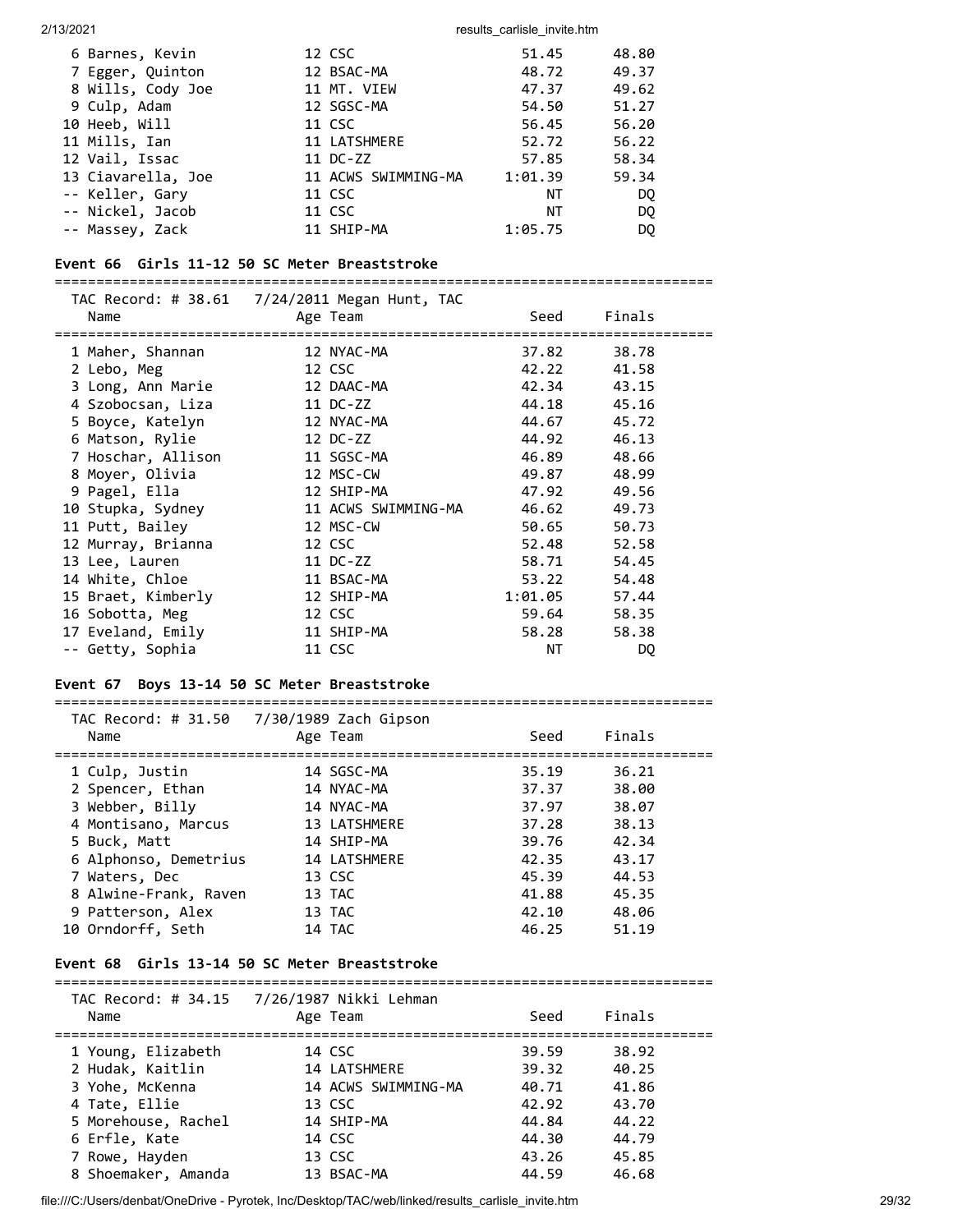| Place | Name | Age | Team | Seed | Finals |
|---|---|---|---|---|---|
| 6 | Barnes, Kevin | 12 | CSC | 51.45 | 48.80 |
| 7 | Egger, Quinton | 12 | BSAC-MA | 48.72 | 49.37 |
| 8 | Wills, Cody Joe | 11 | MT. VIEW | 47.37 | 49.62 |
| 9 | Culp, Adam | 12 | SGSC-MA | 54.50 | 51.27 |
| 10 | Heeb, Will | 11 | CSC | 56.45 | 56.20 |
| 11 | Mills, Ian | 11 | LATSHMERE | 52.72 | 56.22 |
| 12 | Vail, Issac | 11 | DC-ZZ | 57.85 | 58.34 |
| 13 | Ciavarella, Joe | 11 | ACWS SWIMMING-MA | 1:01.39 | 59.34 |
| -- | Keller, Gary | 11 | CSC | NT | DQ |
| -- | Nickel, Jacob | 11 | CSC | NT | DQ |
| -- | Massey, Zack | 11 | SHIP-MA | 1:05.75 | DQ |

### Event 66 Girls 11-12 50 SC Meter Breaststroke

TAC Record: # 38.61 7/24/2011 Megan Hunt, TAC

| Place | Name | Age | Team | Seed | Finals |
|---|---|---|---|---|---|
| 1 | Maher, Shannan | 12 | NYAC-MA | 37.82 | 38.78 |
| 2 | Lebo, Meg | 12 | CSC | 42.22 | 41.58 |
| 3 | Long, Ann Marie | 12 | DAAC-MA | 42.34 | 43.15 |
| 4 | Szobocsan, Liza | 11 | DC-ZZ | 44.18 | 45.16 |
| 5 | Boyce, Katelyn | 12 | NYAC-MA | 44.67 | 45.72 |
| 6 | Matson, Rylie | 12 | DC-ZZ | 44.92 | 46.13 |
| 7 | Hoschar, Allison | 11 | SGSC-MA | 46.89 | 48.66 |
| 8 | Moyer, Olivia | 12 | MSC-CW | 49.87 | 48.99 |
| 9 | Pagel, Ella | 12 | SHIP-MA | 47.92 | 49.56 |
| 10 | Stupka, Sydney | 11 | ACWS SWIMMING-MA | 46.62 | 49.73 |
| 11 | Putt, Bailey | 12 | MSC-CW | 50.65 | 50.73 |
| 12 | Murray, Brianna | 12 | CSC | 52.48 | 52.58 |
| 13 | Lee, Lauren | 11 | DC-ZZ | 58.71 | 54.45 |
| 14 | White, Chloe | 11 | BSAC-MA | 53.22 | 54.48 |
| 15 | Braet, Kimberly | 12 | SHIP-MA | 1:01.05 | 57.44 |
| 16 | Sobotta, Meg | 12 | CSC | 59.64 | 58.35 |
| 17 | Eveland, Emily | 11 | SHIP-MA | 58.28 | 58.38 |
| -- | Getty, Sophia | 11 | CSC | NT | DQ |

### Event 67 Boys 13-14 50 SC Meter Breaststroke

TAC Record: # 31.50 7/30/1989 Zach Gipson

| Place | Name | Age | Team | Seed | Finals |
|---|---|---|---|---|---|
| 1 | Culp, Justin | 14 | SGSC-MA | 35.19 | 36.21 |
| 2 | Spencer, Ethan | 14 | NYAC-MA | 37.37 | 38.00 |
| 3 | Webber, Billy | 14 | NYAC-MA | 37.97 | 38.07 |
| 4 | Montisano, Marcus | 13 | LATSHMERE | 37.28 | 38.13 |
| 5 | Buck, Matt | 14 | SHIP-MA | 39.76 | 42.34 |
| 6 | Alphonso, Demetrius | 14 | LATSHMERE | 42.35 | 43.17 |
| 7 | Waters, Dec | 13 | CSC | 45.39 | 44.53 |
| 8 | Alwine-Frank, Raven | 13 | TAC | 41.88 | 45.35 |
| 9 | Patterson, Alex | 13 | TAC | 42.10 | 48.06 |
| 10 | Orndorff, Seth | 14 | TAC | 46.25 | 51.19 |

### Event 68 Girls 13-14 50 SC Meter Breaststroke

TAC Record: # 34.15 7/26/1987 Nikki Lehman

| Place | Name | Age | Team | Seed | Finals |
|---|---|---|---|---|---|
| 1 | Young, Elizabeth | 14 | CSC | 39.59 | 38.92 |
| 2 | Hudak, Kaitlin | 14 | LATSHMERE | 39.32 | 40.25 |
| 3 | Yohe, McKenna | 14 | ACWS SWIMMING-MA | 40.71 | 41.86 |
| 4 | Tate, Ellie | 13 | CSC | 42.92 | 43.70 |
| 5 | Morehouse, Rachel | 14 | SHIP-MA | 44.84 | 44.22 |
| 6 | Erfle, Kate | 14 | CSC | 44.30 | 44.79 |
| 7 | Rowe, Hayden | 13 | CSC | 43.26 | 45.85 |
| 8 | Shoemaker, Amanda | 13 | BSAC-MA | 44.59 | 46.68 |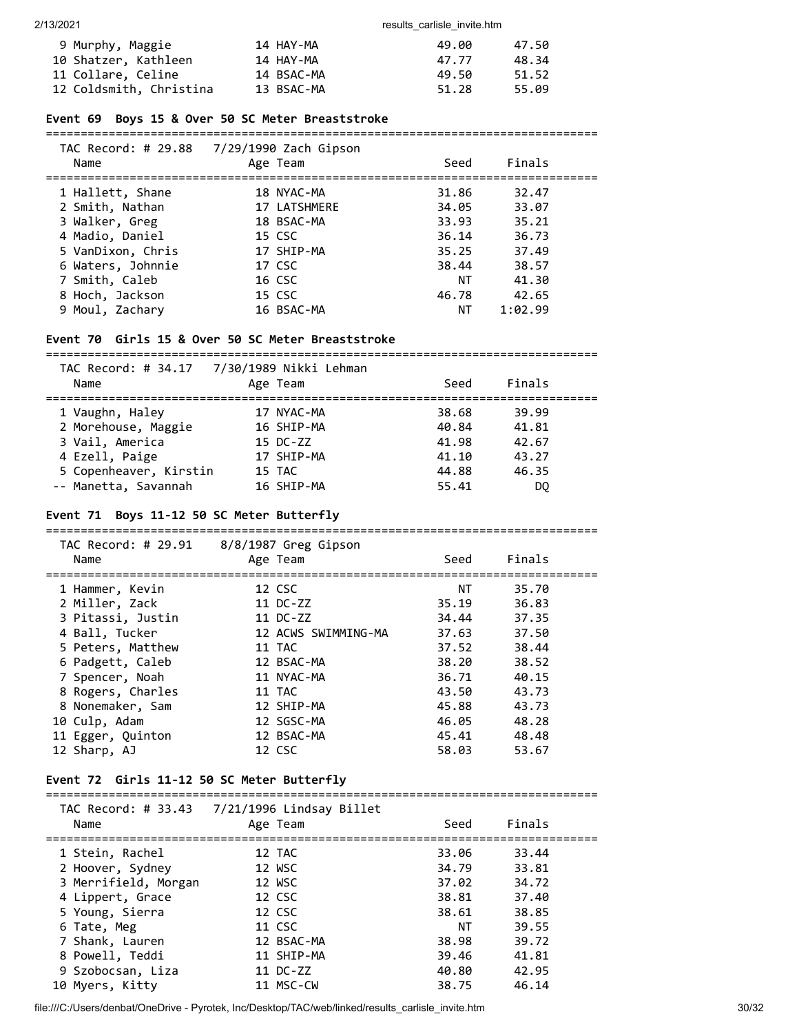| Name | Age | Team | Seed | Finals |
|---|---|---|---|---|
| 9 Murphy, Maggie | 14 | HAY-MA | 49.00 | 47.50 |
| 10 Shatzer, Kathleen | 14 | HAY-MA | 47.77 | 48.34 |
| 11 Collare, Celine | 14 | BSAC-MA | 49.50 | 51.52 |
| 12 Coldsmith, Christina | 13 | BSAC-MA | 51.28 | 55.09 |

## Event 69 Boys 15 & Over 50 SC Meter Breaststroke

TAC Record: # 29.88 7/29/1990 Zach Gipson

| Name | Age | Team | Seed | Finals |
|---|---|---|---|---|
| 1 Hallett, Shane | 18 | NYAC-MA | 31.86 | 32.47 |
| 2 Smith, Nathan | 17 | LATSHMERE | 34.05 | 33.07 |
| 3 Walker, Greg | 18 | BSAC-MA | 33.93 | 35.21 |
| 4 Madio, Daniel | 15 | CSC | 36.14 | 36.73 |
| 5 VanDixon, Chris | 17 | SHIP-MA | 35.25 | 37.49 |
| 6 Waters, Johnnie | 17 | CSC | 38.44 | 38.57 |
| 7 Smith, Caleb | 16 | CSC | NT | 41.30 |
| 8 Hoch, Jackson | 15 | CSC | 46.78 | 42.65 |
| 9 Moul, Zachary | 16 | BSAC-MA | NT | 1:02.99 |

## Event 70 Girls 15 & Over 50 SC Meter Breaststroke

TAC Record: # 34.17 7/30/1989 Nikki Lehman

| Name | Age | Team | Seed | Finals |
|---|---|---|---|---|
| 1 Vaughn, Haley | 17 | NYAC-MA | 38.68 | 39.99 |
| 2 Morehouse, Maggie | 16 | SHIP-MA | 40.84 | 41.81 |
| 3 Vail, America | 15 | DC-ZZ | 41.98 | 42.67 |
| 4 Ezell, Paige | 17 | SHIP-MA | 41.10 | 43.27 |
| 5 Copenheaver, Kirstin | 15 | TAC | 44.88 | 46.35 |
| -- Manetta, Savannah | 16 | SHIP-MA | 55.41 | DQ |

## Event 71 Boys 11-12 50 SC Meter Butterfly

TAC Record: # 29.91 8/8/1987 Greg Gipson

| Name | Age | Team | Seed | Finals |
|---|---|---|---|---|
| 1 Hammer, Kevin | 12 | CSC | NT | 35.70 |
| 2 Miller, Zack | 11 | DC-ZZ | 35.19 | 36.83 |
| 3 Pitassi, Justin | 11 | DC-ZZ | 34.44 | 37.35 |
| 4 Ball, Tucker | 12 | ACWS SWIMMING-MA | 37.63 | 37.50 |
| 5 Peters, Matthew | 11 | TAC | 37.52 | 38.44 |
| 6 Padgett, Caleb | 12 | BSAC-MA | 38.20 | 38.52 |
| 7 Spencer, Noah | 11 | NYAC-MA | 36.71 | 40.15 |
| 8 Rogers, Charles | 11 | TAC | 43.50 | 43.73 |
| 8 Nonemaker, Sam | 12 | SHIP-MA | 45.88 | 43.73 |
| 10 Culp, Adam | 12 | SGSC-MA | 46.05 | 48.28 |
| 11 Egger, Quinton | 12 | BSAC-MA | 45.41 | 48.48 |
| 12 Sharp, AJ | 12 | CSC | 58.03 | 53.67 |

## Event 72 Girls 11-12 50 SC Meter Butterfly

TAC Record: # 33.43 7/21/1996 Lindsay Billet

| Name | Age | Team | Seed | Finals |
|---|---|---|---|---|
| 1 Stein, Rachel | 12 | TAC | 33.06 | 33.44 |
| 2 Hoover, Sydney | 12 | WSC | 34.79 | 33.81 |
| 3 Merrifield, Morgan | 12 | WSC | 37.02 | 34.72 |
| 4 Lippert, Grace | 12 | CSC | 38.81 | 37.40 |
| 5 Young, Sierra | 12 | CSC | 38.61 | 38.85 |
| 6 Tate, Meg | 11 | CSC | NT | 39.55 |
| 7 Shank, Lauren | 12 | BSAC-MA | 38.98 | 39.72 |
| 8 Powell, Teddi | 11 | SHIP-MA | 39.46 | 41.81 |
| 9 Szobocsan, Liza | 11 | DC-ZZ | 40.80 | 42.95 |
| 10 Myers, Kitty | 11 | MSC-CW | 38.75 | 46.14 |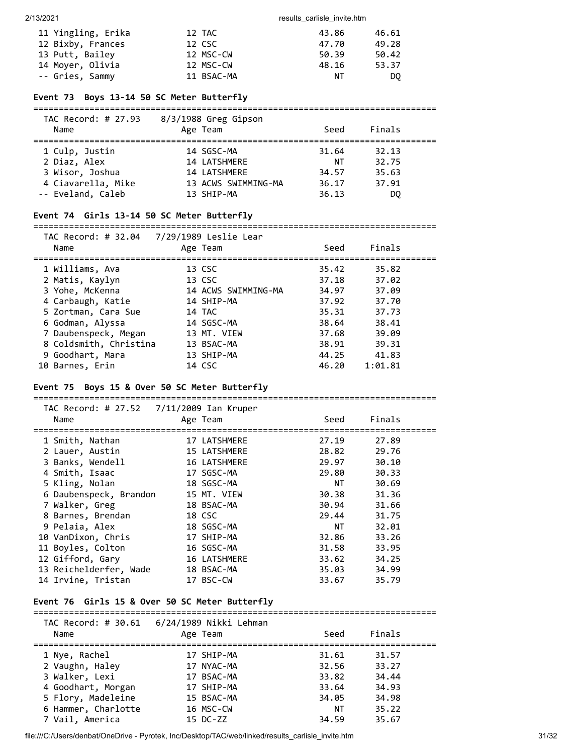| Name | Age | Team | Seed | Finals |
|---|---|---|---|---|
| 11 Yingling, Erika | 12 | TAC | 43.86 | 46.61 |
| 12 Bixby, Frances | 12 | CSC | 47.70 | 49.28 |
| 13 Putt, Bailey | 12 | MSC-CW | 50.39 | 50.42 |
| 14 Moyer, Olivia | 12 | MSC-CW | 48.16 | 53.37 |
| -- Gries, Sammy | 11 | BSAC-MA | NT | DQ |

### Event 73 Boys 13-14 50 SC Meter Butterfly

TAC Record: # 27.93 8/3/1988 Greg Gipson

| Name | Age | Team | Seed | Finals |
|---|---|---|---|---|
| 1 Culp, Justin | 14 | SGSC-MA | 31.64 | 32.13 |
| 2 Diaz, Alex | 14 | LATSHMERE | NT | 32.75 |
| 3 Wisor, Joshua | 14 | LATSHMERE | 34.57 | 35.63 |
| 4 Ciavarella, Mike | 13 | ACWS SWIMMING-MA | 36.17 | 37.91 |
| -- Eveland, Caleb | 13 | SHIP-MA | 36.13 | DQ |

### Event 74 Girls 13-14 50 SC Meter Butterfly

TAC Record: # 32.04 7/29/1989 Leslie Lear

| Name | Age | Team | Seed | Finals |
|---|---|---|---|---|
| 1 Williams, Ava | 13 | CSC | 35.42 | 35.82 |
| 2 Matis, Kaylyn | 13 | CSC | 37.18 | 37.02 |
| 3 Yohe, McKenna | 14 | ACWS SWIMMING-MA | 34.97 | 37.09 |
| 4 Carbaugh, Katie | 14 | SHIP-MA | 37.92 | 37.70 |
| 5 Zortman, Cara Sue | 14 | TAC | 35.31 | 37.73 |
| 6 Godman, Alyssa | 14 | SGSC-MA | 38.64 | 38.41 |
| 7 Daubenspeck, Megan | 13 | MT. VIEW | 37.68 | 39.09 |
| 8 Coldsmith, Christina | 13 | BSAC-MA | 38.91 | 39.31 |
| 9 Goodhart, Mara | 13 | SHIP-MA | 44.25 | 41.83 |
| 10 Barnes, Erin | 14 | CSC | 46.20 | 1:01.81 |

### Event 75 Boys 15 & Over 50 SC Meter Butterfly

TAC Record: # 27.52 7/11/2009 Ian Kruper

| Name | Age | Team | Seed | Finals |
|---|---|---|---|---|
| 1 Smith, Nathan | 17 | LATSHMERE | 27.19 | 27.89 |
| 2 Lauer, Austin | 15 | LATSHMERE | 28.82 | 29.76 |
| 3 Banks, Wendell | 16 | LATSHMERE | 29.97 | 30.10 |
| 4 Smith, Isaac | 17 | SGSC-MA | 29.80 | 30.33 |
| 5 Kling, Nolan | 18 | SGSC-MA | NT | 30.69 |
| 6 Daubenspeck, Brandon | 15 | MT. VIEW | 30.38 | 31.36 |
| 7 Walker, Greg | 18 | BSAC-MA | 30.94 | 31.66 |
| 8 Barnes, Brendan | 18 | CSC | 29.44 | 31.75 |
| 9 Pelaia, Alex | 18 | SGSC-MA | NT | 32.01 |
| 10 VanDixon, Chris | 17 | SHIP-MA | 32.86 | 33.26 |
| 11 Boyles, Colton | 16 | SGSC-MA | 31.58 | 33.95 |
| 12 Gifford, Gary | 16 | LATSHMERE | 33.62 | 34.25 |
| 13 Reichelderfer, Wade | 18 | BSAC-MA | 35.03 | 34.99 |
| 14 Irvine, Tristan | 17 | BSC-CW | 33.67 | 35.79 |

### Event 76 Girls 15 & Over 50 SC Meter Butterfly

TAC Record: # 30.61 6/24/1989 Nikki Lehman

| Name | Age | Team | Seed | Finals |
|---|---|---|---|---|
| 1 Nye, Rachel | 17 | SHIP-MA | 31.61 | 31.57 |
| 2 Vaughn, Haley | 17 | NYAC-MA | 32.56 | 33.27 |
| 3 Walker, Lexi | 17 | BSAC-MA | 33.82 | 34.44 |
| 4 Goodhart, Morgan | 17 | SHIP-MA | 33.64 | 34.93 |
| 5 Flory, Madeleine | 15 | BSAC-MA | 34.05 | 34.98 |
| 6 Hammer, Charlotte | 16 | MSC-CW | NT | 35.22 |
| 7 Vail, America | 15 | DC-ZZ | 34.59 | 35.67 |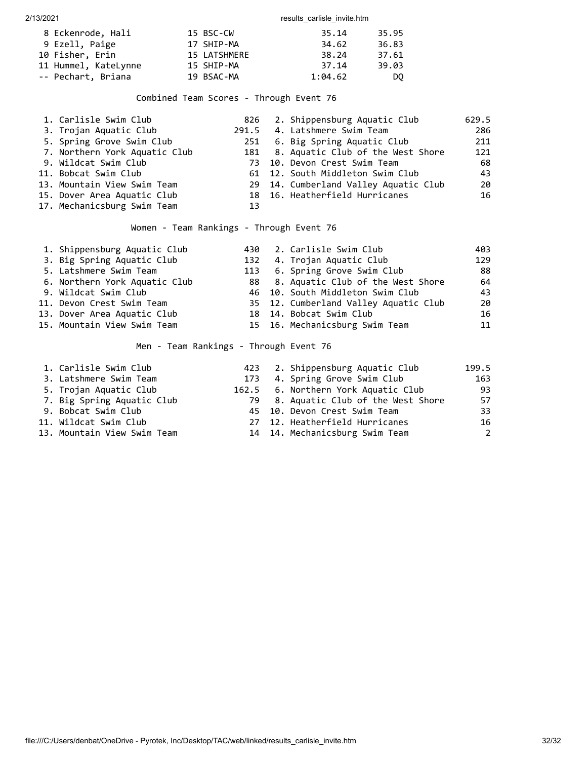| | | | | |
|---|---|---|---|---|
| 8 | Eckenrode, Hali | 15 BSC-CW | 35.14 | 35.95 |
| 9 | Ezell, Paige | 17 SHIP-MA | 34.62 | 36.83 |
| 10 | Fisher, Erin | 15 LATSHMERE | 38.24 | 37.61 |
| 11 | Hummel, KateLynne | 15 SHIP-MA | 37.14 | 39.03 |
| -- | Pechart, Briana | 19 BSAC-MA | 1:04.62 | DQ |

### Combined Team Scores - Through Event 76

| | | | | | |
|---|---|---|---|---|---|
| 1. | Carlisle Swim Club | 826 | 2. | Shippensburg Aquatic Club | 629.5 |
| 3. | Trojan Aquatic Club | 291.5 | 4. | Latshmere Swim Team | 286 |
| 5. | Spring Grove Swim Club | 251 | 6. | Big Spring Aquatic Club | 211 |
| 7. | Northern York Aquatic Club | 181 | 8. | Aquatic Club of the West Shore | 121 |
| 9. | Wildcat Swim Club | 73 | 10. | Devon Crest Swim Team | 68 |
| 11. | Bobcat Swim Club | 61 | 12. | South Middleton Swim Club | 43 |
| 13. | Mountain View Swim Team | 29 | 14. | Cumberland Valley Aquatic Club | 20 |
| 15. | Dover Area Aquatic Club | 18 | 16. | Heatherfield Hurricanes | 16 |
| 17. | Mechanicsburg Swim Team | 13 | | | |

### Women - Team Rankings - Through Event 76

| | | | | | |
|---|---|---|---|---|---|
| 1. | Shippensburg Aquatic Club | 430 | 2. | Carlisle Swim Club | 403 |
| 3. | Big Spring Aquatic Club | 132 | 4. | Trojan Aquatic Club | 129 |
| 5. | Latshmere Swim Team | 113 | 6. | Spring Grove Swim Club | 88 |
| 6. | Northern York Aquatic Club | 88 | 8. | Aquatic Club of the West Shore | 64 |
| 9. | Wildcat Swim Club | 46 | 10. | South Middleton Swim Club | 43 |
| 11. | Devon Crest Swim Team | 35 | 12. | Cumberland Valley Aquatic Club | 20 |
| 13. | Dover Area Aquatic Club | 18 | 14. | Bobcat Swim Club | 16 |
| 15. | Mountain View Swim Team | 15 | 16. | Mechanicsburg Swim Team | 11 |

### Men - Team Rankings - Through Event 76

| | | | | | |
|---|---|---|---|---|---|
| 1. | Carlisle Swim Club | 423 | 2. | Shippensburg Aquatic Club | 199.5 |
| 3. | Latshmere Swim Team | 173 | 4. | Spring Grove Swim Club | 163 |
| 5. | Trojan Aquatic Club | 162.5 | 6. | Northern York Aquatic Club | 93 |
| 7. | Big Spring Aquatic Club | 79 | 8. | Aquatic Club of the West Shore | 57 |
| 9. | Bobcat Swim Club | 45 | 10. | Devon Crest Swim Team | 33 |
| 11. | Wildcat Swim Club | 27 | 12. | Heatherfield Hurricanes | 16 |
| 13. | Mountain View Swim Team | 14 | 14. | Mechanicsburg Swim Team | 2 |